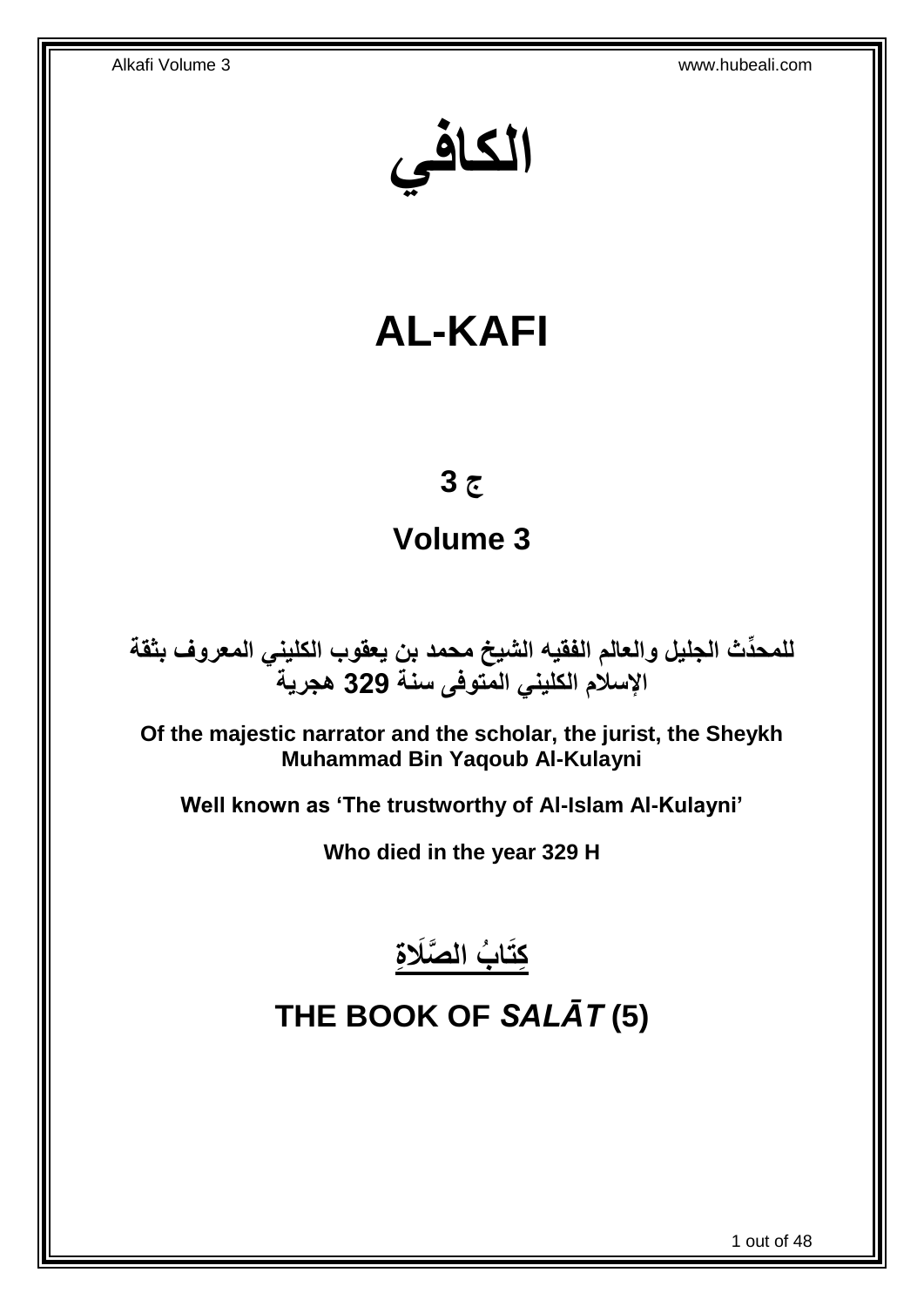# الكافي

# AL-KAFI

## ج 3

## Volume 3

**للمحدِّث الجليل والعالم الفقيه الشيخ محمد بن يعقوب الكليني المعروف بثقة الإسلام الكليني المتوفى سنة 329 هجرية**

**Of the majestic narrator and the scholar, the jurist, the Sheykh Muhammad Bin Yaqoub Al-Kulayni**

**Well known as 'The trustworthy of Al-Islam Al-Kulayni'**

**Who died in the year 329 H**

# كِتَابُ الصَّلَاةِ

# THE BOOK OF *SALĀT* (5)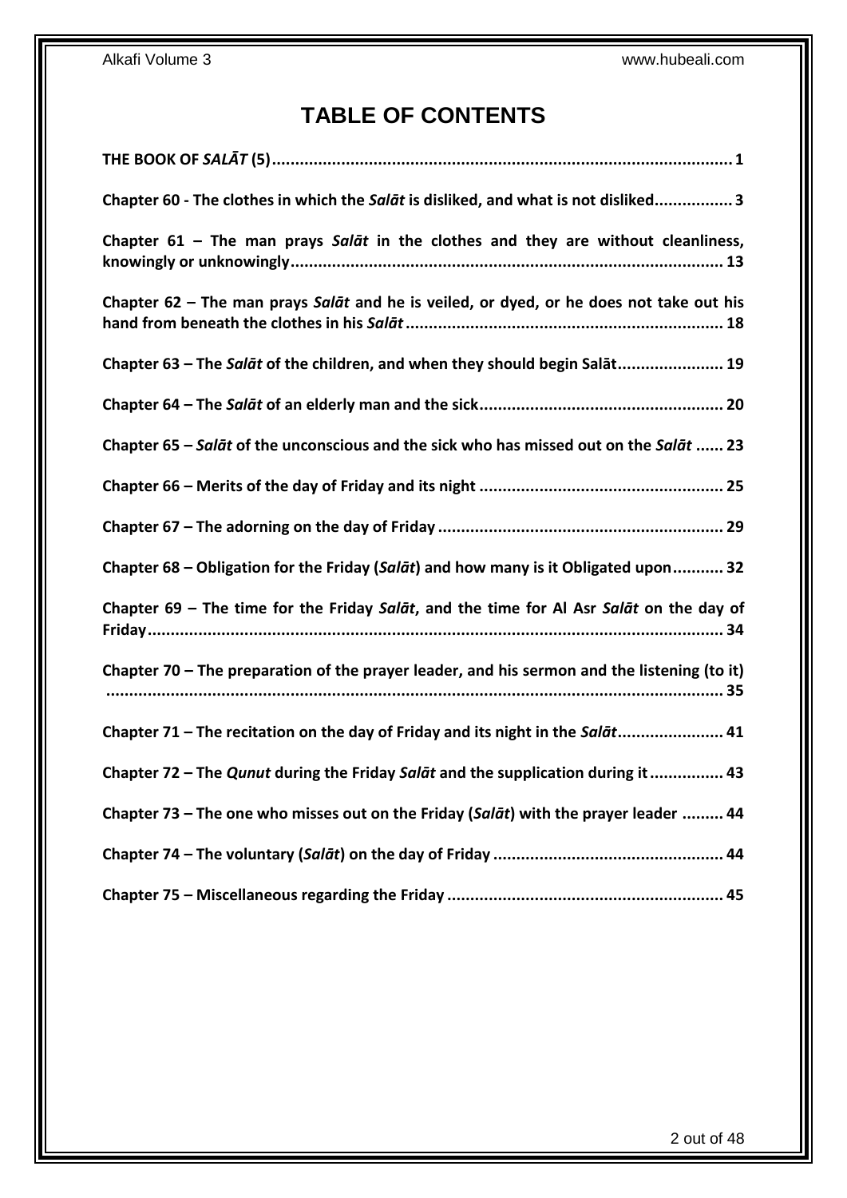# TABLE OF CONTENTS

**THE BOOK OF *SALĀT* (5)** .......... 1

**Chapter 60 - The clothes in which the *Salāt* is disliked, and what is not disliked** .......... 3

**Chapter 61 – The man prays *Salāt* in the clothes and they are without cleanliness, knowingly or unknowingly** .......... 13

**Chapter 62 – The man prays *Salāt* and he is veiled, or dyed, or he does not take out his hand from beneath the clothes in his *Salāt*** .......... 18

**Chapter 63 – The *Salāt* of the children, and when they should begin Salāt** .......... 19

**Chapter 64 – The *Salāt* of an elderly man and the sick** .......... 20

**Chapter 65 – *Salāt* of the unconscious and the sick who has missed out on the *Salāt*** .......... 23

**Chapter 66 – Merits of the day of Friday and its night** .......... 25

**Chapter 67 – The adorning on the day of Friday** .......... 29

**Chapter 68 – Obligation for the Friday (*Salāt*) and how many is it Obligated upon** .......... 32

**Chapter 69 – The time for the Friday *Salāt*, and the time for Al Asr *Salāt* on the day of Friday** .......... 34

**Chapter 70 – The preparation of the prayer leader, and his sermon and the listening (to it)** .......... 35

**Chapter 71 – The recitation on the day of Friday and its night in the *Salāt*** .......... 41

**Chapter 72 – The *Qunut* during the Friday *Salāt* and the supplication during it** .......... 43

**Chapter 73 – The one who misses out on the Friday (*Salāt*) with the prayer leader** .......... 44

**Chapter 74 – The voluntary (*Salāt*) on the day of Friday** .......... 44

**Chapter 75 – Miscellaneous regarding the Friday** .......... 45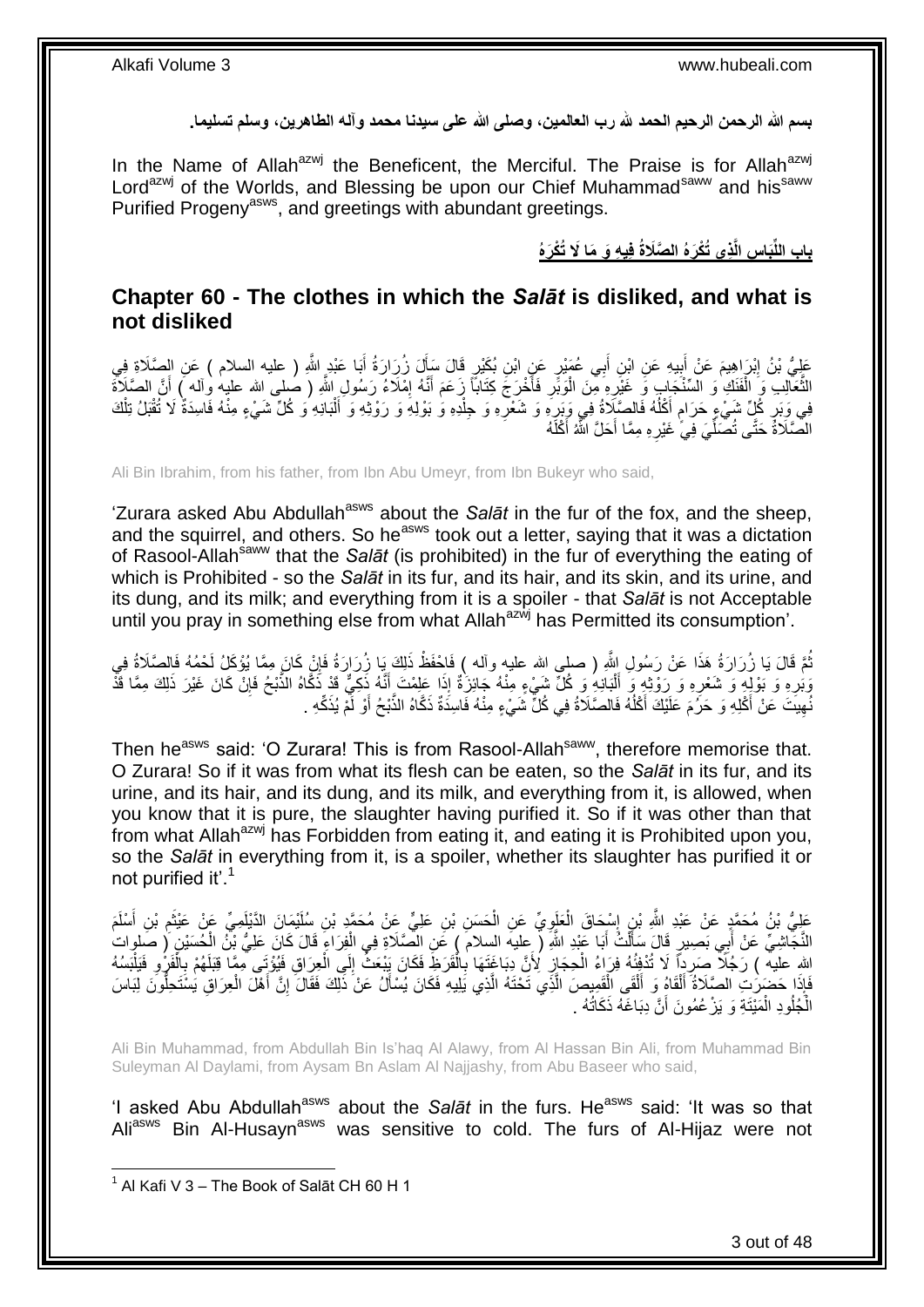**بسم الله الرحمن الرحيم الحمد لله رب العالمين، وصلى الله على سيدنا محمد وآله الطاهرين، وسلم تسليما.**

In the Name of Allah[azwj] the Beneficent, the Merciful. The Praise is for Allah[azwj] Lord[azwj] of the Worlds, and Blessing be upon our Chief Muhammad[saww] and his[saww] Purified Progeny[asws], and greetings with abundant greetings.

## بابِ اللِّبَاسِ الَّذِي تُكْرَهُ الصَّلَاةُ فِيهِ وَ مَا لَا تُكْرَهُ

## Chapter 60 - The clothes in which the *Salāt* is disliked, and what is not disliked

عَلِيُّ بْنُ إِبْرَاهِيمَ عَنْ أَبِيهِ عَنِ ابْنِ أَبِي عُمَيْرٍ عَنِ ابْنِ بُكَيْرٍ قَالَ سَأَلَ زُرَارَةُ أَبَا عَبْدِ اللَّهِ ( عليه السلام ) عَنِ الصَّلَاةِ فِي الثَّعَالِبِ وَ الْفَنَكِ وَ السِّنْجَابِ وَ غَيْرِهِ مِنَ الْوَبَرِ فَأَخْرَجَ كِتَاباً زَعَمَ أَنَّهُ إِمْلَاءُ رَسُولِ اللَّهِ ( صلى الله عليه وآله ) أَنَّ الصَّلَاةَ فِي وَبَرِ كُلِّ شَيْءٍ حَرَامٍ أَكْلُهُ فَالصَّلَاةُ فِي وَبَرِهِ وَ شَعْرِهِ وَ جِلْدِهِ وَ بَوْلِهِ وَ رَوْثِهِ وَ أَلْبَانِهِ وَ كُلِّ شَيْءٍ مِنْهُ فَاسِدَةٌ لَا تُقْبَلُ تِلْكَ الصَّلَاةُ حَتَّى تُصَلِّيَ فِي غَيْرِهِ مِمَّا أَحَلَّ اللَّهُ أَكْلَهُ

Ali Bin Ibrahim, from his father, from Ibn Abu Umeyr, from Ibn Bukeyr who said,

'Zurara asked Abu Abdullah[asws] about the *Salāt* in the fur of the fox, and the sheep, and the squirrel, and others. So he[asws] took out a letter, saying that it was a dictation of Rasool-Allah[saww] that the *Salāt* (is prohibited) in the fur of everything the eating of which is Prohibited - so the *Salāt* in its fur, and its hair, and its skin, and its urine, and its dung, and its milk; and everything from it is a spoiler - that *Salāt* is not Acceptable until you pray in something else from what Allah[azwj] has Permitted its consumption'.

ثُمَّ قَالَ يَا زُرَارَةُ هَذَا عَنْ رَسُولِ اللَّهِ ( صلى الله عليه وآله ) فَاحْفَظْ ذَلِكَ يَا زُرَارَةُ فَإِنْ كَانَ مِمَّا يُؤْكَلُ لَحْمُهُ فَالصَّلَاةُ فِي وَبَرِهِ وَ بَوْلِهِ وَ شَعْرِهِ وَ رَوْثِهِ وَ أَلْبَانِهِ وَ كُلِّ شَيْءٍ مِنْهُ جَائِزَةٌ إِذَا عَلِمْتَ أَنَّهُ ذَكِيٌّ قَدْ ذَكَّاهُ الذَّبْحُ فَإِنْ كَانَ غَيْرَ ذَلِكَ مِمَّا قَدْ نُهِيتَ عَنْ أَكْلِهِ وَ حَرُمَ عَلَيْكَ أَكْلُهُ فَالصَّلَاةُ فِي كُلِّ شَيْءٍ مِنْهُ فَاسِدَةٌ ذَكَّاهُ الذَّبْحُ أَوْ لَمْ يُذَكِّهِ .

Then he[asws] said: 'O Zurara! This is from Rasool-Allah[saww], therefore memorise that. O Zurara! So if it was from what its flesh can be eaten, so the *Salāt* in its fur, and its urine, and its hair, and its dung, and its milk, and everything from it, is allowed, when you know that it is pure, the slaughter having purified it. So if it was other than that from what Allah[azwj] has Forbidden from eating it, and eating it is Prohibited upon you, so the *Salāt* in everything from it, is a spoiler, whether its slaughter has purified it or not purified it'.[1]

عَلِيُّ بْنُ مُحَمَّدٍ عَنْ عَبْدِ اللَّهِ بْنِ إِسْحَاقَ الْعَلَوِيِّ عَنِ الْحَسَنِ بْنِ عَلِيٍّ عَنْ مُحَمَّدِ بْنِ سُلَيْمَانَ الدَّيْلَمِيِّ عَنْ عَيْثَمِ بْنِ أَسْلَمَ النَّجَاشِيِّ عَنْ أَبِي بَصِيرٍ قَالَ سَأَلْتُ أَبَا عَبْدِ اللَّهِ ( عليه السلام ) عَنِ الصَّلَاةِ فِي الْفِرَاءِ قَالَ كَانَ عَلِيُّ بْنُ الْحُسَيْنِ ( صلوات الله عليه ) رَجُلًا صَرِداً لَا تُدْفِئُهُ فِرَاءُ الْحِجَازِ لِأَنَّ دِبَاغَتَهَا بِالْقَرَظِ فَكَانَ يَبْعَثُ إِلَى الْعِرَاقِ فَيُؤْتَى مِمَّا قِبَلَهُمْ بِالْفَرْوِ فَيَلْبَسُهُ فَإِذَا حَضَرَتِ الصَّلَاةُ أَلْقَاهُ وَ أَلْقَى الْقَمِيصَ الَّذِي تَحْتَهُ الَّذِي يَلِيهِ فَكَانَ يُسْأَلُ عَنْ ذَلِكَ فَقَالَ إِنَّ أَهْلَ الْعِرَاقِ يَسْتَحِلُّونَ لِبَاسَ الْجُلُودِ الْمَيْتَةِ وَ يَزْعُمُونَ أَنَّ دِبَاغَهُ ذَكَاتُهُ .

Ali Bin Muhammad, from Abdullah Bin Is'haq Al Alawy, from Al Hassan Bin Ali, from Muhammad Bin Suleyman Al Daylami, from Aysam Bn Aslam Al Najjashy, from Abu Baseer who said,

'I asked Abu Abdullah[asws] about the *Salāt* in the furs. He[asws] said: 'It was so that Ali[asws] Bin Al-Husayn[asws] was sensitive to cold. The furs of Al-Hijaz were not

[1] Al Kafi V 3 – The Book of Salāt CH 60 H 1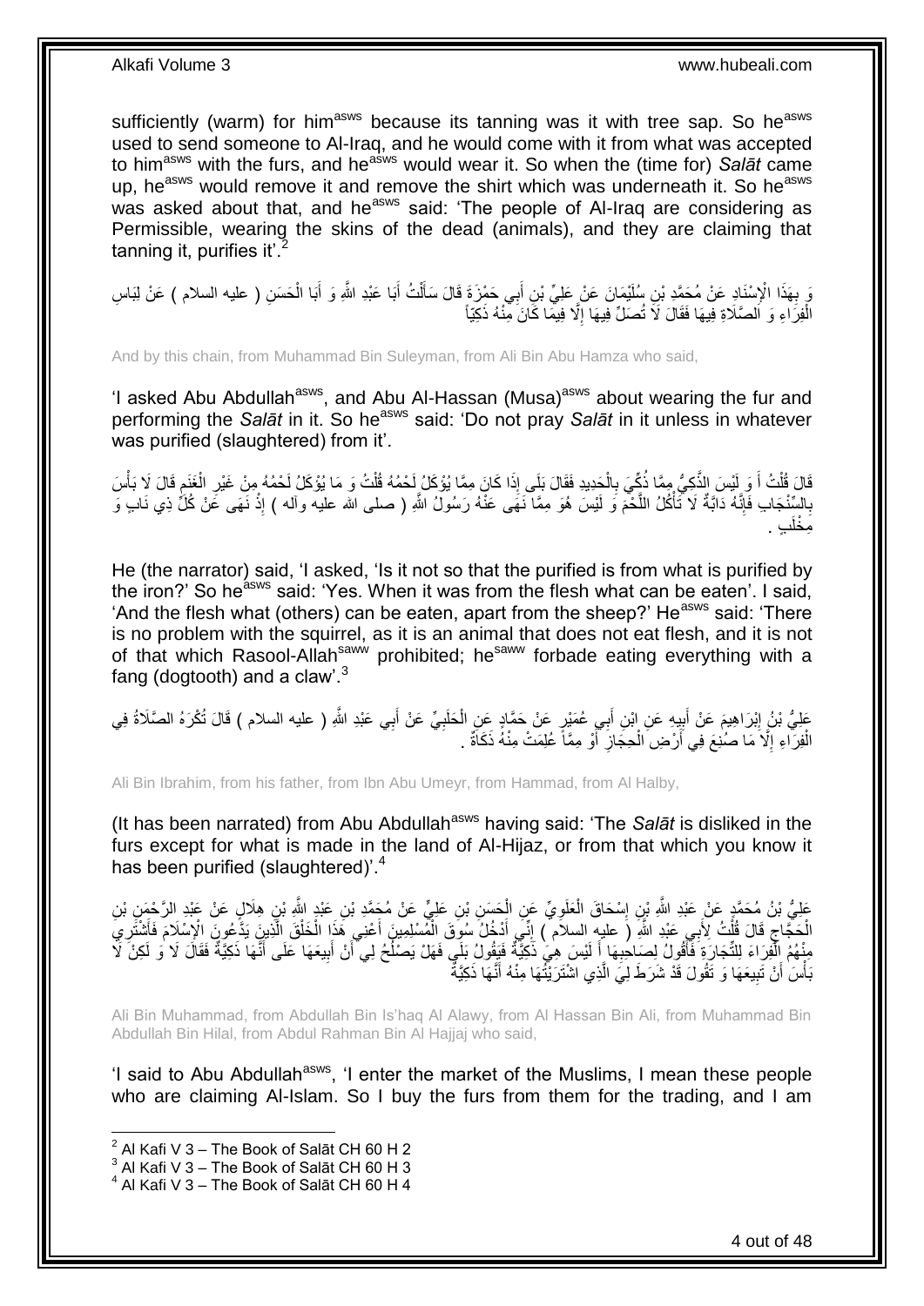sufficiently (warm) for him[asws] because its tanning was it with tree sap. So he[asws] used to send someone to Al-Iraq, and he would come with it from what was accepted to him[asws] with the furs, and he[asws] would wear it. So when the (time for) *Salāt* came up, he[asws] would remove it and remove the shirt which was underneath it. So he[asws] was asked about that, and he[asws] said: 'The people of Al-Iraq are considering as Permissible, wearing the skins of the dead (animals), and they are claiming that tanning it, purifies it'.[2]

وَ بِهَذَا الْإِسْنَادِ عَنْ مُحَمَّدِ بْنِ سُلَيْمَانَ عَنْ عَلِيِّ بْنِ أَبِي حَمْزَةَ قَالَ سَأَلْتُ أَبَا عَبْدِ اللَّهِ وَ أَبَا الْحَسَنِ ( عليه السلام ) عَنْ لِبَاسِ الْفِرَاءِ وَ الصَّلَاةِ فِيهَا فَقَالَ لَا تُصَلِّ فِيهَا إِلَّا فِيمَا كَانَ مِنْهُ ذَكِيّاً

And by this chain, from Muhammad Bin Suleyman, from Ali Bin Abu Hamza who said,

'I asked Abu Abdullah[asws], and Abu Al-Hassan (Musa)[asws] about wearing the fur and performing the *Salāt* in it. So he[asws] said: 'Do not pray *Salāt* in it unless in whatever was purified (slaughtered) from it'.

قَالَ قُلْتُ أَ وَ لَيْسَ الذَّكِيُّ مِمَّا ذُكِّيَ بِالْحَدِيدِ فَقَالَ بَلَى إِذَا كَانَ مِمَّا يُؤْكَلُ لَحْمُهُ قُلْتُ وَ مَا يُؤْكَلُ لَحْمُهُ مِنْ غَيْرِ الْغَنَمِ قَالَ لَا بَأْسَ بِالسِّنْجَابِ فَإِنَّهُ دَابَّةٌ لَا تَأْكُلُ اللَّحْمَ وَ لَيْسَ هُوَ مِمَّا نَهَى عَنْهُ رَسُولُ اللَّهِ ( صلى الله عليه وآله ) إِذْ نَهَى عَنْ كُلِّ ذِي نَابٍ وَ مِخْلَبٍ .

He (the narrator) said, 'I asked, 'Is it not so that the purified is from what is purified by the iron?' So he[asws] said: 'Yes. When it was from the flesh what can be eaten'. I said, 'And the flesh what (others) can be eaten, apart from the sheep?' He[asws] said: 'There is no problem with the squirrel, as it is an animal that does not eat flesh, and it is not of that which Rasool-Allah[saww] prohibited; he[saww] forbade eating everything with a fang (dogtooth) and a claw'.[3]

عَلِيُّ بْنُ إِبْرَاهِيمَ عَنْ أَبِيهِ عَنِ ابْنِ أَبِي عُمَيْرٍ عَنْ حَمَّادٍ عَنِ الْحَلَبِيِّ عَنْ أَبِي عَبْدِ اللَّهِ ( عليه السلام ) قَالَ تُكْرَهُ الصَّلَاةُ فِي الْفِرَاءِ إِلَّا مَا صُنِعَ فِي أَرْضِ الْحِجَازِ أَوْ مِمَّا عُلِمَتْ مِنْهُ ذَكَاةٌ .

Ali Bin Ibrahim, from his father, from Ibn Abu Umeyr, from Hammad, from Al Halby,

(It has been narrated) from Abu Abdullah[asws] having said: 'The *Salāt* is disliked in the furs except for what is made in the land of Al-Hijaz, or from that which you know it has been purified (slaughtered)'.[4]

عَلِيُّ بْنُ مُحَمَّدٍ عَنْ عَبْدِ اللَّهِ بْنِ إِسْحَاقَ الْعَلَوِيِّ عَنِ الْحَسَنِ بْنِ عَلِيٍّ عَنْ مُحَمَّدِ بْنِ عَبْدِ اللَّهِ بْنِ هِلَالٍ عَنْ عَبْدِ الرَّحْمَنِ بْنِ الْحَجَّاجِ قَالَ قُلْتُ لِأَبِي عَبْدِ اللَّهِ ( عليه السلام ) إِنِّي أَدْخُلُ سُوقَ الْمُسْلِمِينَ أَعْنِي هَذَا الْخَلْقَ الَّذِينَ يَدَّعُونَ الْإِسْلَامَ فَأَشْتَرِي مِنْهُمُ الْفِرَاءَ لِلتِّجَارَةِ فَأَقُولُ لِصَاحِبِهَا أَ لَيْسَ هِيَ ذَكِيَّةٌ فَيَقُولُ بَلَى فَهَلْ يَصْلُحُ لِي أَنْ أَبِيعَهَا عَلَى أَنَّهَا ذَكِيَّةٌ فَقَالَ لَا وَ لَكِنْ لَا بَأْسَ أَنْ تَبِيعَهَا وَ تَقُولَ قَدْ شَرَطَ لِيَ الَّذِي اشْتَرَيْتُهَا مِنْهُ أَنَّهَا ذَكِيَّةٌ

Ali Bin Muhammad, from Abdullah Bin Is'haq Al Alawy, from Al Hassan Bin Ali, from Muhammad Bin Abdullah Bin Hilal, from Abdul Rahman Bin Al Hajjaj who said,

'I said to Abu Abdullah[asws], 'I enter the market of the Muslims, I mean these people who are claiming Al-Islam. So I buy the furs from them for the trading, and I am

[2] Al Kafi V 3 – The Book of Salāt CH 60 H 2
[3] Al Kafi V 3 – The Book of Salāt CH 60 H 3
[4] Al Kafi V 3 – The Book of Salāt CH 60 H 4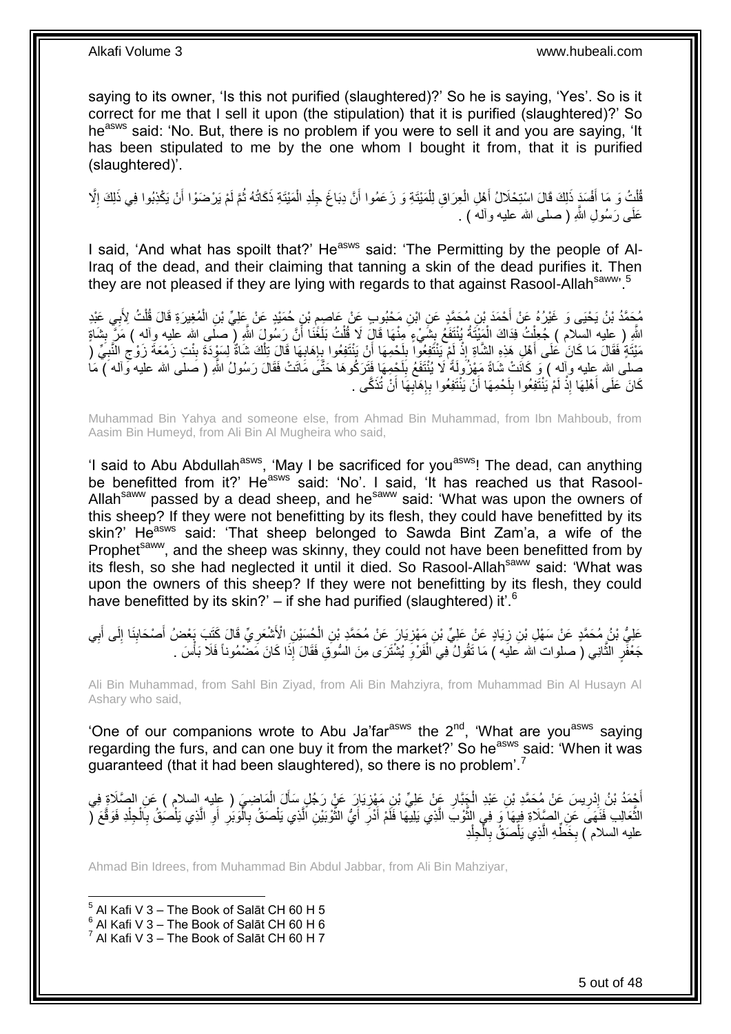saying to its owner, 'Is this not purified (slaughtered)?' So he is saying, 'Yes'. So is it correct for me that I sell it upon (the stipulation) that it is purified (slaughtered)?' So he[asws] said: 'No. But, there is no problem if you were to sell it and you are saying, 'It has been stipulated to me by the one whom I bought it from, that it is purified (slaughtered)'.

قُلْتُ وَ مَا أَفْسَدَ ذَلِكَ قَالَ اسْتِحْلَالُ أَهْلِ الْعِرَاقِ لِلْمَيْتَةِ وَ زَعَمُوا أَنَّ دِبَاغَ جِلْدِ الْمَيْتَةِ ذَكَاتُهُ ثُمَّ لَمْ يَرْضَوْا أَنْ يَكْذِبُوا فِي ذَلِكَ إِلَّا عَلَى رَسُولِ اللَّهِ ( صلى الله عليه وآله ) .

I said, 'And what has spoilt that?' He[asws] said: 'The Permitting by the people of Al-Iraq of the dead, and their claiming that tanning a skin of the dead purifies it. Then they are not pleased if they are lying with regards to that against Rasool-Allah[saww]'.[5]

مُحَمَّدُ بْنُ يَحْيَى وَ غَيْرُهُ عَنْ أَحْمَدَ بْنِ مُحَمَّدٍ عَنِ ابْنِ مَحْبُوبٍ عَنْ عَاصِمِ بْنِ حُمَيْدٍ عَنْ عَلِيِّ بْنِ الْمُغِيرَةِ قَالَ قُلْتُ لِأَبِي عَبْدِ اللَّهِ ( عليه السلام ) جُعِلْتُ فِدَاكَ الْمَيْتَةُ يُنْتَفَعُ بِشَيْءٍ مِنْهَا قَالَ لَا قُلْتُ بَلَغَنَا أَنَّ رَسُولَ اللَّهِ ( صلى الله عليه وآله ) مَرَّ بِشَاةٍ مَيِّتَةٍ فَقَالَ مَا كَانَ عَلَى أَهْلِ هَذِهِ الشَّاةِ إِذْ لَمْ يَنْتَفِعُوا بِلَحْمِهَا أَنْ يَنْتَفِعُوا بِإِهَابِهَا قَالَ تِلْكَ شَاةٌ لِسَوْدَةَ بِنْتِ زَمْعَةَ زَوْجِ النَّبِيِّ ( صلى الله عليه وآله ) وَ كَانَتْ شَاةً مَهْزُولَةً لَا يُنْتَفَعُ بِلَحْمِهَا فَتَرَكُوهَا حَتَّى مَاتَتْ فَقَالَ رَسُولُ اللَّهِ ( صلى الله عليه وآله ) مَا كَانَ عَلَى أَهْلِهَا إِذْ لَمْ يَنْتَفِعُوا بِلَحْمِهَا أَنْ يَنْتَفِعُوا بِإِهَابِهَا أَنْ تُذَكَّى .

Muhammad Bin Yahya and someone else, from Ahmad Bin Muhammad, from Ibn Mahboub, from Aasim Bin Humeyd, from Ali Bin Al Mugheira who said,

'I said to Abu Abdullah[asws], 'May I be sacrificed for you[asws]! The dead, can anything be benefitted from it?' He[asws] said: 'No'. I said, 'It has reached us that Rasool-Allah[saww] passed by a dead sheep, and he[saww] said: 'What was upon the owners of this sheep? If they were not benefitting by its flesh, they could have benefitted by its skin?' He[asws] said: 'That sheep belonged to Sawda Bint Zam'a, a wife of the Prophet[saww], and the sheep was skinny, they could not have been benefitted from by its flesh, so she had neglected it until it died. So Rasool-Allah[saww] said: 'What was upon the owners of this sheep? If they were not benefitting by its flesh, they could have benefitted by its skin?' – if she had purified (slaughtered) it'.[6]

عَلِيُّ بْنُ مُحَمَّدٍ عَنْ سَهْلِ بْنِ زِيَادٍ عَنْ عَلِيِّ بْنِ مَهْزِيَارَ عَنْ مُحَمَّدِ بْنِ الْحُسَيْنِ الْأَشْعَرِيِّ قَالَ كَتَبَ بَعْضُ أَصْحَابِنَا إِلَى أَبِي جَعْفَرٍ الثَّانِي ( صلوات الله عليه ) مَا تَقُولُ فِي الْفَرْوِ يُشْتَرَى مِنَ السُّوقِ فَقَالَ إِذَا كَانَ مَضْمُوناً فَلَا بَأْسَ .

Ali Bin Muhammad, from Sahl Bin Ziyad, from Ali Bin Mahziyra, from Muhammad Bin Al Husayn Al Ashary who said,

'One of our companions wrote to Abu Ja'far[asws] the 2[nd], 'What are you[asws] saying regarding the furs, and can one buy it from the market?' So he[asws] said: 'When it was guaranteed (that it had been slaughtered), so there is no problem'.[7]

أَحْمَدُ بْنُ إِدْرِيسَ عَنْ مُحَمَّدِ بْنِ عَبْدِ الْجَبَّارِ عَنْ عَلِيِّ بْنِ مَهْزِيَارَ عَنْ رَجُلٍ سَأَلَ الْمَاضِيَ ( عليه السلام ) عَنِ الصَّلَاةِ فِي الثَّعَالِبِ فَنَهَى عَنِ الصَّلَاةِ فِيهَا وَ فِي الثَّوْبِ الَّذِي يَلِيهَا فَلَمْ أَدْرِ أَيُّ الثَّوْبَيْنِ الَّذِي يَلْصَقُ بِالْوَبَرِ أَوِ الَّذِي يَلْصَقُ بِالْجِلْدِ فَوَقَّعَ ( عليه السلام ) بِخَطِّهِ الَّذِي يَلْصَقُ بِالْجِلْدِ

Ahmad Bin Idrees, from Muhammad Bin Abdul Jabbar, from Ali Bin Mahziyar,

[5] Al Kafi V 3 – The Book of Salāt CH 60 H 5
[6] Al Kafi V 3 – The Book of Salāt CH 60 H 6
[7] Al Kafi V 3 – The Book of Salāt CH 60 H 7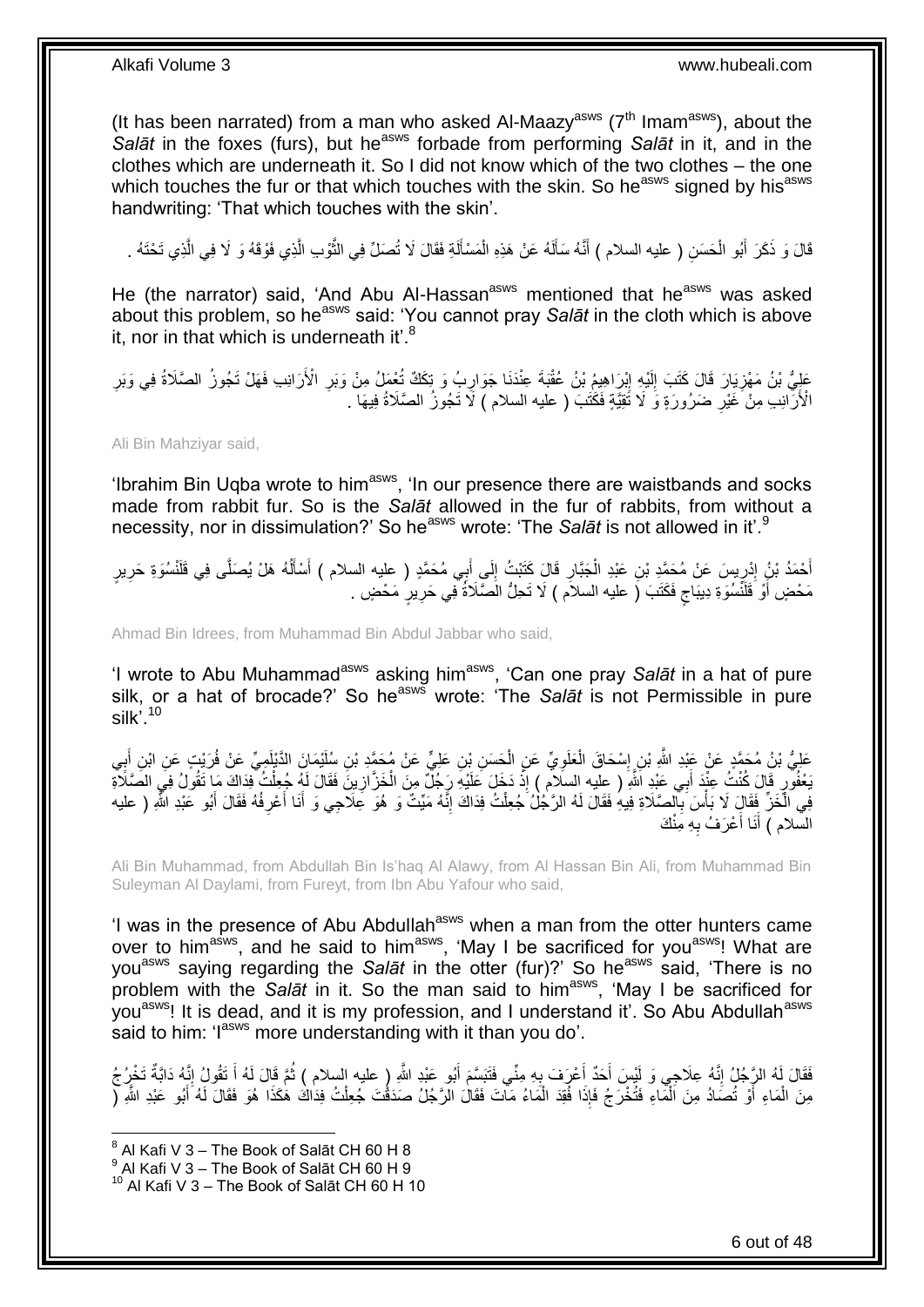(It has been narrated) from a man who asked Al-Maazy[asws] (7[th] Imam[asws]), about the *Salāt* in the foxes (furs), but he[asws] forbade from performing *Salāt* in it, and in the clothes which are underneath it. So I did not know which of the two clothes – the one which touches the fur or that which touches with the skin. So he[asws] signed by his[asws] handwriting: 'That which touches with the skin'.

قَالَ وَ ذَكَرَ أَبُو الْحَسَنِ ( عليه السلام ) أَنَّهُ سَأَلَهُ عَنْ هَذِهِ الْمَسْأَلَةِ فَقَالَ لَا تُصَلِّ فِي الثَّوْبِ الَّذِي فَوْقَهُ وَ لَا فِي الَّذِي تَحْتَهُ .

He (the narrator) said, 'And Abu Al-Hassan[asws] mentioned that he[asws] was asked about this problem, so he[asws] said: 'You cannot pray *Salāt* in the cloth which is above it, nor in that which is underneath it'.[8]

عَلِيُّ بْنُ مَهْزِيَارَ قَالَ كَتَبَ إِلَيْهِ إِبْرَاهِيمُ بْنُ عُقْبَةَ عِنْدَنَا جَوَارِبُ وَ تِكَكٌ تُعْمَلُ مِنْ وَبَرِ الْأَرَانِبِ فَهَلْ تَجُوزُ الصَّلَاةُ فِي وَبَرِ الْأَرَانِبِ مِنْ غَيْرِ ضَرُورَةٍ وَ لَا تَقِيَّةٍ فَكَتَبَ ( عليه السلام ) لَا تَجُوزُ الصَّلَاةُ فِيهَا .

Ali Bin Mahziyar said,

'Ibrahim Bin Uqba wrote to him[asws], 'In our presence there are waistbands and socks made from rabbit fur. So is the *Salāt* allowed in the fur of rabbits, from without a necessity, nor in dissimulation?' So he[asws] wrote: 'The *Salāt* is not allowed in it'.[9]

أَحْمَدُ بْنُ إِدْرِيسَ عَنْ مُحَمَّدِ بْنِ عَبْدِ الْجَبَّارِ قَالَ كَتَبْتُ إِلَى أَبِي مُحَمَّدٍ ( عليه السلام ) أَسْأَلُهُ هَلْ يُصَلَّى فِي قَلَنْسُوَةِ حَرِيرٍ مَحْضٍ أَوْ قَلَنْسُوَةِ دِيبَاجٍ فَكَتَبَ ( عليه السلام ) لَا تَحِلُّ الصَّلَاةُ فِي حَرِيرٍ مَحْضٍ .

Ahmad Bin Idrees, from Muhammad Bin Abdul Jabbar who said,

'I wrote to Abu Muhammad[asws] asking him[asws], 'Can one pray *Salāt* in a hat of pure silk, or a hat of brocade?' So he[asws] wrote: 'The *Salāt* is not Permissible in pure silk'.[10]

عَلِيُّ بْنُ مُحَمَّدٍ عَنْ عَبْدِ اللَّهِ بْنِ إِسْحَاقَ الْعَلَوِيِّ عَنِ الْحَسَنِ بْنِ عَلِيٍّ عَنْ مُحَمَّدِ بْنِ سُلَيْمَانَ الدَّيْلَمِيِّ عَنْ فُرَيْتٍ عَنِ ابْنِ أَبِي يَعْفُورٍ قَالَ كُنْتُ عِنْدَ أَبِي عَبْدِ اللَّهِ ( عليه السلام ) إِذْ دَخَلَ عَلَيْهِ رَجُلٌ مِنَ الْخَزَّازِينَ فَقَالَ لَهُ جُعِلْتُ فِدَاكَ مَا تَقُولُ فِي الصَّلَاةِ فِي الْخَزِّ فَقَالَ لَا بَأْسَ بِالصَّلَاةِ فِيهِ فَقَالَ لَهُ الرَّجُلُ جُعِلْتُ فِدَاكَ إِنَّهُ مَيِّتٌ وَ هُوَ عِلَاجِي وَ أَنَا أَعْرِفُهُ فَقَالَ أَبُو عَبْدِ اللَّهِ ( عليه السلام ) أَنَا أَعْرَفُ بِهِ مِنْكَ

Ali Bin Muhammad, from Abdullah Bin Is'haq Al Alawy, from Al Hassan Bin Ali, from Muhammad Bin Suleyman Al Daylami, from Fureyt, from Ibn Abu Yafour who said,

'I was in the presence of Abu Abdullah[asws] when a man from the otter hunters came over to him[asws], and he said to him[asws], 'May I be sacrificed for you[asws]! What are you[asws] saying regarding the *Salāt* in the otter (fur)?' So he[asws] said, 'There is no problem with the *Salāt* in it. So the man said to him[asws], 'May I be sacrificed for you[asws]! It is dead, and it is my profession, and I understand it'. So Abu Abdullah[asws] said to him: 'I[asws] more understanding with it than you do'.

فَقَالَ لَهُ الرَّجُلُ إِنَّهُ عِلَاجِي وَ لَيْسَ أَحَدٌ أَعْرَفَ بِهِ مِنِّي فَتَبَسَّمَ أَبُو عَبْدِ اللَّهِ ( عليه السلام ) ثُمَّ قَالَ لَهُ أَ تَقُولُ إِنَّهُ دَابَّةٌ تَخْرُجُ مِنَ الْمَاءِ أَوْ تُصَادُ مِنَ الْمَاءِ فَتُخْرَجُ فَإِذَا فُقِدَ الْمَاءُ مَاتَ فَقَالَ الرَّجُلُ صَدَقْتَ جُعِلْتُ فِدَاكَ هَكَذَا هُوَ فَقَالَ لَهُ أَبُو عَبْدِ اللَّهِ (

---

[8] Al Kafi V 3 – The Book of Salāt CH 60 H 8
[9] Al Kafi V 3 – The Book of Salāt CH 60 H 9
[10] Al Kafi V 3 – The Book of Salāt CH 60 H 10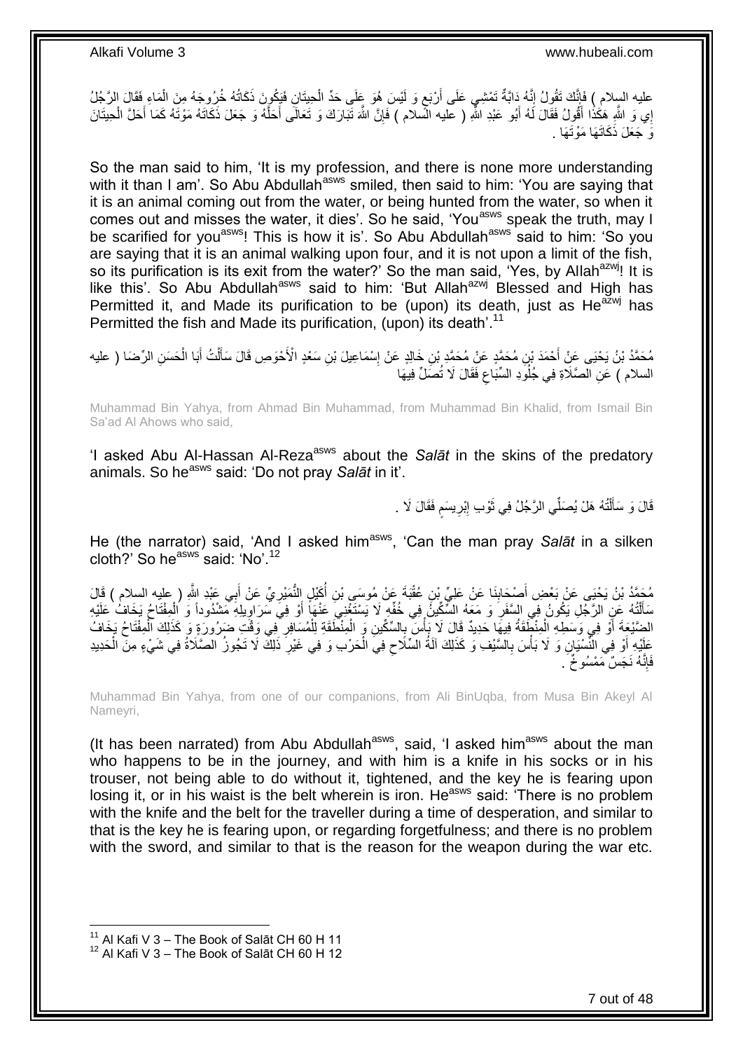عليه السلام ) فَإِنَّكَ تَقُولُ إِنَّهُ دَابَّةٌ تَمْشِي عَلَى أَرْبَعٍ وَ لَيْسَ هُوَ عَلَى حَدِّ الْحِيتَانِ فَيَكُونَ ذَكَاتُهُ خُرُوجَهُ مِنَ الْمَاءِ فَقَالَ الرَّجُلُ إِي وَ اللَّهِ هَكَذَا أَقُولُ فَقَالَ لَهُ أَبُو عَبْدِ اللَّهِ ( عليه السلام ) فَإِنَّ اللَّهَ تَبَارَكَ وَ تَعَالَى أَحَلَّهُ وَ جَعَلَ ذَكَاتَهُ مَوْتَهُ كَمَا أَحَلَّ الْحِيتَانَ وَ جَعَلَ ذَكَاتَهَا مَوْتَهَا .

So the man said to him, 'It is my profession, and there is none more understanding with it than I am'. So Abu Abdullah[asws] smiled, then said to him: 'You are saying that it is an animal coming out from the water, or being hunted from the water, so when it comes out and misses the water, it dies'. So he said, 'You[asws] speak the truth, may I be scarified for you[asws]! This is how it is'. So Abu Abdullah[asws] said to him: 'So you are saying that it is an animal walking upon four, and it is not upon a limit of the fish, so its purification is its exit from the water?' So the man said, 'Yes, by Allah[azwj]! It is like this'. So Abu Abdullah[asws] said to him: 'But Allah[azwj] Blessed and High has Permitted it, and Made its purification to be (upon) its death, just as He[azwj] has Permitted the fish and Made its purification, (upon) its death'.[11]

مُحَمَّدُ بْنُ يَحْيَى عَنْ أَحْمَدَ بْنِ مُحَمَّدٍ عَنْ مُحَمَّدِ بْنِ خَالِدٍ عَنْ إِسْمَاعِيلَ بْنِ سَعْدٍ الْأَحْوَصِ قَالَ سَأَلْتُ أَبَا الْحَسَنِ الرِّضَا ( عليه السلام ) عَنِ الصَّلَاةِ فِي جُلُودِ السِّبَاعِ فَقَالَ لَا تُصَلِّ فِيهَا

Muhammad Bin Yahya, from Ahmad Bin Muhammad, from Muhammad Bin Khalid, from Ismail Bin Sa'ad Al Ahows who said,

'I asked Abu Al-Hassan Al-Reza[asws] about the *Salāt* in the skins of the predatory animals. So he[asws] said: 'Do not pray *Salāt* in it'.

قَالَ وَ سَأَلْتُهُ هَلْ يُصَلِّي الرَّجُلُ فِي ثَوْبِ إِبْرِيسَمٍ فَقَالَ لَا .

He (the narrator) said, 'And I asked him[asws], 'Can the man pray *Salāt* in a silken cloth?' So he[asws] said: 'No'.[12]

مُحَمَّدُ بْنُ يَحْيَى عَنْ بَعْضِ أَصْحَابِنَا عَنْ عَلِيِّ بْنِ عُقْبَةَ عَنْ مُوسَى بْنِ أُكَيْلٍ النُّمَيْرِيِّ عَنْ أَبِي عَبْدِ اللَّهِ ( عليه السلام ) قَالَ سَأَلْتُهُ عَنِ الرَّجُلِ يَكُونُ فِي السَّفَرِ وَ مَعَهُ السِّكِّينُ فِي خُفِّهِ لَا يَسْتَغْنِي عَنْهَا أَوْ فِي سَرَاوِيلِهِ مَشْدُوداً وَ الْمِفْتَاحُ يَخَافُ عَلَيْهِ الضَّيْعَةَ أَوْ فِي وَسَطِهِ الْمِنْطَقَةُ فِيهَا حَدِيدٌ قَالَ لَا بَأْسَ بِالسِّكِّينِ وَ الْمِنْطَقَةِ لِلْمُسَافِرِ فِي وَقْتِ ضَرُورَةٍ وَ كَذَلِكَ الْمِفْتَاحُ يَخَافُ عَلَيْهِ أَوْ فِي النِّسْيَانِ وَ لَا بَأْسَ بِالسَّيْفِ وَ كَذَلِكَ آلَةُ السِّلَاحِ فِي الْحَرْبِ وَ فِي غَيْرِ ذَلِكَ لَا تَجُوزُ الصَّلَاةُ فِي شَيْءٍ مِنَ الْحَدِيدِ فَإِنَّهُ نَجَسٌ مَمْسُوخٌ .

Muhammad Bin Yahya, from one of our companions, from Ali BinUqba, from Musa Bin Akeyl Al Nameyri,

(It has been narrated) from Abu Abdullah[asws], said, 'I asked him[asws] about the man who happens to be in the journey, and with him is a knife in his socks or in his trouser, not being able to do without it, tightened, and the key he is fearing upon losing it, or in his waist is the belt wherein is iron. He[asws] said: 'There is no problem with the knife and the belt for the traveller during a time of desperation, and similar to that is the key he is fearing upon, or regarding forgetfulness; and there is no problem with the sword, and similar to that is the reason for the weapon during the war etc.

[11] Al Kafi V 3 – The Book of Salāt CH 60 H 11
[12] Al Kafi V 3 – The Book of Salāt CH 60 H 12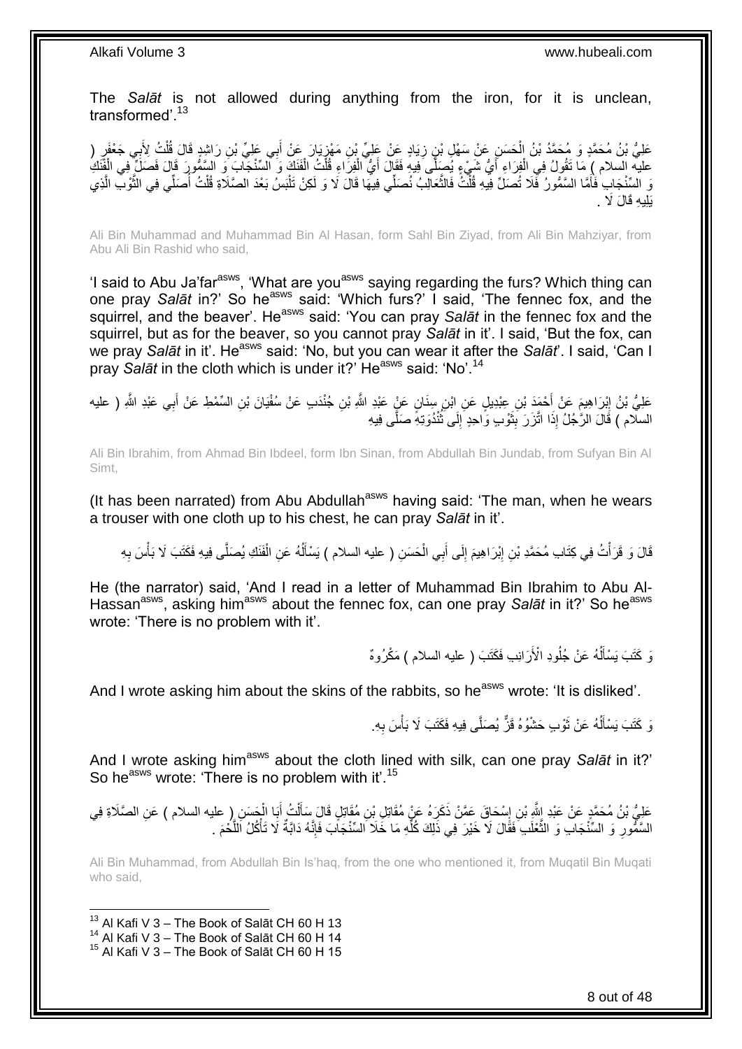The *Salāt* is not allowed during anything from the iron, for it is unclean, transformed'.[13]

عَلِيُّ بْنُ مُحَمَّدٍ وَ مُحَمَّدُ بْنُ الْحَسَنِ عَنْ سَهْلِ بْنِ زِيَادٍ عَنْ عَلِيِّ بْنِ مَهْزِيَارَ عَنْ أَبِي عَلِيِّ بْنِ رَاشِدٍ قَالَ قُلْتُ لِأَبِي جَعْفَرٍ ( عليه السلام ) مَا تَقُولُ فِي الْفِرَاءِ أَيُّ شَيْءٍ يُصَلَّى فِيهِ فَقَالَ أَيُّ الْفِرَاءِ قُلْتُ الْفَنَكُ وَ السِّنْجَابُ وَ السَّمُّورُ قَالَ فَصَلِّ فِي الْفَنَكِ وَ السِّنْجَابِ فَأَمَّا السَّمُّورُ فَلَا تُصَلِّ فِيهِ قُلْتُ فَالثَّعَالِبُ نُصَلِّي فِيهَا قَالَ لَا وَ لَكِنْ تَلْبَسُ بَعْدَ الصَّلَاةِ قُلْتُ أُصَلِّي فِي الثَّوْبِ الَّذِي يَلِيهِ قَالَ لَا .

Ali Bin Muhammad and Muhammad Bin Al Hasan, form Sahl Bin Ziyad, from Ali Bin Mahziyar, from Abu Ali Bin Rashid who said,

'I said to Abu Ja'far[asws], 'What are you[asws] saying regarding the furs? Which thing can one pray *Salāt* in?' So he[asws] said: 'Which furs?' I said, 'The fennec fox, and the squirrel, and the beaver'. He[asws] said: 'You can pray *Salāt* in the fennec fox and the squirrel, but as for the beaver, so you cannot pray *Salāt* in it'. I said, 'But the fox, can we pray *Salāt* in it'. He[asws] said: 'No, but you can wear it after the *Salāt*'. I said, 'Can I pray *Salāt* in the cloth which is under it?' He[asws] said: 'No'.[14]

عَلِيُّ بْنُ إِبْرَاهِيمَ عَنْ أَحْمَدَ بْنِ عِبْدِيلٍ عَنِ ابْنِ سِنَانٍ عَنْ عَبْدِ اللَّهِ بْنِ جُنْدَبٍ عَنْ سُفْيَانَ بْنِ السِّمْطِ عَنْ أَبِي عَبْدِ اللَّهِ ( عليه السلام ) قَالَ الرَّجُلُ إِذَا اتَّزَرَ بِثَوْبٍ وَاحِدٍ إِلَى ثُنْدُوَتِهِ صَلَّى فِيهِ

Ali Bin Ibrahim, from Ahmad Bin Ibdeel, form Ibn Sinan, from Abdullah Bin Jundab, from Sufyan Bin Al Simt,

(It has been narrated) from Abu Abdullah[asws] having said: 'The man, when he wears a trouser with one cloth up to his chest, he can pray *Salāt* in it'.

قَالَ وَ قَرَأْتُ فِي كِتَابِ مُحَمَّدِ بْنِ إِبْرَاهِيمَ إِلَى أَبِي الْحَسَنِ ( عليه السلام ) يَسْأَلُهُ عَنِ الْفَنَكِ يُصَلَّى فِيهِ فَكَتَبَ لَا بَأْسَ بِهِ

He (the narrator) said, 'And I read in a letter of Muhammad Bin Ibrahim to Abu Al-Hassan[asws], asking him[asws] about the fennec fox, can one pray *Salāt* in it?' So he[asws] wrote: 'There is no problem with it'.

وَ كَتَبَ يَسْأَلُهُ عَنْ جُلُودِ الْأَرَانِبِ فَكَتَبَ ( عليه السلام ) مَكْرُوهٌ

And I wrote asking him about the skins of the rabbits, so he[asws] wrote: 'It is disliked'.

وَ كَتَبَ يَسْأَلُهُ عَنْ ثَوْبٍ حَشْوُهُ قَزٌّ يُصَلَّى فِيهِ فَكَتَبَ لَا بَأْسَ بِهِ.

And I wrote asking him[asws] about the cloth lined with silk, can one pray *Salāt* in it?' So he[asws] wrote: 'There is no problem with it'.[15]

عَلِيُّ بْنُ مُحَمَّدٍ عَنْ عَبْدِ اللَّهِ بْنِ إِسْحَاقَ عَمَّنْ ذَكَرَهُ عَنْ مُقَاتِلِ بْنِ مُقَاتِلٍ قَالَ سَأَلْتُ أَبَا الْحَسَنِ ( عليه السلام ) عَنِ الصَّلَاةِ فِي السَّمُّورِ وَ السِّنْجَابِ وَ الثَّعْلَبِ فَقَالَ لَا خَيْرَ فِي ذَلِكَ كُلِّهِ مَا خَلَا السِّنْجَابَ فَإِنَّهُ دَابَّةٌ لَا تَأْكُلُ اللَّحْمَ .

Ali Bin Muhammad, from Abdullah Bin Is'haq, from the one who mentioned it, from Muqatil Bin Muqati who said,

[13] Al Kafi V 3 – The Book of Salāt CH 60 H 13
[14] Al Kafi V 3 – The Book of Salāt CH 60 H 14
[15] Al Kafi V 3 – The Book of Salāt CH 60 H 15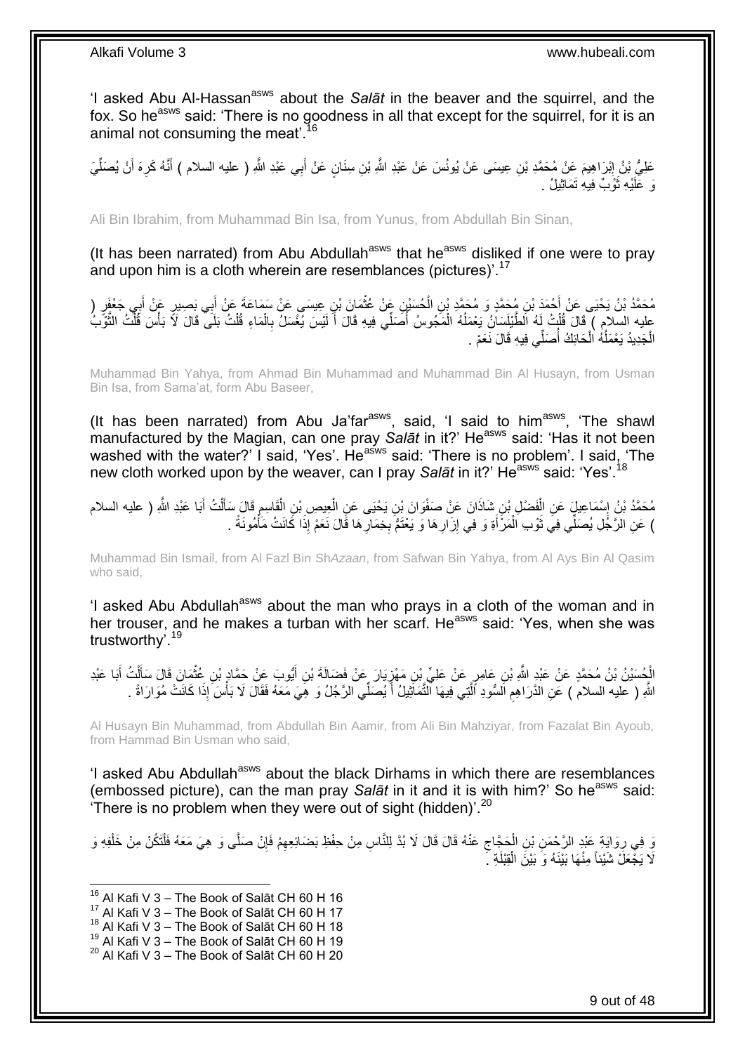'I asked Abu Al-Hassan[asws] about the *Salāt* in the beaver and the squirrel, and the fox. So he[asws] said: 'There is no goodness in all that except for the squirrel, for it is an animal not consuming the meat'.[16]

عَلِيُّ بْنُ إِبْرَاهِيمَ عَنْ مُحَمَّدِ بْنِ عِيسَى عَنْ يُونُسَ عَنْ عَبْدِ اللَّهِ بْنِ سِنَانٍ عَنْ أَبِي عَبْدِ اللَّهِ ( عليه السلام ) أَنَّهُ كَرِهَ أَنْ يُصَلِّيَ وَ عَلَيْهِ ثَوْبٌ فِيهِ تَمَاثِيلُ .

Ali Bin Ibrahim, from Muhammad Bin Isa, from Yunus, from Abdullah Bin Sinan,

(It has been narrated) from Abu Abdullah[asws] that he[asws] disliked if one were to pray and upon him is a cloth wherein are resemblances (pictures)'.[17]

مُحَمَّدُ بْنُ يَحْيَى عَنْ أَحْمَدَ بْنِ مُحَمَّدٍ وَ مُحَمَّدِ بْنِ الْحُسَيْنِ عَنْ عُثْمَانَ بْنِ عِيسَى عَنْ سَمَاعَةَ عَنْ أَبِي بَصِيرٍ عَنْ أَبِي جَعْفَرٍ ( عليه السلام ) قَالَ قُلْتُ لَهُ الطَّيْلَسَانُ يَعْمَلُهُ الْمَجُوسُ أُصَلِّي فِيهِ قَالَ أَ لَيْسَ يُغْسَلُ بِالْمَاءِ قُلْتُ بَلَى قَالَ لَا بَأْسَ قُلْتُ الثَّوْبُ الْجَدِيدُ يَعْمَلُهُ الْحَائِكُ أُصَلِّي فِيهِ قَالَ نَعَمْ .

Muhammad Bin Yahya, from Ahmad Bin Muhammad and Muhammad Bin Al Husayn, from Usman Bin Isa, from Sama'at, form Abu Baseer,

(It has been narrated) from Abu Ja'far[asws], said, 'I said to him[asws], 'The shawl manufactured by the Magian, can one pray *Salāt* in it?' He[asws] said: 'Has it not been washed with the water?' I said, 'Yes'. He[asws] said: 'There is no problem'. I said, 'The new cloth worked upon by the weaver, can I pray *Salāt* in it?' He[asws] said: 'Yes'.[18]

مُحَمَّدُ بْنُ إِسْمَاعِيلَ عَنِ الْفَضْلِ بْنِ شَاذَانَ عَنْ صَفْوَانَ بْنِ يَحْيَى عَنِ الْعِيصِ بْنِ الْقَاسِمِ قَالَ سَأَلْتُ أَبَا عَبْدِ اللَّهِ ( عليه السلام ) عَنِ الرَّجُلِ يُصَلِّي فِي ثَوْبِ الْمَرْأَةِ وَ فِي إِزَارِهَا وَ يَعْتَمُّ بِخِمَارِهَا قَالَ نَعَمْ إِذَا كَانَتْ مَأْمُونَةً .

Muhammad Bin Ismail, from Al Fazl Bin Sh*Azaan*, from Safwan Bin Yahya, from Al Ays Bin Al Qasim who said,

'I asked Abu Abdullah[asws] about the man who prays in a cloth of the woman and in her trouser, and he makes a turban with her scarf. He[asws] said: 'Yes, when she was trustworthy'.[19]

الْحُسَيْنُ بْنُ مُحَمَّدٍ عَنْ عَبْدِ اللَّهِ بْنِ عَامِرٍ عَنْ عَلِيِّ بْنِ مَهْزِيَارَ عَنْ فَضَالَةَ بْنِ أَيُّوبَ عَنْ حَمَّادِ بْنِ عُثْمَانَ قَالَ سَأَلْتُ أَبَا عَبْدِ اللَّهِ ( عليه السلام ) عَنِ الدَّرَاهِمِ السُّودِ الَّتِي فِيهَا التَّمَاثِيلُ أَ يُصَلِّي الرَّجُلُ وَ هِيَ مَعَهُ فَقَالَ لَا بَأْسَ إِذَا كَانَتْ مُوَارَاةً .

Al Husayn Bin Muhammad, from Abdullah Bin Aamir, from Ali Bin Mahziyar, from Fazalat Bin Ayoub, from Hammad Bin Usman who said,

'I asked Abu Abdullah[asws] about the black Dirhams in which there are resemblances (embossed picture), can the man pray *Salāt* in it and it is with him?' So he[asws] said: 'There is no problem when they were out of sight (hidden)'.[20]

وَ فِي رِوَايَةِ عَبْدِ الرَّحْمَنِ بْنِ الْحَجَّاجِ عَنْهُ قَالَ قَالَ لَا بُدَّ لِلنَّاسِ مِنْ حِفْظِ بَضَائِعِهِمْ فَإِنْ صَلَّى وَ هِيَ مَعَهُ فَلْتَكُنْ مِنْ خَلْفِهِ وَ لَا يَجْعَلْ شَيْئاً مِنْهَا بَيْنَهُ وَ بَيْنَ الْقِبْلَةِ .

[16] Al Kafi V 3 – The Book of Salāt CH 60 H 16
[17] Al Kafi V 3 – The Book of Salāt CH 60 H 17
[18] Al Kafi V 3 – The Book of Salāt CH 60 H 18
[19] Al Kafi V 3 – The Book of Salāt CH 60 H 19
[20] Al Kafi V 3 – The Book of Salāt CH 60 H 20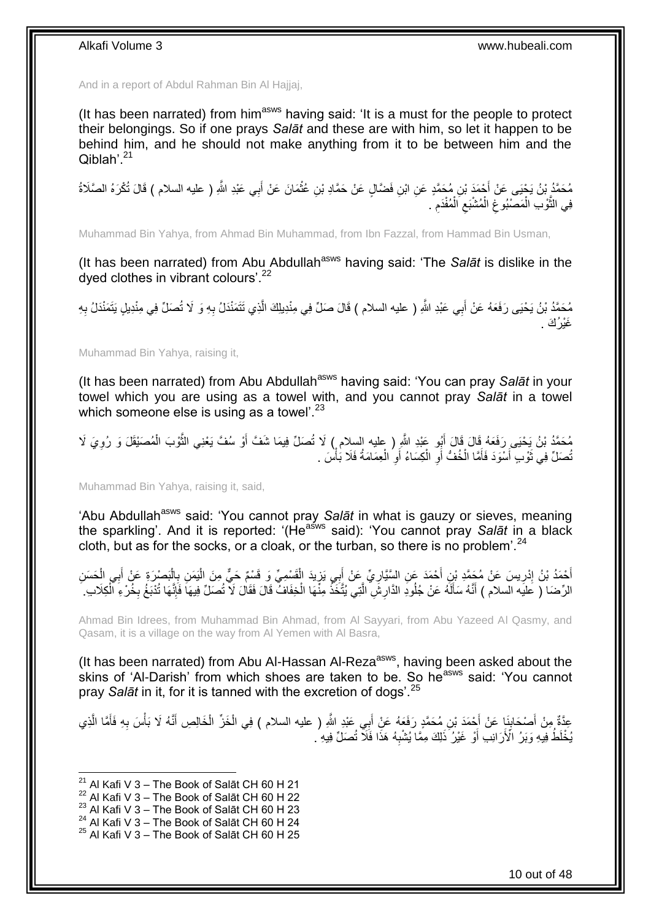And in a report of Abdul Rahman Bin Al Hajjaj,

(It has been narrated) from him[asws] having said: 'It is a must for the people to protect their belongings. So if one prays *Salāt* and these are with him, so let it happen to be behind him, and he should not make anything from it to be between him and the Qiblah'.[21]

مُحَمَّدُ بْنُ يَحْيَى عَنْ أَحْمَدَ بْنِ مُحَمَّدٍ عَنِ ابْنِ فَضَّالٍ عَنْ حَمَّادِ بْنِ عُثْمَانَ عَنْ أَبِي عَبْدِ اللَّهِ ( عليه السلام ) قَالَ تُكْرَهُ الصَّلَاةُ فِي الثَّوْبِ الْمَصْبُوغِ الْمُشْبَعِ الْمُفْدَمِ .

Muhammad Bin Yahya, from Ahmad Bin Muhammad, from Ibn Fazzal, from Hammad Bin Usman,

(It has been narrated) from Abu Abdullah[asws] having said: 'The *Salāt* is dislike in the dyed clothes in vibrant colours'.[22]

مُحَمَّدُ بْنُ يَحْيَى رَفَعَهُ عَنْ أَبِي عَبْدِ اللَّهِ ( عليه السلام ) قَالَ صَلِّ فِي مِنْدِيلِكَ الَّذِي تَتَمَنْدَلُ بِهِ وَ لَا تُصَلِّ فِي مِنْدِيلٍ يَتَمَنْدَلُ بِهِ غَيْرُكَ .

Muhammad Bin Yahya, raising it,

(It has been narrated) from Abu Abdullah[asws] having said: 'You can pray *Salāt* in your towel which you are using as a towel with, and you cannot pray *Salāt* in a towel which someone else is using as a towel'.[23]

مُحَمَّدُ بْنُ يَحْيَى رَفَعَهُ قَالَ قَالَ أَبُو عَبْدِ اللَّهِ ( عليه السلام ) لَا تُصَلِّ فِيمَا شَفَّ أَوْ سَفَّ يَعْنِي الثَّوْبَ الْمُصَيْقَلَ وَ رُوِيَ لَا تُصَلِّ فِي ثَوْبٍ أَسْوَدَ فَأَمَّا الْخُفُّ أَوِ الْكِسَاءُ أَوِ الْعِمَامَةُ فَلَا بَأْسَ .

Muhammad Bin Yahya, raising it, said,

'Abu Abdullah[asws] said: 'You cannot pray *Salāt* in what is gauzy or sieves, meaning the sparkling'. And it is reported: '(He[asws] said): 'You cannot pray *Salāt* in a black cloth, but as for the socks, or a cloak, or the turban, so there is no problem'.[24]

أَحْمَدُ بْنُ إِدْرِيسَ عَنْ مُحَمَّدِ بْنِ أَحْمَدَ عَنِ السَّيَّارِيِّ عَنْ أَبِي يَزِيدَ الْقَسْمِيِّ وَ قَسْمٌ حَيٌّ مِنَ الْيَمَنِ بِالْبَصْرَةِ عَنْ أَبِي الْحَسَنِ الرِّضَا ( عليه السلام ) أَنَّهُ سَأَلَهُ عَنْ جُلُودِ الدَّارِشِ الَّتِي يُتَّخَذُ مِنْهَا الْخِفَافُ قَالَ فَقَالَ لَا تُصَلِّ فِيهَا فَإِنَّهَا تُدْبَغُ بِخُرْءِ الْكِلَابِ .

Ahmad Bin Idrees, from Muhammad Bin Ahmad, from Al Sayyari, from Abu Yazeed Al Qasmy, and Qasam, it is a village on the way from Al Yemen with Al Basra,

(It has been narrated) from Abu Al-Hassan Al-Reza[asws], having been asked about the skins of 'Al-Darish' from which shoes are taken to be. So he[asws] said: 'You cannot pray *Salāt* in it, for it is tanned with the excretion of dogs'.[25]

عِدَّةٌ مِنْ أَصْحَابِنَا عَنْ أَحْمَدَ بْنِ مُحَمَّدٍ رَفَعَهُ عَنْ أَبِي عَبْدِ اللَّهِ ( عليه السلام ) فِي الْخَزِّ الْخَالِصِ أَنَّهُ لَا بَأْسَ بِهِ فَأَمَّا الَّذِي يُخْلَطُ فِيهِ وَبَرُ الْأَرَانِبِ أَوْ غَيْرُ ذَلِكَ مِمَّا يُشْبِهُ هَذَا فَلَا تُصَلِّ فِيهِ .

[21] Al Kafi V 3 – The Book of Salāt CH 60 H 21
[22] Al Kafi V 3 – The Book of Salāt CH 60 H 22
[23] Al Kafi V 3 – The Book of Salāt CH 60 H 23
[24] Al Kafi V 3 – The Book of Salāt CH 60 H 24
[25] Al Kafi V 3 – The Book of Salāt CH 60 H 25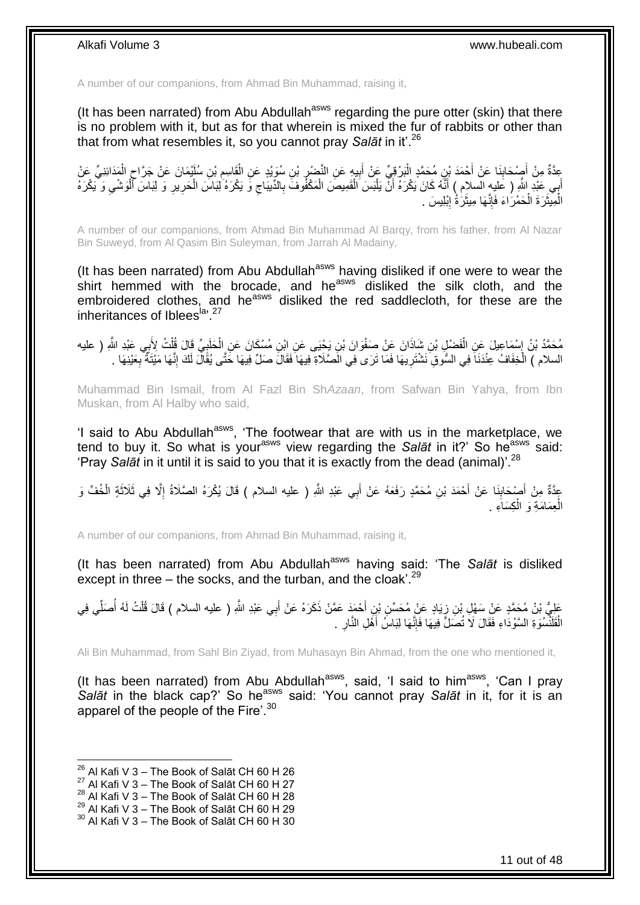A number of our companions, from Ahmad Bin Muhammad, raising it,

(It has been narrated) from Abu Abdullah[asws] regarding the pure otter (skin) that there is no problem with it, but as for that wherein is mixed the fur of rabbits or other than that from what resembles it, so you cannot pray *Salāt* in it'.[26]

عِدَّةٌ مِنْ أَصْحَابِنَا عَنْ أَحْمَدَ بْنِ مُحَمَّدٍ الْبَرْقِيِّ عَنْ أَبِيهِ عَنِ النَّضْرِ بْنِ سُوَيْدٍ عَنِ الْقَاسِمِ بْنِ سُلَيْمَانَ عَنْ جَرَّاحٍ الْمَدَائِنِيِّ عَنْ أَبِي عَبْدِ اللَّهِ ( عليه السلام ) أَنَّهُ كَانَ يَكْرَهُ أَنْ يَلْبَسَ الْقَمِيصَ الْمَكْفُوفَ بِالدِّيبَاجِ وَ يَكْرَهُ لِبَاسَ الْحَرِيرِ وَ لِبَاسَ الْوَشْيِ وَ يَكْرَهُ الْمِيثَرَةَ الْحَمْرَاءَ فَإِنَّهَا مِيثَرَةُ إِبْلِيسَ .

A number of our companions, from Ahmad Bin Muhammad Al Barqy, from his father, from Al Nazar Bin Suweyd, from Al Qasim Bin Suleyman, from Jarrah Al Madainy,

(It has been narrated) from Abu Abdullah[asws] having disliked if one were to wear the shirt hemmed with the brocade, and he[asws] disliked the silk cloth, and the embroidered clothes, and he[asws] disliked the red saddlecloth, for these are the inheritances of Iblees[la]'.[27]

مُحَمَّدُ بْنُ إِسْمَاعِيلَ عَنِ الْفَضْلِ بْنِ شَاذَانَ عَنْ صَفْوَانَ بْنِ يَحْيَى عَنِ ابْنِ مُسْكَانَ عَنِ الْحَلَبِيِّ قَالَ قُلْتُ لِأَبِي عَبْدِ اللَّهِ ( عليه السلام ) الْخِفَافُ عِنْدَنَا فِي السُّوقِ نَشْتَرِيهَا فَمَا تَرَى فِي الصَّلَاةِ فِيهَا فَقَالَ صَلِّ فِيهَا حَتَّى يُقَالَ لَكَ إِنَّهَا مَيْتَةٌ بِعَيْنِهَا .

Muhammad Bin Ismail, from Al Fazl Bin Sh*Azaan*, from Safwan Bin Yahya, from Ibn Muskan, from Al Halby who said,

'I said to Abu Abdullah[asws], 'The footwear that are with us in the marketplace, we tend to buy it. So what is your[asws] view regarding the *Salāt* in it?' So he[asws] said: 'Pray *Salāt* in it until it is said to you that it is exactly from the dead (animal)'.[28]

عِدَّةٌ مِنْ أَصْحَابِنَا عَنْ أَحْمَدَ بْنِ مُحَمَّدٍ رَفَعَهُ عَنْ أَبِي عَبْدِ اللَّهِ ( عليه السلام ) قَالَ يُكْرَهُ الصَّلَاةُ إِلَّا فِي ثَلَاثَةٍ الْخُفِّ وَ الْعِمَامَةِ وَ الْكِسَاءِ .

A number of our companions, from Ahmad Bin Muhammad, raising it,

(It has been narrated) from Abu Abdullah[asws] having said: 'The *Salāt* is disliked except in three – the socks, and the turban, and the cloak'.[29]

عَلِيُّ بْنُ مُحَمَّدٍ عَنْ سَهْلِ بْنِ زِيَادٍ عَنْ مُحَسِّنِ بْنِ أَحْمَدَ عَمَّنْ ذَكَرَهُ عَنْ أَبِي عَبْدِ اللَّهِ ( عليه السلام ) قَالَ قُلْتُ لَهُ أُصَلِّي فِي الْقَلَنْسُوَةِ السَّوْدَاءِ فَقَالَ لَا تُصَلِّ فِيهَا فَإِنَّهَا لِبَاسُ أَهْلِ النَّارِ .

Ali Bin Muhammad, from Sahl Bin Ziyad, from Muhasayn Bin Ahmad, from the one who mentioned it,

(It has been narrated) from Abu Abdullah[asws], said, 'I said to him[asws], 'Can I pray *Salāt* in the black cap?' So he[asws] said: 'You cannot pray *Salāt* in it, for it is an apparel of the people of the Fire'.[30]

---

[26] Al Kafi V 3 – The Book of Salāt CH 60 H 26
[27] Al Kafi V 3 – The Book of Salāt CH 60 H 27
[28] Al Kafi V 3 – The Book of Salāt CH 60 H 28
[29] Al Kafi V 3 – The Book of Salāt CH 60 H 29
[30] Al Kafi V 3 – The Book of Salāt CH 60 H 30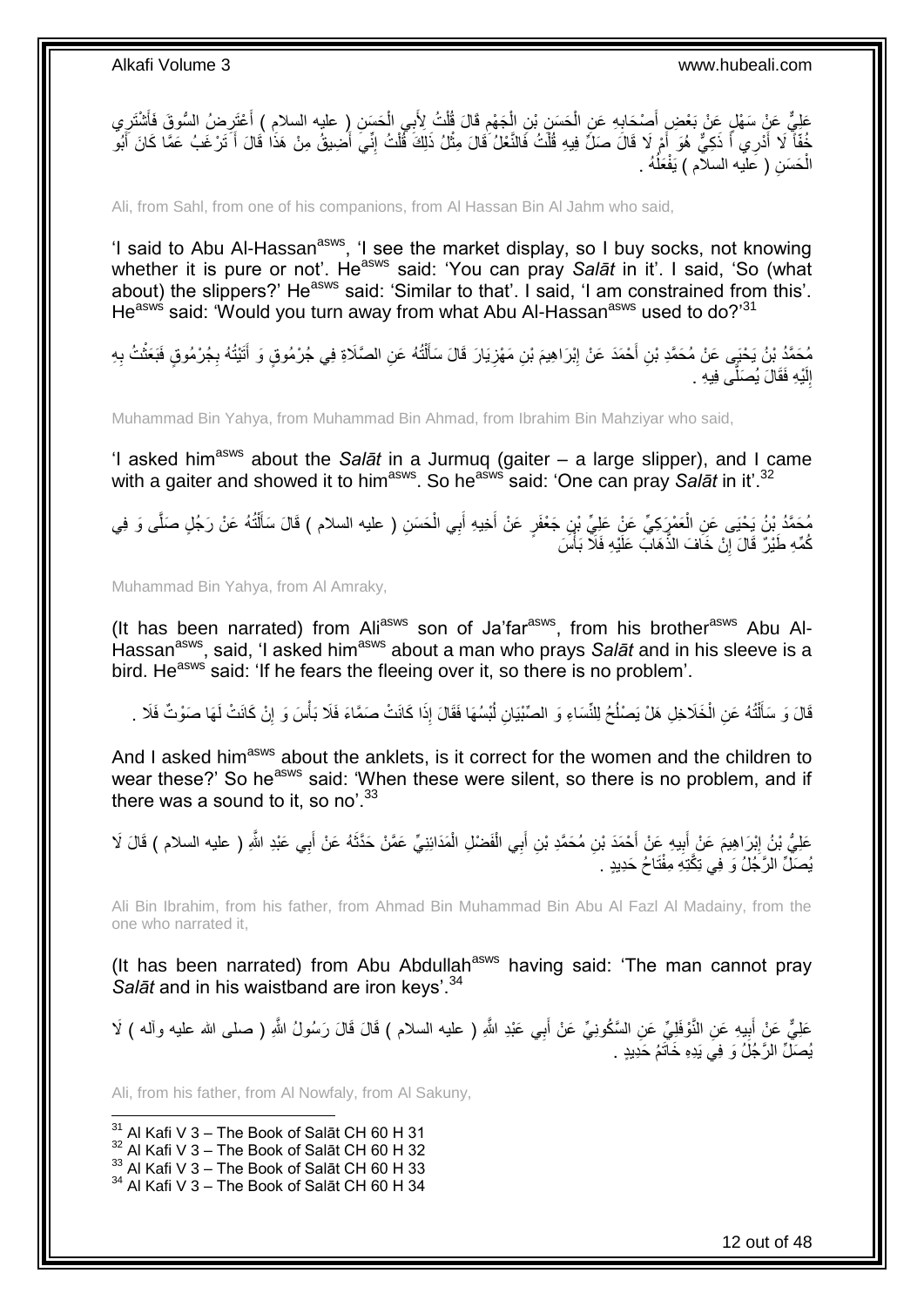عَلِيٌّ عَنْ سَهْلٍ عَنْ بَعْضِ أَصْحَابِهِ عَنِ الْحَسَنِ بْنِ الْجَهْمِ قَالَ قُلْتُ لِأَبِي الْحَسَنِ ( عليه السلام ) أَعْتَرِضُ السُّوقَ فَأَشْتَرِي خُفّاً لَا أَدْرِي أَ ذَكِيٌّ هُوَ أَمْ لَا قَالَ صَلِّ فِيهِ قُلْتُ فَالنَّعْلُ قَالَ مِثْلُ ذَلِكَ قُلْتُ إِنِّي أَضِيقُ مِنْ هَذَا قَالَ أَ تَرْغَبُ عَمَّا كَانَ أَبُو الْحَسَنِ ( عليه السلام ) يَفْعَلُهُ .

Ali, from Sahl, from one of his companions, from Al Hassan Bin Al Jahm who said,

'I said to Abu Al-Hassan[asws], 'I see the market display, so I buy socks, not knowing whether it is pure or not'. He[asws] said: 'You can pray *Salāt* in it'. I said, 'So (what about) the slippers?' He[asws] said: 'Similar to that'. I said, 'I am constrained from this'. He[asws] said: 'Would you turn away from what Abu Al-Hassan[asws] used to do?'[31]

مُحَمَّدُ بْنُ يَحْيَى عَنْ مُحَمَّدِ بْنِ أَحْمَدَ عَنْ إِبْرَاهِيمَ بْنِ مَهْزِيَارَ قَالَ سَأَلْتُهُ عَنِ الصَّلَاةِ فِي جُرْمُوقٍ وَ أَتَيْتُهُ بِجُرْمُوقٍ فَبَعَثْتُ بِهِ إِلَيْهِ فَقَالَ يُصَلَّى فِيهِ .

Muhammad Bin Yahya, from Muhammad Bin Ahmad, from Ibrahim Bin Mahziyar who said,

'I asked him[asws] about the *Salāt* in a Jurmuq (gaiter – a large slipper), and I came with a gaiter and showed it to him[asws]. So he[asws] said: 'One can pray *Salāt* in it'.[32]

مُحَمَّدُ بْنُ يَحْيَى عَنِ الْعَمْرَكِيِّ عَنْ عَلِيِّ بْنِ جَعْفَرٍ عَنْ أَخِيهِ أَبِي الْحَسَنِ ( عليه السلام ) قَالَ سَأَلْتُهُ عَنْ رَجُلٍ صَلَّى وَ فِي كُمِّهِ طَيْرٌ قَالَ إِنْ خَافَ الذَّهَابَ عَلَيْهِ فَلَا بَأْسَ

Muhammad Bin Yahya, from Al Amraky,

(It has been narrated) from Ali[asws] son of Ja'far[asws], from his brother[asws] Abu Al-Hassan[asws], said, 'I asked him[asws] about a man who prays *Salāt* and in his sleeve is a bird. He[asws] said: 'If he fears the fleeing over it, so there is no problem'.

قَالَ وَ سَأَلْتُهُ عَنِ الْخَلَاخِلِ هَلْ يَصْلُحُ لِلنِّسَاءِ وَ الصِّبْيَانِ لُبْسُهَا فَقَالَ إِذَا كَانَتْ صَمَّاءَ فَلَا بَأْسَ وَ إِنْ كَانَتْ لَهَا صَوْتٌ فَلَا .

And I asked him[asws] about the anklets, is it correct for the women and the children to wear these?' So he[asws] said: 'When these were silent, so there is no problem, and if there was a sound to it, so no'.[33]

عَلِيُّ بْنُ إِبْرَاهِيمَ عَنْ أَبِيهِ عَنْ أَحْمَدَ بْنِ مُحَمَّدِ بْنِ أَبِي الْفَضْلِ الْمَدَائِنِيِّ عَمَّنْ حَدَّثَهُ عَنْ أَبِي عَبْدِ اللَّهِ ( عليه السلام ) قَالَ لَا يُصَلِّ الرَّجُلُ وَ فِي تِكَّتِهِ مِفْتَاحُ حَدِيدٍ .

Ali Bin Ibrahim, from his father, from Ahmad Bin Muhammad Bin Abu Al Fazl Al Madainy, from the one who narrated it,

(It has been narrated) from Abu Abdullah[asws] having said: 'The man cannot pray *Salāt* and in his waistband are iron keys'.[34]

عَلِيٌّ عَنْ أَبِيهِ عَنِ النَّوْفَلِيِّ عَنِ السَّكُونِيِّ عَنْ أَبِي عَبْدِ اللَّهِ ( عليه السلام ) قَالَ قَالَ رَسُولُ اللَّهِ ( صلى الله عليه وآله ) لَا يُصَلِّ الرَّجُلُ وَ فِي يَدِهِ خَاتَمُ حَدِيدٍ .

Ali, from his father, from Al Nowfaly, from Al Sakuny,

[31] Al Kafi V 3 – The Book of Salāt CH 60 H 31
[32] Al Kafi V 3 – The Book of Salāt CH 60 H 32
[33] Al Kafi V 3 – The Book of Salāt CH 60 H 33
[34] Al Kafi V 3 – The Book of Salāt CH 60 H 34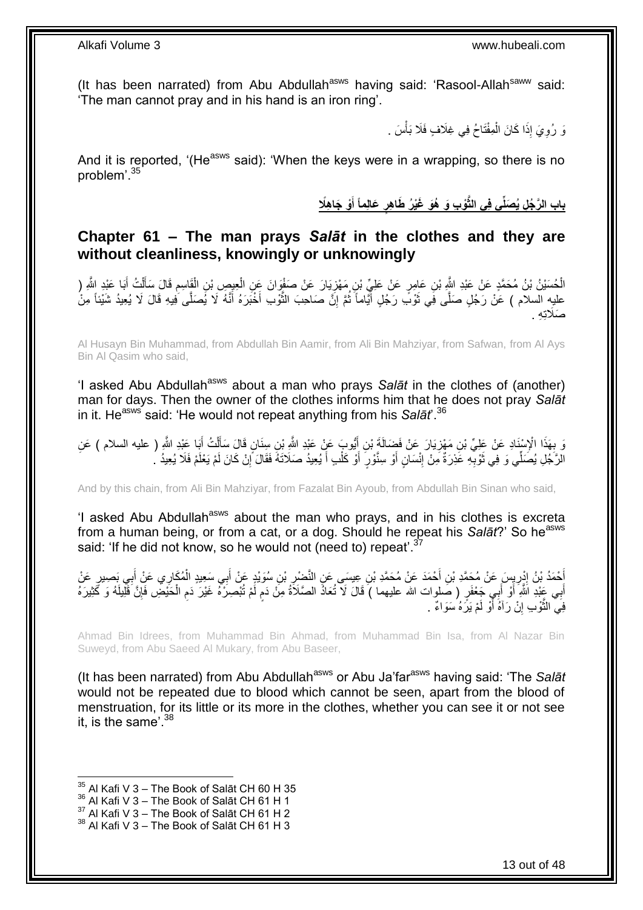(It has been narrated) from Abu Abdullah[asws] having said: 'Rasool-Allah[saww] said: 'The man cannot pray and in his hand is an iron ring'.

وَ رُوِيَ إِذَا كَانَ الْمِفْتَاحُ فِي غِلَافٍ فَلَا بَأْسَ .

And it is reported, '(He[asws] said): 'When the keys were in a wrapping, so there is no problem'.[35]

## باب الرَّجُلِ يُصَلِّي فِي الثَّوْبِ وَ هُوَ غَيْرُ طَاهِرٍ عَالِماً أَوْ جَاهِلًا

## Chapter 61 – The man prays *Salāt* in the clothes and they are without cleanliness, knowingly or unknowingly

الْحُسَيْنُ بْنُ مُحَمَّدٍ عَنْ عَبْدِ اللَّهِ بْنِ عَامِرٍ عَنْ عَلِيِّ بْنِ مَهْزِيَارَ عَنْ صَفْوَانَ عَنِ الْعِيصِ بْنِ الْقَاسِمِ قَالَ سَأَلْتُ أَبَا عَبْدِ اللَّهِ ( عليه السلام ) عَنْ رَجُلٍ صَلَّى فِي ثَوْبِ رَجُلٍ أَيَّاماً ثُمَّ إِنَّ صَاحِبَ الثَّوْبِ أَخْبَرَهُ أَنَّهُ لَا يُصَلَّى فِيهِ قَالَ لَا يُعِيدُ شَيْئاً مِنْ صَلَاتِهِ .

Al Husayn Bin Muhammad, from Abdullah Bin Aamir, from Ali Bin Mahziyar, from Safwan, from Al Ays Bin Al Qasim who said,

'I asked Abu Abdullah[asws] about a man who prays *Salāt* in the clothes of (another) man for days. Then the owner of the clothes informs him that he does not pray *Salāt* in it. He[asws] said: 'He would not repeat anything from his *Salāt*'.[36]

وَ بِهَذَا الْإِسْنَادِ عَنْ عَلِيِّ بْنِ مَهْزِيَارَ عَنْ فَضَالَةَ بْنِ أَيُّوبَ عَنْ عَبْدِ اللَّهِ بْنِ سِنَانٍ قَالَ سَأَلْتُ أَبَا عَبْدِ اللَّهِ ( عليه السلام ) عَنِ الرَّجُلِ يُصَلِّي وَ فِي ثَوْبِهِ عَذِرَةٌ مِنْ إِنْسَانٍ أَوْ سِنَّوْرٍ أَوْ كَلْبٍ أَ يُعِيدُ صَلَاتَهُ فَقَالَ إِنْ كَانَ لَمْ يَعْلَمْ فَلَا يُعِيدُ .

And by this chain, from Ali Bin Mahziyar, from Fazalat Bin Ayoub, from Abdullah Bin Sinan who said,

'I asked Abu Abdullah[asws] about the man who prays, and in his clothes is excreta from a human being, or from a cat, or a dog. Should he repeat his *Salāt*?' So he[asws] said: 'If he did not know, so he would not (need to) repeat'.[37]

أَحْمَدُ بْنُ إِدْرِيسَ عَنْ مُحَمَّدِ بْنِ أَحْمَدَ عَنْ مُحَمَّدِ بْنِ عِيسَى عَنِ النَّضْرِ بْنِ سُوَيْدٍ عَنْ أَبِي سَعِيدٍ الْمُكَارِي عَنْ أَبِي بَصِيرٍ عَنْ أَبِي عَبْدِ اللَّهِ أَوْ أَبِي جَعْفَرٍ ( صلوات الله عليهما ) قَالَ لَا تُعَادُ الصَّلَاةُ مِنْ دَمٍ لَمْ تُبْصِرْهُ غَيْرَ دَمِ الْحَيْضِ فَإِنَّ قَلِيلَهُ وَ كَثِيرَهُ فِي الثَّوْبِ إِنْ رَآهُ أَوْ لَمْ يَرَهُ سَوَاءٌ .

Ahmad Bin Idrees, from Muhammad Bin Ahmad, from Muhammad Bin Isa, from Al Nazar Bin Suweyd, from Abu Saeed Al Mukary, from Abu Baseer,

(It has been narrated) from Abu Abdullah[asws] or Abu Ja'far[asws] having said: 'The *Salāt* would not be repeated due to blood which cannot be seen, apart from the blood of menstruation, for its little or its more in the clothes, whether you can see it or not see it, is the same'.[38]

[35] Al Kafi V 3 – The Book of Salāt CH 60 H 35
[36] Al Kafi V 3 – The Book of Salāt CH 61 H 1
[37] Al Kafi V 3 – The Book of Salāt CH 61 H 2
[38] Al Kafi V 3 – The Book of Salāt CH 61 H 3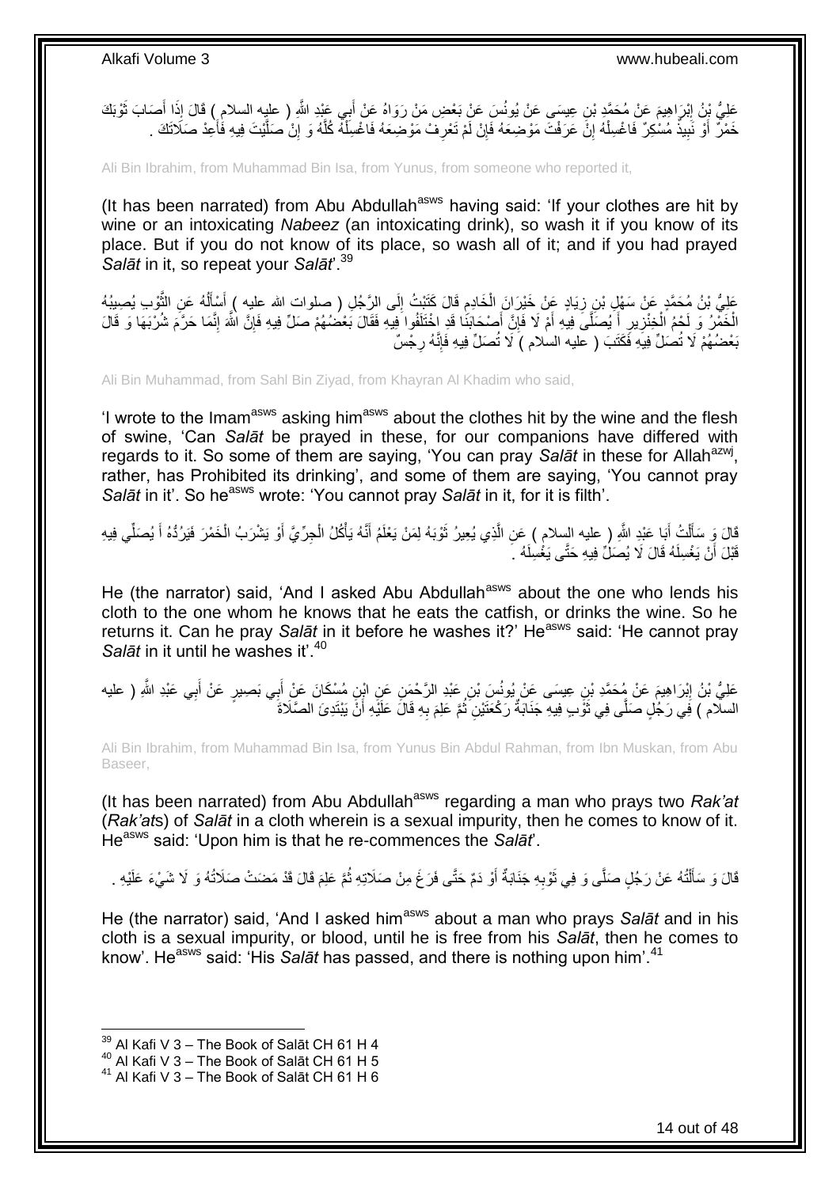عَلِيُّ بْنُ إِبْرَاهِيمَ عَنْ مُحَمَّدِ بْنِ عِيسَى عَنْ يُونُسَ عَنْ بَعْضِ مَنْ رَوَاهُ عَنْ أَبِي عَبْدِ اللَّهِ ( عليه السلام ) قَالَ إِذَا أَصَابَ ثَوْبَكَ خَمْرٌ أَوْ نَبِيذٌ مُسْكِرٌ فَاغْسِلْهُ إِنْ عَرَفْتَ مَوْضِعَهُ فَإِنْ لَمْ تَعْرِفْ مَوْضِعَهُ فَاغْسِلْهُ كُلَّهُ وَ إِنْ صَلَّيْتَ فِيهِ فَأَعِدْ صَلَاتَكَ .

Ali Bin Ibrahim, from Muhammad Bin Isa, from Yunus, from someone who reported it,

(It has been narrated) from Abu Abdullah[asws] having said: 'If your clothes are hit by wine or an intoxicating *Nabeez* (an intoxicating drink), so wash it if you know of its place. But if you do not know of its place, so wash all of it; and if you had prayed *Salāt* in it, so repeat your *Salāt*'.[39]

عَلِيُّ بْنُ مُحَمَّدٍ عَنْ سَهْلِ بْنِ زِيَادٍ عَنْ خَيْرَانَ الْخَادِمِ قَالَ كَتَبْتُ إِلَى الرَّجُلِ ( صلوات الله عليه ) أَسْأَلُهُ عَنِ الثَّوْبِ يُصِيبُهُ الْخَمْرُ وَ لَحْمُ الْخِنْزِيرِ أَ يُصَلَّى فِيهِ أَمْ لَا فَإِنَّ أَصْحَابَنَا قَدِ اخْتَلَفُوا فِيهِ فَقَالَ بَعْضُهُمْ صَلِّ فِيهِ فَإِنَّ اللَّهَ إِنَّمَا حَرَّمَ شُرْبَهَا وَ قَالَ بَعْضُهُمْ لَا تُصَلِّ فِيهِ فَكَتَبَ ( عليه السلام ) لَا تُصَلِّ فِيهِ فَإِنَّهُ رِجْسٌ

Ali Bin Muhammad, from Sahl Bin Ziyad, from Khayran Al Khadim who said,

'I wrote to the Imam[asws] asking him[asws] about the clothes hit by the wine and the flesh of swine, 'Can *Salāt* be prayed in these, for our companions have differed with regards to it. So some of them are saying, 'You can pray *Salāt* in these for Allah[azwj], rather, has Prohibited its drinking', and some of them are saying, 'You cannot pray *Salāt* in it'. So he[asws] wrote: 'You cannot pray *Salāt* in it, for it is filth'.

قَالَ وَ سَأَلْتُ أَبَا عَبْدِ اللَّهِ ( عليه السلام ) عَنِ الَّذِي يُعِيرُ ثَوْبَهُ لِمَنْ يَعْلَمُ أَنَّهُ يَأْكُلُ الْجِرِّيَّ أَوْ يَشْرَبُ الْخَمْرَ فَيَرُدُّهُ أَ يُصَلِّي فِيهِ قَبْلَ أَنْ يَغْسِلَهُ قَالَ لَا يُصَلِّ فِيهِ حَتَّى يَغْسِلَهُ .

He (the narrator) said, 'And I asked Abu Abdullah[asws] about the one who lends his cloth to the one whom he knows that he eats the catfish, or drinks the wine. So he returns it. Can he pray *Salāt* in it before he washes it?' He[asws] said: 'He cannot pray *Salāt* in it until he washes it'.[40]

عَلِيُّ بْنُ إِبْرَاهِيمَ عَنْ مُحَمَّدِ بْنِ عِيسَى عَنْ يُونُسَ بْنِ عَبْدِ الرَّحْمَنِ عَنِ ابْنِ مُسْكَانَ عَنْ أَبِي بَصِيرٍ عَنْ أَبِي عَبْدِ اللَّهِ ( عليه السلام ) فِي رَجُلٍ صَلَّى فِي ثَوْبٍ فِيهِ جَنَابَةٌ رَكْعَتَيْنِ ثُمَّ عَلِمَ بِهِ قَالَ عَلَيْهِ أَنْ يَبْتَدِئَ الصَّلَاةَ

Ali Bin Ibrahim, from Muhammad Bin Isa, from Yunus Bin Abdul Rahman, from Ibn Muskan, from Abu Baseer,

(It has been narrated) from Abu Abdullah[asws] regarding a man who prays two *Rak'at* (*Rak'at*s) of *Salāt* in a cloth wherein is a sexual impurity, then he comes to know of it. He[asws] said: 'Upon him is that he re-commences the *Salāt*'.

قَالَ وَ سَأَلْتُهُ عَنْ رَجُلٍ صَلَّى وَ فِي ثَوْبِهِ جَنَابَةٌ أَوْ دَمٌ حَتَّى فَرَغَ مِنْ صَلَاتِهِ ثُمَّ عَلِمَ قَالَ قَدْ مَضَتْ صَلَاتُهُ وَ لَا شَيْءَ عَلَيْهِ .

He (the narrator) said, 'And I asked him[asws] about a man who prays *Salāt* and in his cloth is a sexual impurity, or blood, until he is free from his *Salāt*, then he comes to know'. He[asws] said: 'His *Salāt* has passed, and there is nothing upon him'.[41]

[39] Al Kafi V 3 – The Book of Salāt CH 61 H 4
[40] Al Kafi V 3 – The Book of Salāt CH 61 H 5
[41] Al Kafi V 3 – The Book of Salāt CH 61 H 6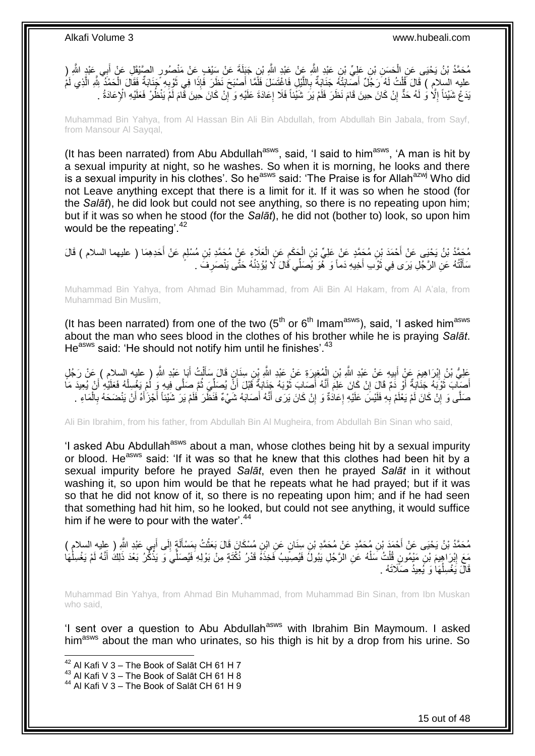مُحَمَّدُ بْنُ يَحْيَى عَنِ الْحَسَنِ بْنِ عَلِيِّ بْنِ عَبْدِ اللَّهِ عَنْ عَبْدِ اللَّهِ بْنِ جَبَلَةَ عَنْ سَيْفٍ عَنْ مَنْصُورٍ الصَّيْقَلِ عَنْ أَبِي عَبْدِ اللَّهِ ( عليه السلام ) قَالَ قُلْتُ لَهُ رَجُلٌ أَصَابَتْهُ جَنَابَةٌ بِاللَّيْلِ فَاغْتَسَلَ فَلَمَّا أَصْبَحَ نَظَرَ فَإِذَا فِي ثَوْبِهِ جَنَابَةٌ فَقَالَ الْحَمْدُ لِلَّهِ الَّذِي لَمْ يَدَعْ شَيْئاً إِلَّا وَ لَهُ حَدٌّ إِنْ كَانَ حِينَ قَامَ نَظَرَ فَلَمْ يَرَ شَيْئاً فَلَا إِعَادَةَ عَلَيْهِ وَ إِنْ كَانَ حِينَ قَامَ لَمْ يَنْظُرْ فَعَلَيْهِ الْإِعَادَةُ .

Muhammad Bin Yahya, from Al Hassan Bin Ali Bin Abdullah, from Abdullah Bin Jabala, from Sayf, from Mansour Al Sayqal,

(It has been narrated) from Abu Abdullah[asws], said, 'I said to him[asws], 'A man is hit by a sexual impurity at night, so he washes. So when it is morning, he looks and there is a sexual impurity in his clothes'. So he[asws] said: 'The Praise is for Allah[azwj] Who did not Leave anything except that there is a limit for it. If it was so when he stood (for the *Salāt*), he did look but could not see anything, so there is no repeating upon him; but if it was so when he stood (for the *Salāt*), he did not (bother to) look, so upon him would be the repeating'.[42]

مُحَمَّدُ بْنُ يَحْيَى عَنْ أَحْمَدَ بْنِ مُحَمَّدٍ عَنْ عَلِيِّ بْنِ الْحَكَمِ عَنِ الْعَلَاءِ عَنْ مُحَمَّدِ بْنِ مُسْلِمٍ عَنْ أَحَدِهِمَا ( عليهما السلام ) قَالَ سَأَلْتُهُ عَنِ الرَّجُلِ يَرَى فِي ثَوْبِ أَخِيهِ دَماً وَ هُوَ يُصَلِّي قَالَ لَا يُؤْذِنُهُ حَتَّى يَنْصَرِفَ .

Muhammad Bin Yahya, from Ahmad Bin Muhammad, from Ali Bin Al Hakam, from Al A'ala, from Muhammad Bin Muslim,

(It has been narrated) from one of the two (5th or 6th Imam[asws]), said, 'I asked him[asws] about the man who sees blood in the clothes of his brother while he is praying *Salāt*. He[asws] said: 'He should not notify him until he finishes'.[43]

عَلِيُّ بْنُ إِبْرَاهِيمَ عَنْ أَبِيهِ عَنْ عَبْدِ اللَّهِ بْنِ الْمُغِيرَةِ عَنْ عَبْدِ اللَّهِ بْنِ سِنَانٍ قَالَ سَأَلْتُ أَبَا عَبْدِ اللَّهِ ( عليه السلام ) عَنْ رَجُلٍ أَصَابَ ثَوْبَهُ جَنَابَةٌ أَوْ دَمٌ قَالَ إِنْ كَانَ عَلِمَ أَنَّهُ أَصَابَ ثَوْبَهُ جَنَابَةٌ قَبْلَ أَنْ يُصَلِّيَ ثُمَّ صَلَّى فِيهِ وَ لَمْ يَغْسِلْهُ فَعَلَيْهِ أَنْ يُعِيدَ مَا صَلَّى وَ إِنْ كَانَ لَمْ يَعْلَمْ بِهِ فَلَيْسَ عَلَيْهِ إِعَادَةٌ وَ إِنْ كَانَ يَرَى أَنَّهُ أَصَابَهُ شَيْءٌ فَنَظَرَ فَلَمْ يَرَ شَيْئاً أَجْزَأَهُ أَنْ يَنْضَحَهُ بِالْمَاءِ .

Ali Bin Ibrahim, from his father, from Abdullah Bin Al Mugheira, from Abdullah Bin Sinan who said,

'I asked Abu Abdullah[asws] about a man, whose clothes being hit by a sexual impurity or blood. He[asws] said: 'If it was so that he knew that this clothes had been hit by a sexual impurity before he prayed *Salāt*, even then he prayed *Salāt* in it without washing it, so upon him would be that he repeats what he had prayed; but if it was so that he did not know of it, so there is no repeating upon him; and if he had seen that something had hit him, so he looked, but could not see anything, it would suffice him if he were to pour with the water'.[44]

مُحَمَّدُ بْنُ يَحْيَى عَنْ أَحْمَدَ بْنِ مُحَمَّدٍ عَنْ مُحَمَّدِ بْنِ سِنَانٍ عَنِ ابْنِ مُسْكَانَ قَالَ بَعَثْتُ بِمَسْأَلَةٍ إِلَى أَبِي عَبْدِ اللَّهِ ( عليه السلام ) مَعَ إِبْرَاهِيمَ بْنِ مَيْمُونٍ قُلْتُ سَلْهُ عَنِ الرَّجُلِ يَبُولُ فَيُصِيبُ فَخِذَهُ قَدْرُ نُكْتَةٍ مِنْ بَوْلِهِ فَيُصَلِّي وَ يَذْكُرُ بَعْدَ ذَلِكَ أَنَّهُ لَمْ يَغْسِلْهَا قَالَ يَغْسِلُهَا وَ يُعِيدُ صَلَاتَهُ .

Muhammad Bin Yahya, from Ahmad Bin Muhammad, from Muhammad Bin Sinan, from Ibn Muskan who said,

'I sent over a question to Abu Abdullah[asws] with Ibrahim Bin Maymoun. I asked him[asws] about the man who urinates, so his thigh is hit by a drop from his urine. So

---

[42] Al Kafi V 3 – The Book of Salāt CH 61 H 7

[43] Al Kafi V 3 – The Book of Salāt CH 61 H 8

[44] Al Kafi V 3 – The Book of Salāt CH 61 H 9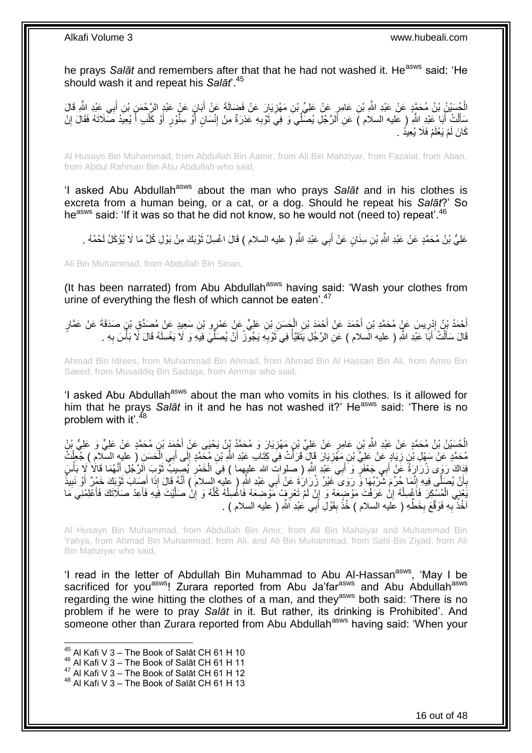he prays *Salāt* and remembers after that that he had not washed it. He[asws] said: 'He should wash it and repeat his *Salāt*'.[45]

الْحُسَيْنُ بْنُ مُحَمَّدٍ عَنْ عَبْدِ اللَّهِ بْنِ عَامِرٍ عَنْ عَلِيِّ بْنِ مَهْزِيَارَ عَنْ فَضَالَةَ عَنْ أَبَانٍ عَنْ عَبْدِ الرَّحْمَنِ بْنِ أَبِي عَبْدِ اللَّهِ قَالَ سَأَلْتُ أَبَا عَبْدِ اللَّهِ ( عليه السلام ) عَنِ الرَّجُلِ يُصَلِّي وَ فِي ثَوْبِهِ عَذِرَةٌ مِنْ إِنْسَانٍ أَوْ سِنَّوْرٍ أَوْ كَلْبٍ أَ يُعِيدُ صَلَاتَهُ فَقَالَ إِنْ كَانَ لَمْ يَعْلَمْ فَلَا يُعِيدُ .

Al Husayn Bin Muhammad, from Abdullah Bin Aamir, from Ali Bin Mahziyar, from Fazalat, from Aban, from Abdul Rahman Bin Abu Abdullah who said,

'I asked Abu Abdullah[asws] about the man who prays *Salāt* and in his clothes is excreta from a human being, or a cat, or a dog. Should he repeat his *Salāt*?' So he[asws] said: 'If it was so that he did not know, so he would not (need to) repeat'.[46]

عَلِيُّ بْنُ مُحَمَّدٍ عَنْ عَبْدِ اللَّهِ بْنِ سِنَانٍ عَنْ أَبِي عَبْدِ اللَّهِ ( عليه السلام ) قَالَ اغْسِلْ ثَوْبَكَ مِنْ بَوْلِ كُلِّ مَا لَا يُؤْكَلُ لَحْمُهُ .

Ali Bin Muhammad, from Abdullah Bin Sinan,

(It has been narrated) from Abu Abdullah[asws] having said: 'Wash your clothes from urine of everything the flesh of which cannot be eaten'.[47]

أَحْمَدُ بْنُ إِدْرِيسَ عَنْ مُحَمَّدِ بْنِ أَحْمَدَ عَنْ أَحْمَدَ بْنِ الْحَسَنِ بْنِ عَلِيٍّ عَنْ عَمْرِو بْنِ سَعِيدٍ عَنْ مُصَدِّقِ بْنِ صَدَقَةَ عَنْ عَمَّارٍ قَالَ سَأَلْتُ أَبَا عَبْدِ اللَّهِ ( عليه السلام ) عَنِ الرَّجُلِ يَتَقَيَّأُ فِي ثَوْبِهِ يَجُوزُ أَنْ يُصَلِّيَ فِيهِ وَ لَا يَغْسِلَهُ قَالَ لَا بَأْسَ بِهِ .

Ahmad Bin Idrees, from Muhammad Bin Ahmad, from Ahmad Bin Al Hassan Bin Ali, from Amro Bin Saeed, from Musaddiq Bin Sadaqa, from Ammar who said,

'I asked Abu Abdullah[asws] about the man who vomits in his clothes. Is it allowed for him that he prays *Salāt* in it and he has not washed it?' He[asws] said: 'There is no problem with it'.[48]

الْحُسَيْنُ بْنُ مُحَمَّدٍ عَنْ عَبْدِ اللَّهِ بْنِ عَامِرٍ عَنْ عَلِيِّ بْنِ مَهْزِيَارَ وَ مُحَمَّدُ بْنُ يَحْيَى عَنْ أَحْمَدَ بْنِ مُحَمَّدٍ عَنْ عَلِيٍّ وَ عَلِيُّ بْنُ مُحَمَّدٍ عَنْ سَهْلِ بْنِ زِيَادٍ عَنْ عَلِيِّ بْنِ مَهْزِيَارَ قَالَ قَرَأْتُ فِي كِتَابِ عَبْدِ اللَّهِ بْنِ مُحَمَّدٍ إِلَى أَبِي الْحَسَنِ ( عليه السلام ) جُعِلْتُ فِدَاكَ رَوَى زُرَارَةُ عَنْ أَبِي جَعْفَرٍ وَ أَبِي عَبْدِ اللَّهِ ( صلوات الله عليهما ) فِي الْخَمْرِ يُصِيبُ ثَوْبَ الرَّجُلِ أَنَّهُمَا قَالَا لَا بَأْسَ بِأَنْ يُصَلِّيَ فِيهِ إِنَّمَا حُرِّمَ شُرْبُهَا وَ رَوَى غَيْرُ زُرَارَةَ عَنْ أَبِي عَبْدِ اللَّهِ ( عليه السلام ) أَنَّهُ قَالَ إِذَا أَصَابَ ثَوْبَكَ خَمْرٌ أَوْ نَبِيذٌ يَعْنِي الْمُسْكِرَ فَاغْسِلْهُ إِنْ عَرَفْتَ مَوْضِعَهُ وَ إِنْ لَمْ تَعْرِفْ مَوْضِعَهُ فَاغْسِلْهُ كُلَّهُ وَ إِنْ صَلَّيْتَ فِيهِ فَأَعِدْ صَلَاتَكَ فَأَعْلِمْنِي مَا آخُذُ بِهِ فَوَقَّعَ بِخَطِّهِ ( عليه السلام ) خُذْ بِقَوْلِ أَبِي عَبْدِ اللَّهِ ( عليه السلام ) .

Al Husayn Bin Muhammad, from Abdullah Bin Amir, from Ali Bin Mahziyar and Muhammad Bin Yahya, from Ahmad Bin Muhammad, from Ali, and Ali Bin Muhammad, from Sahl Bin Ziyad, from Ali Bin Mahziyar who said,

'I read in the letter of Abdullah Bin Muhammad to Abu Al-Hassan[asws], 'May I be sacrificed for you[asws]! Zurara reported from Abu Ja'far[asws] and Abu Abdullah[asws] regarding the wine hitting the clothes of a man, and they[asws] both said: 'There is no problem if he were to pray *Salāt* in it. But rather, its drinking is Prohibited'. And someone other than Zurara reported from Abu Abdullah[asws] having said: 'When your

[45] Al Kafi V 3 – The Book of Salāt CH 61 H 10
[46] Al Kafi V 3 – The Book of Salāt CH 61 H 11
[47] Al Kafi V 3 – The Book of Salāt CH 61 H 12
[48] Al Kafi V 3 – The Book of Salāt CH 61 H 13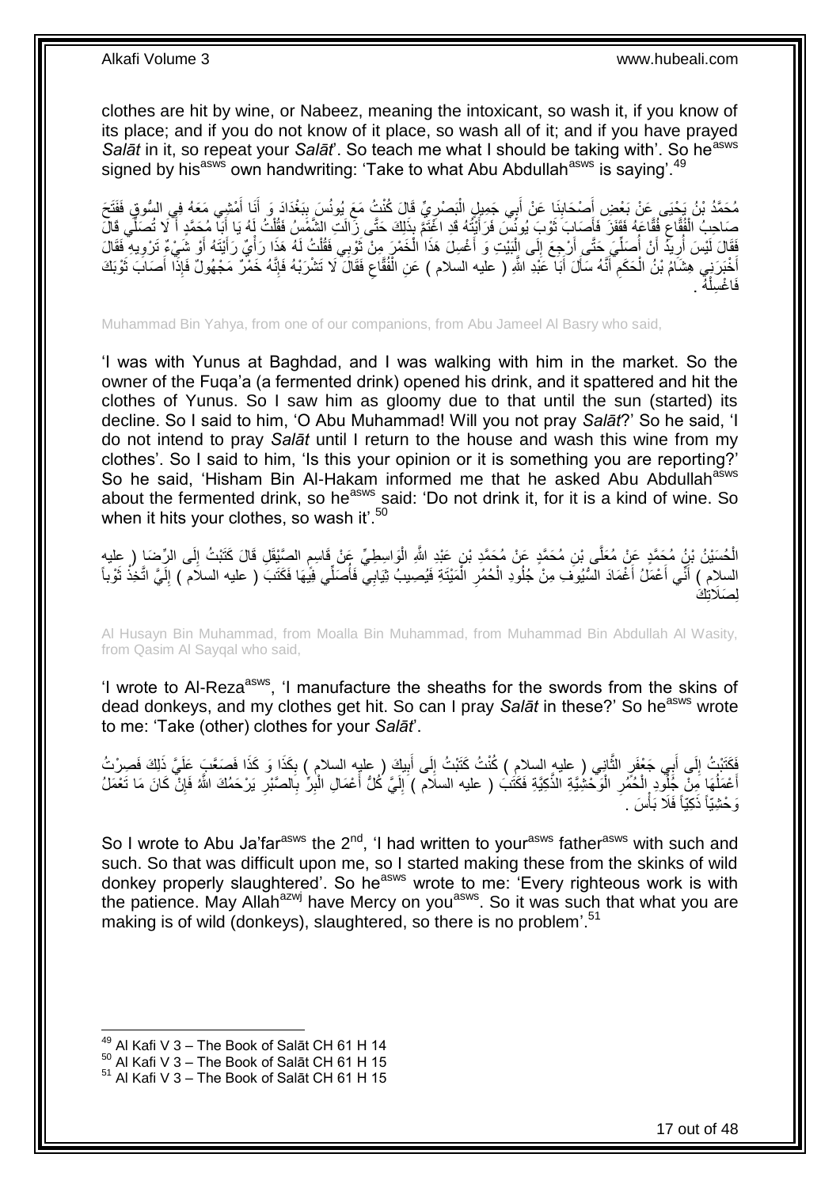clothes are hit by wine, or Nabeez, meaning the intoxicant, so wash it, if you know of its place; and if you do not know of it place, so wash all of it; and if you have prayed *Salāt* in it, so repeat your *Salāt*'. So teach me what I should be taking with'. So he[asws] signed by his[asws] own handwriting: 'Take to what Abu Abdullah[asws] is saying'.[49]

مُحَمَّدُ بْنُ يَحْيَى عَنْ بَعْضِ أَصْحَابِنَا عَنْ أَبِي جَمِيلٍ الْبَصْرِيِّ قَالَ كُنْتُ مَعَ يُونُسَ بِبَغْدَادَ وَ أَنَا أَمْشِي مَعَهُ فِي السُّوقِ فَفَتَحَ صَاحِبُ الْفُقَّاعِ فُقَّاعَهُ فَقَفَزَ فَأَصَابَ ثَوْبَ يُونُسَ فَرَأَيْتُهُ قَدِ اغْتَمَّ بِذَلِكَ حَتَّى زَالَتِ الشَّمْسُ فَقُلْتُ لَهُ يَا أَبَا مُحَمَّدٍ أَ لَا تُصَلِّي قَالَ فَقَالَ لَيْسَ أُرِيدُ أَنْ أُصَلِّيَ حَتَّى أَرْجِعَ إِلَى الْبَيْتِ وَ أَغْسِلَ هَذَا الْخَمْرَ مِنْ ثَوْبِي فَقُلْتُ لَهُ هَذَا رَأْيٌ رَأَيْتَهُ أَوْ شَيْءٌ تَرْوِيهِ فَقَالَ أَخْبَرَنِي هِشَامُ بْنُ الْحَكَمِ أَنَّهُ سَأَلَ أَبَا عَبْدِ اللَّهِ ( عليه السلام ) عَنِ الْفُقَّاعِ فَقَالَ لَا تَشْرَبْهُ فَإِنَّهُ خَمْرٌ مَجْهُولٌ فَإِذَا أَصَابَ ثَوْبَكَ فَاغْسِلْهُ .

Muhammad Bin Yahya, from one of our companions, from Abu Jameel Al Basry who said,

'I was with Yunus at Baghdad, and I was walking with him in the market. So the owner of the Fuqa'a (a fermented drink) opened his drink, and it spattered and hit the clothes of Yunus. So I saw him as gloomy due to that until the sun (started) its decline. So I said to him, 'O Abu Muhammad! Will you not pray *Salāt*?' So he said, 'I do not intend to pray *Salāt* until I return to the house and wash this wine from my clothes'. So I said to him, 'Is this your opinion or it is something you are reporting?' So he said, 'Hisham Bin Al-Hakam informed me that he asked Abu Abdullah[asws] about the fermented drink, so he[asws] said: 'Do not drink it, for it is a kind of wine. So when it hits your clothes, so wash it'.[50]

الْحُسَيْنُ بْنُ مُحَمَّدٍ عَنْ مُعَلَّى بْنِ مُحَمَّدٍ عَنْ مُحَمَّدِ بْنِ عَبْدِ اللَّهِ الْوَاسِطِيِّ عَنْ قَاسِمٍ الصَّيْقَلِ قَالَ كَتَبْتُ إِلَى الرِّضَا ( عليه السلام ) أَنِّي أَعْمَلُ أَغْمَادَ السُّيُوفِ مِنْ جُلُودِ الْحُمُرِ الْمَيْتَةِ فَيُصِيبُ ثِيَابِي فَأُصَلِّي فِيهَا فَكَتَبَ ( عليه السلام ) إِلَيَّ اتَّخِذْ ثَوْباً لِصَلَاتِكَ

Al Husayn Bin Muhammad, from Moalla Bin Muhammad, from Muhammad Bin Abdullah Al Wasity, from Qasim Al Sayqal who said,

'I wrote to Al-Reza[asws], 'I manufacture the sheaths for the swords from the skins of dead donkeys, and my clothes get hit. So can I pray *Salāt* in these?' So he[asws] wrote to me: 'Take (other) clothes for your *Salāt*'.

فَكَتَبْتُ إِلَى أَبِي جَعْفَرٍ الثَّانِي ( عليه السلام ) كُنْتُ كَتَبْتُ إِلَى أَبِيكَ ( عليه السلام ) بِكَذَا وَ كَذَا فَصَعُبَ عَلَيَّ ذَلِكَ فَصِرْتُ أَعْمَلُهَا مِنْ جُلُودِ الْحُمُرِ الْوَحْشِيَّةِ الذَّكِيَّةِ فَكَتَبَ ( عليه السلام ) إِلَيَّ كُلُّ أَعْمَالِ الْبِرِّ بِالصَّبْرِ يَرْحَمُكَ اللَّهُ فَإِنْ كَانَ مَا تَعْمَلُ وَحْشِيّاً ذَكِيّاً فَلَا بَأْسَ .

So I wrote to Abu Ja'far[asws] the 2[nd], 'I had written to your[asws] father[asws] with such and such. So that was difficult upon me, so I started making these from the skinks of wild donkey properly slaughtered'. So he[asws] wrote to me: 'Every righteous work is with the patience. May Allah[azwj] have Mercy on you[asws]. So it was such that what you are making is of wild (donkeys), slaughtered, so there is no problem'.[51]

---

[49] Al Kafi V 3 – The Book of Salāt CH 61 H 14
[50] Al Kafi V 3 – The Book of Salāt CH 61 H 15
[51] Al Kafi V 3 – The Book of Salāt CH 61 H 15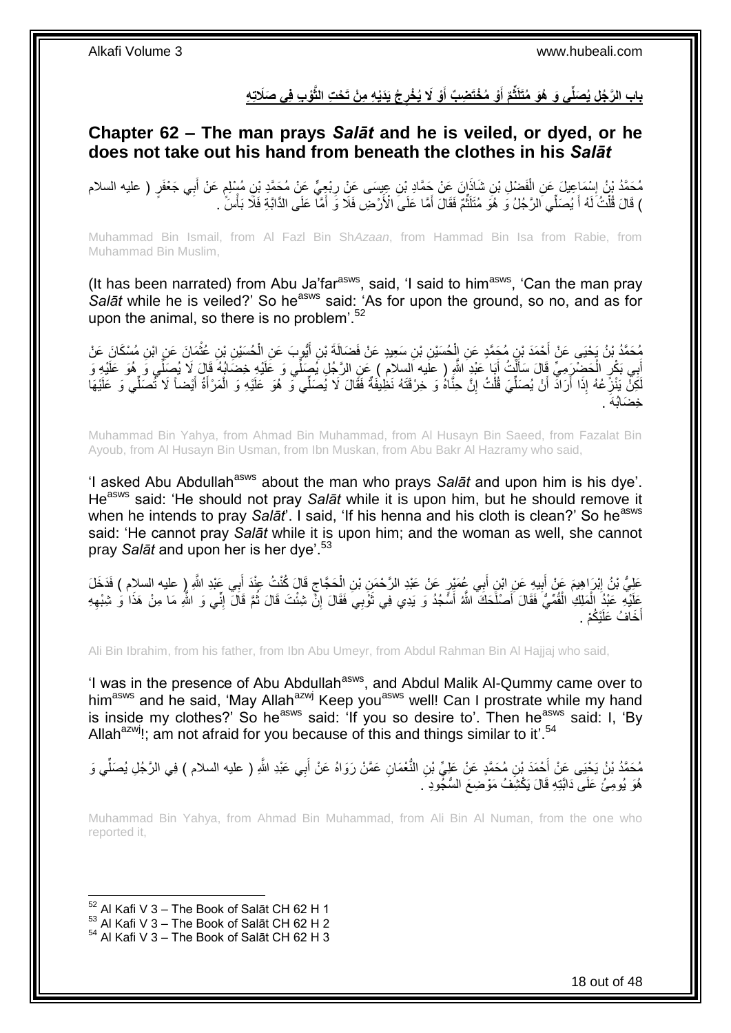## بابِ الرَّجُلِ يُصَلِّي وَ هُوَ مُتَلَثِّمٌ أَوْ مُخْتَضِبٌ أَوْ لَا يُخْرِجُ يَدَيْهِ مِنْ تَحْتِ الثَّوْبِ فِي صَلَاتِهِ

## Chapter 62 – The man prays *Salāt* and he is veiled, or dyed, or he does not take out his hand from beneath the clothes in his *Salāt*

مُحَمَّدُ بْنُ إِسْمَاعِيلَ عَنِ الْفَضْلِ بْنِ شَاذَانَ عَنْ حَمَّادِ بْنِ عِيسَى عَنْ رِبْعِيٍّ عَنْ مُحَمَّدِ بْنِ مُسْلِمٍ عَنْ أَبِي جَعْفَرٍ ( عليه السلام ) قَالَ قُلْتُ لَهُ أَ يُصَلِّي الرَّجُلُ وَ هُوَ مُتَلَثِّمٌ فَقَالَ أَمَّا عَلَى الْأَرْضِ فَلَا وَ أَمَّا عَلَى الدَّابَّةِ فَلَا بَأْسَ .

Muhammad Bin Ismail, from Al Fazl Bin Sh*Azaan*, from Hammad Bin Isa from Rabie, from Muhammad Bin Muslim,

(It has been narrated) from Abu Ja'far[asws], said, 'I said to him[asws], 'Can the man pray *Salāt* while he is veiled?' So he[asws] said: 'As for upon the ground, so no, and as for upon the animal, so there is no problem'.[52]

مُحَمَّدُ بْنُ يَحْيَى عَنْ أَحْمَدَ بْنِ مُحَمَّدٍ عَنِ الْحُسَيْنِ بْنِ سَعِيدٍ عَنْ فَضَالَةَ بْنِ أَيُّوبَ عَنِ الْحُسَيْنِ بْنِ عُثْمَانَ عَنِ ابْنِ مُسْكَانَ عَنْ أَبِي بَكْرٍ الْحَضْرَمِيِّ قَالَ سَأَلْتُ أَبَا عَبْدِ اللَّهِ ( عليه السلام ) عَنِ الرَّجُلِ يُصَلِّي وَ عَلَيْهِ خِضَابُهُ قَالَ لَا يُصَلِّي وَ هُوَ عَلَيْهِ وَ لَكِنْ يَنْزِعُهُ إِذَا أَرَادَ أَنْ يُصَلِّيَ قُلْتُ إِنَّ حِنَّاهُ وَ خِرْقَتَهُ نَظِيفَةٌ فَقَالَ لَا يُصَلِّي وَ هُوَ عَلَيْهِ وَ الْمَرْأَةُ أَيْضاً لَا تُصَلِّي وَ عَلَيْهَا خِضَابُهَا .

Muhammad Bin Yahya, from Ahmad Bin Muhammad, from Al Husayn Bin Saeed, from Fazalat Bin Ayoub, from Al Husayn Bin Usman, from Ibn Muskan, from Abu Bakr Al Hazramy who said,

'I asked Abu Abdullah[asws] about the man who prays *Salāt* and upon him is his dye'. He[asws] said: 'He should not pray *Salāt* while it is upon him, but he should remove it when he intends to pray *Salāt*'. I said, 'If his henna and his cloth is clean?' So he[asws] said: 'He cannot pray *Salāt* while it is upon him; and the woman as well, she cannot pray *Salāt* and upon her is her dye'.[53]

عَلِيُّ بْنُ إِبْرَاهِيمَ عَنْ أَبِيهِ عَنِ ابْنِ أَبِي عُمَيْرٍ عَنْ عَبْدِ الرَّحْمَنِ بْنِ الْحَجَّاجِ قَالَ كُنْتُ عِنْدَ أَبِي عَبْدِ اللَّهِ ( عليه السلام ) فَدَخَلَ عَلَيْهِ عَبْدُ الْمَلِكِ الْقُمِّيُّ فَقَالَ أَصْلَحَكَ اللَّهُ أَسْجُدُ وَ يَدِي فِي ثَوْبِي فَقَالَ إِنْ شِئْتَ قَالَ ثُمَّ قَالَ إِنِّي وَ اللَّهِ مَا مِنْ هَذَا وَ شِبْهِهِ أَخَافُ عَلَيْكُمْ .

Ali Bin Ibrahim, from his father, from Ibn Abu Umeyr, from Abdul Rahman Bin Al Hajjaj who said,

'I was in the presence of Abu Abdullah[asws], and Abdul Malik Al-Qummy came over to him[asws] and he said, 'May Allah[azwj] Keep you[asws] well! Can I prostrate while my hand is inside my clothes?' So he[asws] said: 'If you so desire to'. Then he[asws] said: I, 'By Allah[azwj]!; am not afraid for you because of this and things similar to it'.[54]

مُحَمَّدُ بْنُ يَحْيَى عَنْ أَحْمَدَ بْنِ مُحَمَّدٍ عَنْ عَلِيِّ بْنِ النُّعْمَانِ عَمَّنْ رَوَاهُ عَنْ أَبِي عَبْدِ اللَّهِ ( عليه السلام ) فِي الرَّجُلِ يُصَلِّي وَ هُوَ يُومِئُ عَلَى دَابَّتِهِ قَالَ يَكْشِفُ مَوْضِعَ السُّجُودِ .

Muhammad Bin Yahya, from Ahmad Bin Muhammad, from Ali Bin Al Numan, from the one who reported it,

---

[52] Al Kafi V 3 – The Book of Salāt CH 62 H 1
[53] Al Kafi V 3 – The Book of Salāt CH 62 H 2
[54] Al Kafi V 3 – The Book of Salāt CH 62 H 3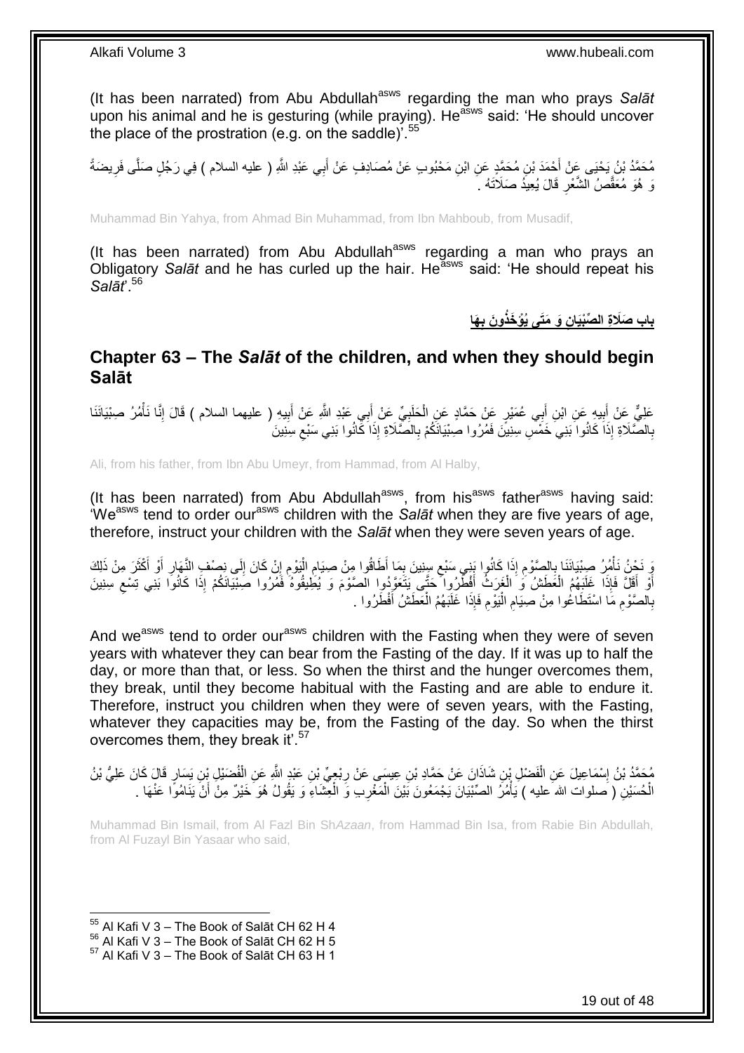(It has been narrated) from Abu Abdullah[asws] regarding the man who prays *Salāt* upon his animal and he is gesturing (while praying). He[asws] said: 'He should uncover the place of the prostration (e.g. on the saddle)'.[55]

مُحَمَّدُ بْنُ يَحْيَى عَنْ أَحْمَدَ بْنِ مُحَمَّدٍ عَنِ ابْنِ مَحْبُوبٍ عَنْ مُصَادِفٍ عَنْ أَبِي عَبْدِ اللَّهِ ( عليه السلام ) فِي رَجُلٍ صَلَّى فَرِيضَةً وَ هُوَ مُعَقِّصُ الشَّعْرِ قَالَ يُعِيدُ صَلَاتَهُ .

Muhammad Bin Yahya, from Ahmad Bin Muhammad, from Ibn Mahboub, from Musadif,

(It has been narrated) from Abu Abdullah[asws] regarding a man who prays an Obligatory *Salāt* and he has curled up the hair. He[asws] said: 'He should repeat his *Salāt*'.[56]

## باب صَلَاةِ الصِّبْيَانِ وَ مَتَى يُؤْخَذُونَ بِهَا

## Chapter 63 – The *Salāt* of the children, and when they should begin Salāt

عَلِيٌّ عَنْ أَبِيهِ عَنِ ابْنِ أَبِي عُمَيْرٍ عَنْ حَمَّادٍ عَنِ الْحَلَبِيِّ عَنْ أَبِي عَبْدِ اللَّهِ عَنْ أَبِيهِ ( عليهما السلام ) قَالَ إِنَّا نَأْمُرُ صِبْيَانَنَا بِالصَّلَاةِ إِذَا كَانُوا بَنِي خَمْسِ سِنِينَ فَمُرُوا صِبْيَانَكُمْ بِالصَّلَاةِ إِذَا كَانُوا بَنِي سَبْعِ سِنِينَ

Ali, from his father, from Ibn Abu Umeyr, from Hammad, from Al Halby,

(It has been narrated) from Abu Abdullah[asws], from his[asws] father[asws] having said: 'We[asws] tend to order our[asws] children with the *Salāt* when they are five years of age, therefore, instruct your children with the *Salāt* when they were seven years of age.

وَ نَحْنُ نَأْمُرُ صِبْيَانَنَا بِالصَّوْمِ إِذَا كَانُوا بَنِي سَبْعِ سِنِينَ بِمَا أَطَاقُوا مِنْ صِيَامِ الْيَوْمِ إِنْ كَانَ إِلَى نِصْفِ النَّهَارِ أَوْ أَكْثَرَ مِنْ ذَلِكَ أَوْ أَقَلَّ فَإِذَا غَلَبَهُمُ الْعَطَشُ وَ الْغَرَثُ أَفْطَرُوا حَتَّى يَتَعَوَّدُوا الصَّوْمَ وَ يُطِيقُوهُ فَمُرُوا صِبْيَانَكُمْ إِذَا كَانُوا بَنِي تِسْعِ سِنِينَ بِالصَّوْمِ مَا اسْتَطَاعُوا مِنْ صِيَامِ الْيَوْمِ فَإِذَا غَلَبَهُمُ الْعَطَشُ أَفْطَرُوا .

And we[asws] tend to order our[asws] children with the Fasting when they were of seven years with whatever they can bear from the Fasting of the day. If it was up to half the day, or more than that, or less. So when the thirst and the hunger overcomes them, they break, until they become habitual with the Fasting and are able to endure it. Therefore, instruct you children when they were of seven years, with the Fasting, whatever they capacities may be, from the Fasting of the day. So when the thirst overcomes them, they break it'.[57]

مُحَمَّدُ بْنُ إِسْمَاعِيلَ عَنِ الْفَضْلِ بْنِ شَاذَانَ عَنْ حَمَّادِ بْنِ عِيسَى عَنْ رِبْعِيِّ بْنِ عَبْدِ اللَّهِ عَنِ الْفُضَيْلِ بْنِ يَسَارٍ قَالَ كَانَ عَلِيُّ بْنُ الْحُسَيْنِ ( صلوات الله عليه ) يَأْمُرُ الصِّبْيَانَ يَجْمَعُونَ بَيْنَ الْمَغْرِبِ وَ الْعِشَاءِ وَ يَقُولُ هُوَ خَيْرٌ مِنْ أَنْ يَنَامُوا عَنْهَا .

Muhammad Bin Ismail, from Al Fazl Bin Sh*Azaan*, from Hammad Bin Isa, from Rabie Bin Abdullah, from Al Fuzayl Bin Yasaar who said,

[55] Al Kafi V 3 – The Book of Salāt CH 62 H 4
[56] Al Kafi V 3 – The Book of Salāt CH 62 H 5
[57] Al Kafi V 3 – The Book of Salāt CH 63 H 1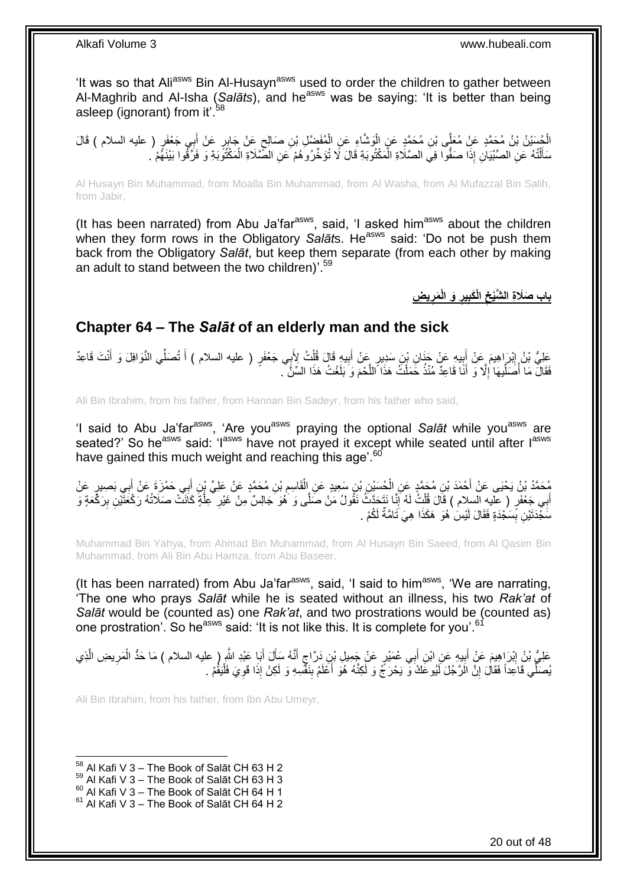'It was so that Ali[asws] Bin Al-Husayn[asws] used to order the children to gather between Al-Maghrib and Al-Isha (*Salāt*s), and he[asws] was be saying: 'It is better than being asleep (ignorant) from it'.[58]

الْحُسَيْنُ بْنُ مُحَمَّدٍ عَنْ مُعَلَّى بْنِ مُحَمَّدٍ عَنِ الْوَشَّاءِ عَنِ الْمُفَضَّلِ بْنِ صَالِحٍ عَنْ جَابِرٍ عَنْ أَبِي جَعْفَرٍ ( عليه السلام ) قَالَ سَأَلْتُهُ عَنِ الصِّبْيَانِ إِذَا صَفُّوا فِي الصَّلَاةِ الْمَكْتُوبَةِ قَالَ لَا تُؤَخِّرُوهُمْ عَنِ الصَّلَاةِ الْمَكْتُوبَةِ وَ فَرِّقُوا بَيْنَهُمْ .

Al Husayn Bin Muhammad, from Moalla Bin Muhammad, from Al Washa, from Al Mufazzal Bin Salih, from Jabir,

(It has been narrated) from Abu Ja'far[asws], said, 'I asked him[asws] about the children when they form rows in the Obligatory *Salāt*s. He[asws] said: 'Do not be push them back from the Obligatory *Salāt*, but keep them separate (from each other by making an adult to stand between the two children)'.[59]

## باب صَلَاةِ الشَّيْخِ الْكَبِيرِ وَ الْمَرِيضِ

## Chapter 64 – The *Salāt* of an elderly man and the sick

عَلِيُّ بْنُ إِبْرَاهِيمَ عَنْ أَبِيهِ عَنْ حَنَانِ بْنِ سَدِيرٍ عَنْ أَبِيهِ قَالَ قُلْتُ لِأَبِي جَعْفَرٍ ( عليه السلام ) أَ تُصَلِّي النَّوَافِلَ وَ أَنْتَ قَاعِدٌ فَقَالَ مَا أُصَلِّيهَا إِلَّا وَ أَنَا قَاعِدٌ مُنْذُ حَمَلْتُ هَذَا اللَّحْمَ وَ بَلَغْتُ هَذَا السِّنَّ .

Ali Bin Ibrahim, from his father, from Hannan Bin Sadeyr, from his father who said,

'I said to Abu Ja'far[asws], 'Are you[asws] praying the optional *Salāt* while you[asws] are seated?' So he[asws] said: 'I[asws] have not prayed it except while seated until after I[asws] have gained this much weight and reaching this age'.[60]

مُحَمَّدُ بْنُ يَحْيَى عَنْ أَحْمَدَ بْنِ مُحَمَّدٍ عَنِ الْحُسَيْنِ بْنِ سَعِيدٍ عَنِ الْقَاسِمِ بْنِ مُحَمَّدٍ عَنْ عَلِيِّ بْنِ أَبِي حَمْزَةَ عَنْ أَبِي بَصِيرٍ عَنْ أَبِي جَعْفَرٍ ( عليه السلام ) قَالَ قُلْتُ لَهُ إِنَّا نَتَحَدَّثُ نَقُولُ مَنْ صَلَّى وَ هُوَ جَالِسٌ مِنْ غَيْرِ عِلَّةٍ كَانَتْ صَلَاتُهُ رَكْعَتَيْنِ بِرَكْعَةٍ وَ سَجْدَتَيْنِ بِسَجْدَةٍ فَقَالَ لَيْسَ هُوَ هَكَذَا هِيَ تَامَّةٌ لَكُمْ .

Muhammad Bin Yahya, from Ahmad Bin Muhammad, from Al Husayn Bin Saeed, from Al Qasim Bin Muhammad, from Ali Bin Abu Hamza, from Abu Baseer,

(It has been narrated) from Abu Ja'far[asws], said, 'I said to him[asws], 'We are narrating, 'The one who prays *Salāt* while he is seated without an illness, his two *Rak'at* of *Salāt* would be (counted as) one *Rak'at*, and two prostrations would be (counted as) one prostration'. So he[asws] said: 'It is not like this. It is complete for you'.[61]

عَلِيُّ بْنُ إِبْرَاهِيمَ عَنْ أَبِيهِ عَنِ ابْنِ أَبِي عُمَيْرٍ عَنْ جَمِيلِ بْنِ دَرَّاجٍ أَنَّهُ سَأَلَ أَبَا عَبْدِ اللَّهِ ( عليه السلام ) مَا حَدُّ الْمَرِيضِ الَّذِي يُصَلِّي قَاعِداً فَقَالَ إِنَّ الرَّجُلَ لَيُوعَكُ وَ يَحْرَجُ وَ لَكِنَّهُ هُوَ أَعْلَمُ بِنَفْسِهِ وَ لَكِنْ إِذَا قَوِيَ فَلْيَقُمْ .

Ali Bin Ibrahim, from his father, from Ibn Abu Umeyr,

[58] Al Kafi V 3 – The Book of Salāt CH 63 H 2
[59] Al Kafi V 3 – The Book of Salāt CH 63 H 3
[60] Al Kafi V 3 – The Book of Salāt CH 64 H 1
[61] Al Kafi V 3 – The Book of Salāt CH 64 H 2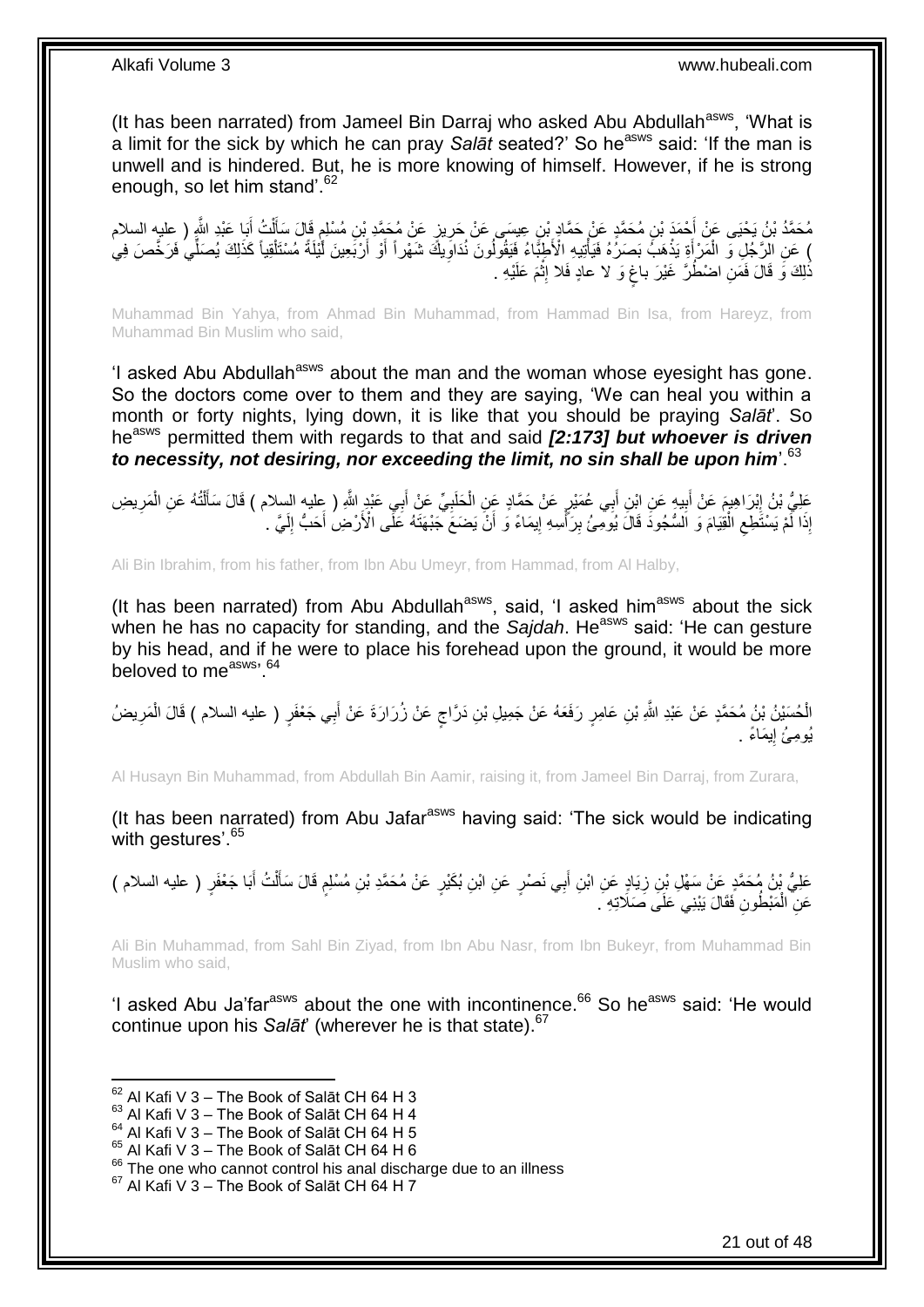(It has been narrated) from Jameel Bin Darraj who asked Abu Abdullah[asws], 'What is a limit for the sick by which he can pray *Salāt* seated?' So he[asws] said: 'If the man is unwell and is hindered. But, he is more knowing of himself. However, if he is strong enough, so let him stand'.[62]

مُحَمَّدُ بْنُ يَحْيَى عَنْ أَحْمَدَ بْنِ مُحَمَّدٍ عَنْ حَمَّادِ بْنِ عِيسَى عَنْ حَرِيزٍ عَنْ مُحَمَّدِ بْنِ مُسْلِمٍ قَالَ سَأَلْتُ أَبَا عَبْدِ اللَّهِ ( عليه السلام ) عَنِ الرَّجُلِ وَ الْمَرْأَةِ يَذْهَبُ بَصَرُهُ فَيَأْتِيهِ الْأَطِبَّاءُ فَيَقُولُونَ نُدَاوِيكَ شَهْراً أَوْ أَرْبَعِينَ لَيْلَةً مُسْتَلْقِياً كَذَلِكَ يُصَلِّي فَرَخَّصَ فِي ذَلِكَ وَ قَالَ فَمَنِ اضْطُرَّ غَيْرَ باغٍ وَ لا عادٍ فَلا إِثْمَ عَلَيْهِ .

Muhammad Bin Yahya, from Ahmad Bin Muhammad, from Hammad Bin Isa, from Hareyz, from Muhammad Bin Muslim who said,

'I asked Abu Abdullah[asws] about the man and the woman whose eyesight has gone. So the doctors come over to them and they are saying, 'We can heal you within a month or forty nights, lying down, it is like that you should be praying *Salāt*'. So he[asws] permitted them with regards to that and said ***[2:173] but whoever is driven to necessity, not desiring, nor exceeding the limit, no sin shall be upon him***'.[63]

عَلِيُّ بْنُ إِبْرَاهِيمَ عَنْ أَبِيهِ عَنِ ابْنِ أَبِي عُمَيْرٍ عَنْ حَمَّادٍ عَنِ الْحَلَبِيِّ عَنْ أَبِي عَبْدِ اللَّهِ ( عليه السلام ) قَالَ سَأَلْتُهُ عَنِ الْمَرِيضِ إِذَا لَمْ يَسْتَطِعِ الْقِيَامَ وَ السُّجُودَ قَالَ يُومِئُ بِرَأْسِهِ إِيمَاءً وَ أَنْ يَضَعَ جَبْهَتَهُ عَلَى الْأَرْضِ أَحَبُّ إِلَيَّ .

Ali Bin Ibrahim, from his father, from Ibn Abu Umeyr, from Hammad, from Al Halby,

(It has been narrated) from Abu Abdullah[asws], said, 'I asked him[asws] about the sick when he has no capacity for standing, and the *Sajdah*. He[asws] said: 'He can gesture by his head, and if he were to place his forehead upon the ground, it would be more beloved to me[asws]'.[64]

الْحُسَيْنُ بْنُ مُحَمَّدٍ عَنْ عَبْدِ اللَّهِ بْنِ عَامِرٍ رَفَعَهُ عَنْ جَمِيلِ بْنِ دَرَّاجٍ عَنْ زُرَارَةَ عَنْ أَبِي جَعْفَرٍ ( عليه السلام ) قَالَ الْمَرِيضُ يُومِئُ إِيمَاءً .

Al Husayn Bin Muhammad, from Abdullah Bin Aamir, raising it, from Jameel Bin Darraj, from Zurara,

(It has been narrated) from Abu Jafar[asws] having said: 'The sick would be indicating with gestures'.[65]

عَلِيُّ بْنُ مُحَمَّدٍ عَنْ سَهْلِ بْنِ زِيَادٍ عَنِ ابْنِ أَبِي نَصْرٍ عَنِ ابْنِ بُكَيْرٍ عَنْ مُحَمَّدِ بْنِ مُسْلِمٍ قَالَ سَأَلْتُ أَبَا جَعْفَرٍ ( عليه السلام ) عَنِ الْمَبْطُونِ فَقَالَ يَبْنِي عَلَى صَلَاتِهِ .

Ali Bin Muhammad, from Sahl Bin Ziyad, from Ibn Abu Nasr, from Ibn Bukeyr, from Muhammad Bin Muslim who said,

'I asked Abu Ja'far[asws] about the one with incontinence.[66] So he[asws] said: 'He would continue upon his *Salāt*' (wherever he is that state).[67]

[62] Al Kafi V 3 – The Book of Salāt CH 64 H 3
[63] Al Kafi V 3 – The Book of Salāt CH 64 H 4
[64] Al Kafi V 3 – The Book of Salāt CH 64 H 5
[65] Al Kafi V 3 – The Book of Salāt CH 64 H 6
[66] The one who cannot control his anal discharge due to an illness
[67] Al Kafi V 3 – The Book of Salāt CH 64 H 7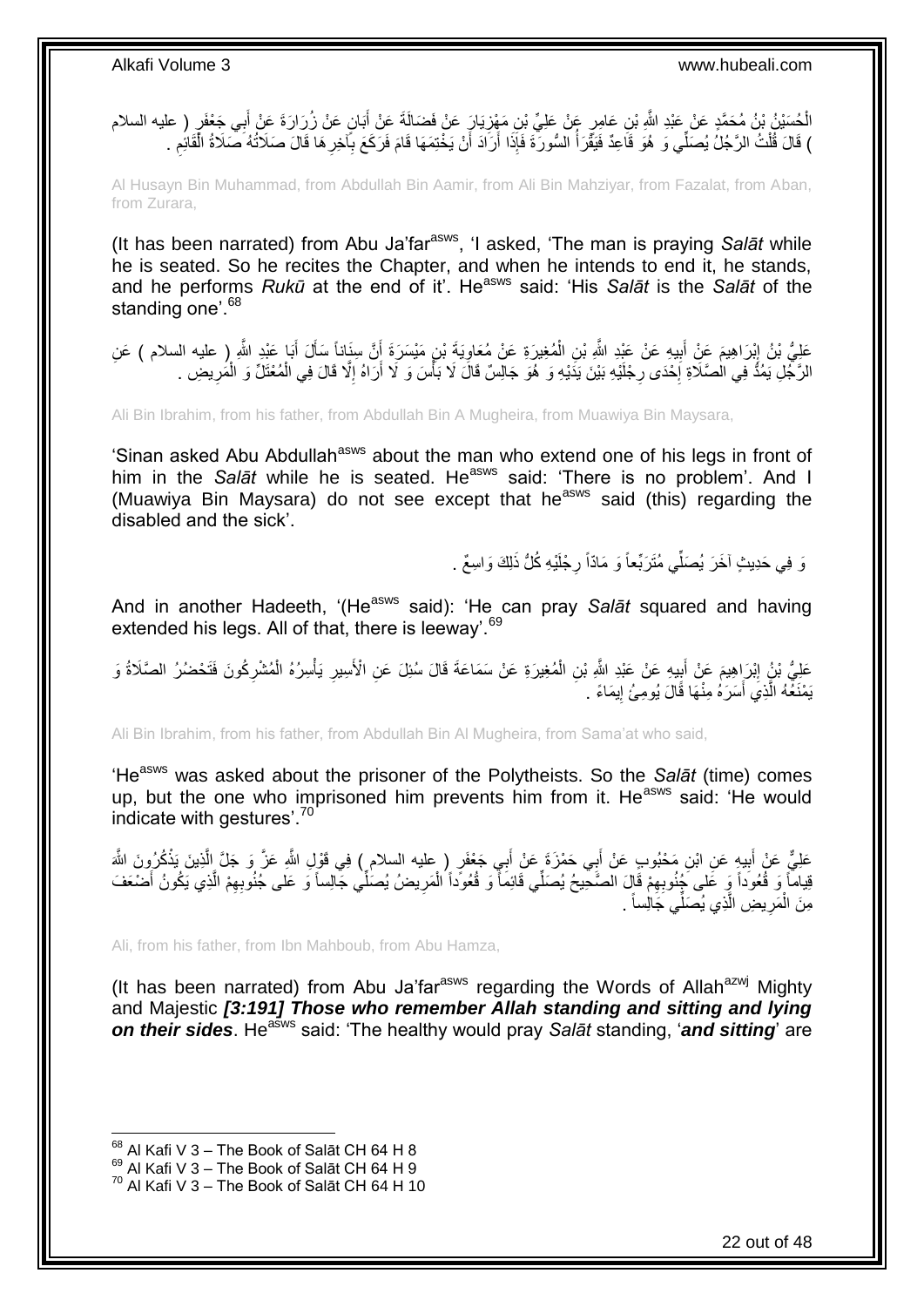الْحُسَيْنُ بْنُ مُحَمَّدٍ عَنْ عَبْدِ اللَّهِ بْنِ عَامِرٍ عَنْ عَلِيِّ بْنِ مَهْزِيَارَ عَنْ فَضَالَةَ عَنْ أَبَانٍ عَنْ زُرَارَةَ عَنْ أَبِي جَعْفَرٍ ( عليه السلام ) قَالَ قُلْتُ الرَّجُلُ يُصَلِّي وَ هُوَ قَاعِدٌ فَيَقْرَأُ السُّورَةَ فَإِذَا أَرَادَ أَنْ يَخْتِمَهَا قَامَ فَرَكَعَ بِآخِرِهَا قَالَ صَلَاتُهُ صَلَاةُ الْقَائِمِ .

Al Husayn Bin Muhammad, from Abdullah Bin Aamir, from Ali Bin Mahziyar, from Fazalat, from Aban, from Zurara,

(It has been narrated) from Abu Ja'far[asws], 'I asked, 'The man is praying *Salāt* while he is seated. So he recites the Chapter, and when he intends to end it, he stands, and he performs *Rukū* at the end of it'. He[asws] said: 'His *Salāt* is the *Salāt* of the standing one'.[68]

عَلِيُّ بْنُ إِبْرَاهِيمَ عَنْ أَبِيهِ عَنْ عَبْدِ اللَّهِ بْنِ الْمُغِيرَةِ عَنْ مُعَاوِيَةَ بْنِ مَيْسَرَةَ أَنَّ سِنَاناً سَأَلَ أَبَا عَبْدِ اللَّهِ ( عليه السلام ) عَنِ الرَّجُلِ يَمُدُّ فِي الصَّلَاةِ إِحْدَى رِجْلَيْهِ بَيْنَ يَدَيْهِ وَ هُوَ جَالِسٌ قَالَ لَا بَأْسَ وَ لَا أَرَاهُ إِلَّا قَالَ فِي الْمُعْتَلِّ وَ الْمَرِيضِ .

Ali Bin Ibrahim, from his father, from Abdullah Bin A Mugheira, from Muawiya Bin Maysara,

'Sinan asked Abu Abdullah[asws] about the man who extend one of his legs in front of him in the *Salāt* while he is seated. He[asws] said: 'There is no problem'. And I (Muawiya Bin Maysara) do not see except that he[asws] said (this) regarding the disabled and the sick'.

وَ فِي حَدِيثٍ آخَرَ يُصَلِّي مُتَرَبِّعاً وَ مَادّاً رِجْلَيْهِ كُلُّ ذَلِكَ وَاسِعٌ .

And in another Hadeeth, '(He[asws] said): 'He can pray *Salāt* squared and having extended his legs. All of that, there is leeway'.[69]

عَلِيُّ بْنُ إِبْرَاهِيمَ عَنْ أَبِيهِ عَنْ عَبْدِ اللَّهِ بْنِ الْمُغِيرَةِ عَنْ سَمَاعَةَ قَالَ سُئِلَ عَنِ الْأَسِيرِ يَأْسِرُهُ الْمُشْرِكُونَ فَتَحْضُرُ الصَّلَاةُ وَ يَمْنَعُهُ الَّذِي أَسَرَهُ مِنْهَا قَالَ يُومِئُ إِيمَاءً .

Ali Bin Ibrahim, from his father, from Abdullah Bin Al Mugheira, from Sama'at who said,

'He[asws] was asked about the prisoner of the Polytheists. So the *Salāt* (time) comes up, but the one who imprisoned him prevents him from it. He[asws] said: 'He would indicate with gestures'.[70]

عَلِيٌّ عَنْ أَبِيهِ عَنِ ابْنِ مَحْبُوبٍ عَنْ أَبِي حَمْزَةَ عَنْ أَبِي جَعْفَرٍ ( عليه السلام ) فِي قَوْلِ اللَّهِ عَزَّ وَ جَلَّ الَّذِينَ يَذْكُرُونَ اللَّهَ قِياماً وَ قُعُوداً وَ عَلى جُنُوبِهِمْ قَالَ الصَّحِيحُ يُصَلِّي قَائِماً وَ قُعُوداً الْمَرِيضُ يُصَلِّي جَالِساً وَ عَلى جُنُوبِهِمُ الَّذِي يَكُونُ أَضْعَفَ مِنَ الْمَرِيضِ الَّذِي يُصَلِّي جَالِساً .

Ali, from his father, from Ibn Mahboub, from Abu Hamza,

(It has been narrated) from Abu Ja'far[asws] regarding the Words of Allah[azwj] Mighty and Majestic ***[3:191] Those who remember Allah standing and sitting and lying on their sides***. He[asws] said: 'The healthy would pray *Salāt* standing, '***and sitting***' are

[68] Al Kafi V 3 – The Book of Salāt CH 64 H 8
[69] Al Kafi V 3 – The Book of Salāt CH 64 H 9
[70] Al Kafi V 3 – The Book of Salāt CH 64 H 10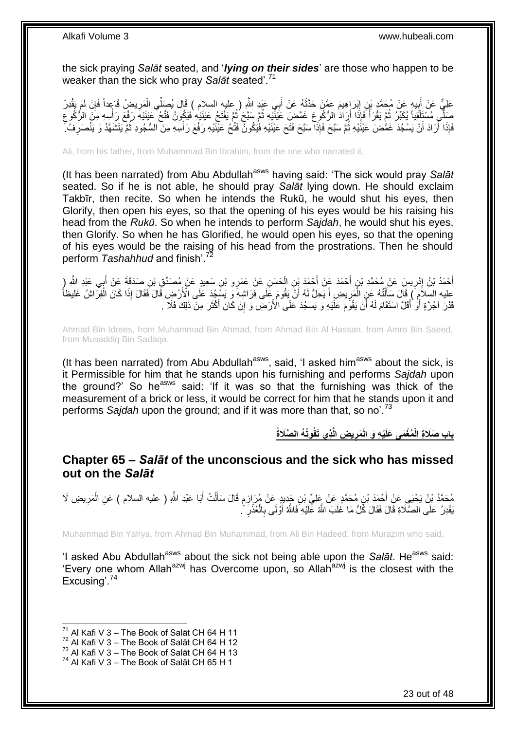the sick praying *Salāt* seated, and '*lying on their sides*' are those who happen to be weaker than the sick who pray *Salāt* seated'.[71]

عَلِيٌّ عَنْ أَبِيهِ عَنْ مُحَمَّدِ بْنِ إِبْرَاهِيمَ عَمَّنْ حَدَّثَهُ عَنْ أَبِي عَبْدِ اللَّهِ ( عليه السلام ) قَالَ يُصَلِّي الْمَرِيضُ قَاعِداً فَإِنْ لَمْ يَقْدِرْ صَلَّى مُسْتَلْقِياً يُكَبِّرُ ثُمَّ يَقْرَأُ فَإِذَا أَرَادَ الرُّكُوعَ غَمَّضَ عَيْنَيْهِ ثُمَّ سَبَّحَ ثُمَّ يَفْتَحُ عَيْنَيْهِ فَيَكُونُ فَتْحُ عَيْنَيْهِ رَفْعَ رَأْسِهِ مِنَ الرُّكُوعِ فَإِذَا أَرَادَ أَنْ يَسْجُدَ غَمَّضَ عَيْنَيْهِ ثُمَّ سَبَّحَ فَإِذَا سَبَّحَ فَتَحَ عَيْنَيْهِ فَيَكُونُ فَتْحُ عَيْنَيْهِ رَفْعَ رَأْسِهِ مِنَ السُّجُودِ ثُمَّ يَتَشَهَّدُ وَ يَنْصَرِفُ.

Ali, from his father, from Muhammad Bin Ibrahim, from the one who narrated it,

(It has been narrated) from Abu Abdullah[asws] having said: 'The sick would pray *Salāt* seated. So if he is not able, he should pray *Salāt* lying down. He should exclaim Takbīr, then recite. So when he intends the Rukū, he would shut his eyes, then Glorify, then open his eyes, so that the opening of his eyes would be his raising his head from the *Rukū*. So when he intends to perform *Sajdah*, he would shut his eyes, then Glorify. So when he has Glorified, he would open his eyes, so that the opening of his eyes would be the raising of his head from the prostrations. Then he should perform *Tashahhud* and finish'.[72]

أَحْمَدُ بْنُ إِدْرِيسَ عَنْ مُحَمَّدِ بْنِ أَحْمَدَ عَنْ أَحْمَدَ بْنِ الْحَسَنِ عَنْ عَمْرِو بْنِ سَعِيدٍ عَنْ مُصَدِّقِ بْنِ صَدَقَةَ عَنْ أَبِي عَبْدِ اللَّهِ ( عليه السلام ) قَالَ سَأَلْتُهُ عَنِ الْمَرِيضِ أَ يَحِلُّ لَهُ أَنْ يَقُومَ عَلَى فِرَاشِهِ وَ يَسْجُدَ عَلَى الْأَرْضِ قَالَ فَقَالَ إِذَا كَانَ الْفِرَاشُ غَلِيظاً قَدْرَ آجُرَّةٍ أَوْ أَقَلَّ اسْتَقَامَ لَهُ أَنْ يَقُومَ عَلَيْهِ وَ يَسْجُدَ عَلَى الْأَرْضِ وَ إِنْ كَانَ أَكْثَرَ مِنْ ذَلِكَ فَلَا .

Ahmad Bin Idrees, from Muhammad Bin Ahmad, from Ahmad Bin Al Hassan, from Amro Bin Saeed, from Musaddiq Bin Sadaqa,

(It has been narrated) from Abu Abdullah[asws], said, 'I asked him[asws] about the sick, is it Permissible for him that he stands upon his furnishing and performs *Sajdah* upon the ground?' So he[asws] said: 'If it was so that the furnishing was thick of the measurement of a brick or less, it would be correct for him that he stands upon it and performs *Sajdah* upon the ground; and if it was more than that, so no'.[73]

## باب صَلَاةِ الْمُغْمَى عَلَيْهِ وَ الْمَرِيضِ الَّذِي تَفُوتُهُ الصَّلَاةُ

## Chapter 65 – *Salāt* of the unconscious and the sick who has missed out on the *Salāt*

مُحَمَّدُ بْنُ يَحْيَى عَنْ أَحْمَدَ بْنِ مُحَمَّدٍ عَنْ عَلِيِّ بْنِ حَدِيدٍ عَنْ مُرَازِمٍ قَالَ سَأَلْتُ أَبَا عَبْدِ اللَّهِ ( عليه السلام ) عَنِ الْمَرِيضِ لَا يَقْدِرُ عَلَى الصَّلَاةِ قَالَ فَقَالَ كُلُّ مَا غَلَبَ اللَّهُ عَلَيْهِ فَاللَّهُ أَوْلَى بِالْعُذْرِ .

Muhammad Bin Yahya, from Ahmad Bin Muhammad, from Ali Bin Hadeed, from Murazim who said,

'I asked Abu Abdullah[asws] about the sick not being able upon the *Salāt*. He[asws] said: 'Every one whom Allah[azwj] has Overcome upon, so Allah[azwj] is the closest with the Excusing'.[74]

---

[71] Al Kafi V 3 – The Book of Salāt CH 64 H 11
[72] Al Kafi V 3 – The Book of Salāt CH 64 H 12
[73] Al Kafi V 3 – The Book of Salāt CH 64 H 13
[74] Al Kafi V 3 – The Book of Salāt CH 65 H 1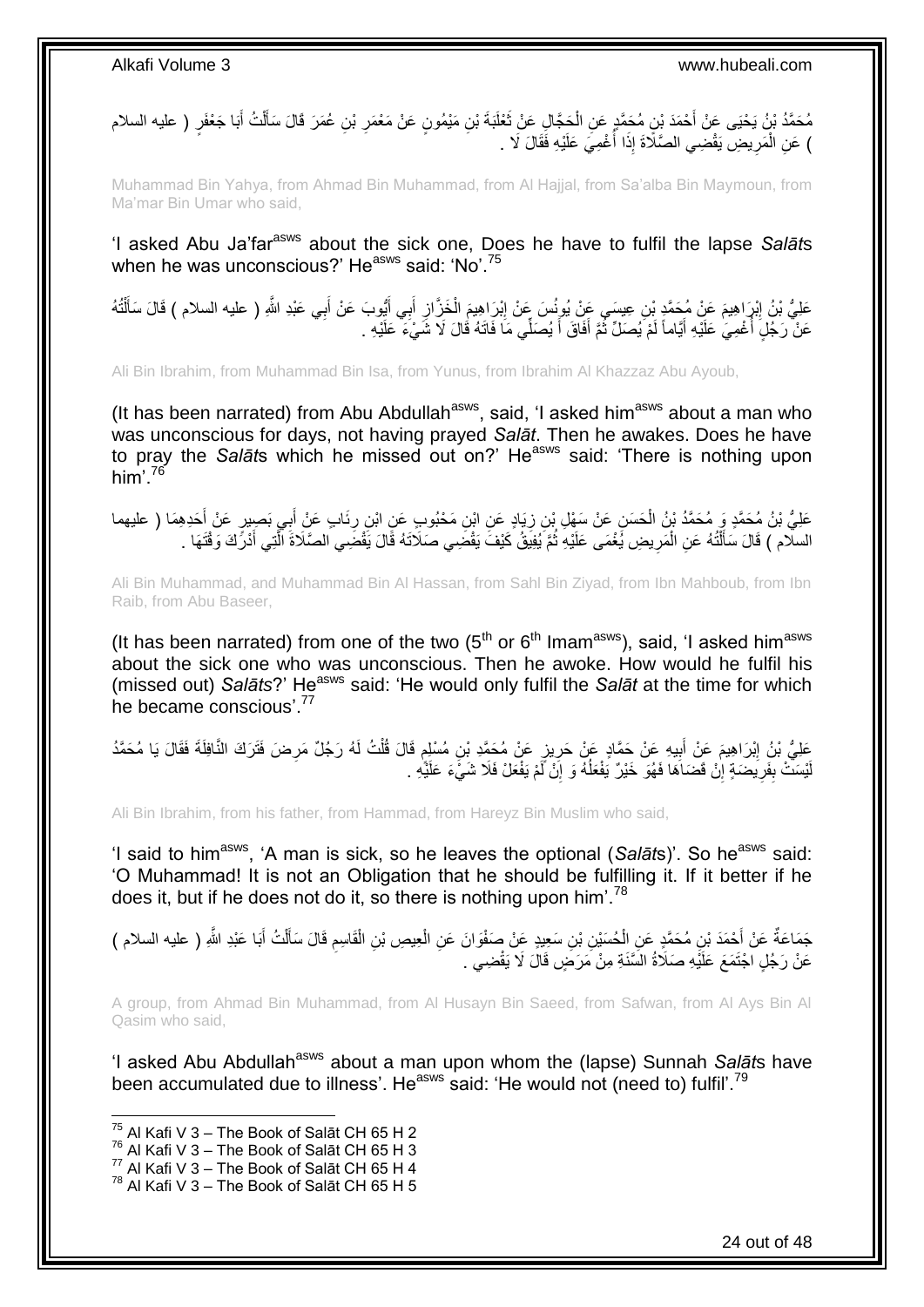مُحَمَّدُ بْنُ يَحْيَى عَنْ أَحْمَدَ بْنِ مُحَمَّدٍ عَنِ الْحَجَّالِ عَنْ ثَعْلَبَةَ بْنِ مَيْمُونٍ عَنْ مَعْمَرِ بْنِ عُمَرَ قَالَ سَأَلْتُ أَبَا جَعْفَرٍ ( عليه السلام ) عَنِ الْمَرِيضِ يَقْضِي الصَّلَاةَ إِذَا أُغْمِيَ عَلَيْهِ فَقَالَ لَا .

Muhammad Bin Yahya, from Ahmad Bin Muhammad, from Al Hajjal, from Sa'alba Bin Maymoun, from Ma'mar Bin Umar who said,

'I asked Abu Ja'far[asws] about the sick one, Does he have to fulfil the lapse *Salāt*s when he was unconscious?' He[asws] said: 'No'.[75]

عَلِيُّ بْنُ إِبْرَاهِيمَ عَنْ مُحَمَّدِ بْنِ عِيسَى عَنْ يُونُسَ عَنْ إِبْرَاهِيمَ الْخَزَّازِ أَبِي أَيُّوبَ عَنْ أَبِي عَبْدِ اللَّهِ ( عليه السلام ) قَالَ سَأَلْتُهُ عَنْ رَجُلٍ أُغْمِيَ عَلَيْهِ أَيَّاماً لَمْ يُصَلِّ ثُمَّ أَفَاقَ أَ يُصَلِّي مَا فَاتَهُ قَالَ لَا شَيْءَ عَلَيْهِ .

Ali Bin Ibrahim, from Muhammad Bin Isa, from Yunus, from Ibrahim Al Khazzaz Abu Ayoub,

(It has been narrated) from Abu Abdullah[asws], said, 'I asked him[asws] about a man who was unconscious for days, not having prayed *Salāt*. Then he awakes. Does he have to pray the *Salāt*s which he missed out on?' He[asws] said: 'There is nothing upon him'.[76]

عَلِيُّ بْنُ مُحَمَّدٍ وَ مُحَمَّدُ بْنُ الْحَسَنِ عَنْ سَهْلِ بْنِ زِيَادٍ عَنِ ابْنِ مَحْبُوبٍ عَنِ ابْنِ رِئَابٍ عَنْ أَبِي بَصِيرٍ عَنْ أَحَدِهِمَا ( عليهما السلام ) قَالَ سَأَلْتُهُ عَنِ الْمَرِيضِ يُغْمَى عَلَيْهِ ثُمَّ يُفِيقُ كَيْفَ يَقْضِي صَلَاتَهُ قَالَ يَقْضِي الصَّلَاةَ الَّتِي أَدْرَكَ وَقْتَهَا .

Ali Bin Muhammad, and Muhammad Bin Al Hassan, from Sahl Bin Ziyad, from Ibn Mahboub, from Ibn Raib, from Abu Baseer,

(It has been narrated) from one of the two (5th or 6th Imam[asws]), said, 'I asked him[asws] about the sick one who was unconscious. Then he awoke. How would he fulfil his (missed out) *Salāts*?' He[asws] said: 'He would only fulfil the *Salāt* at the time for which he became conscious'.[77]

عَلِيُّ بْنُ إِبْرَاهِيمَ عَنْ أَبِيهِ عَنْ حَمَّادٍ عَنْ حَرِيزٍ عَنْ مُحَمَّدِ بْنِ مُسْلِمٍ قَالَ قُلْتُ لَهُ رَجُلٌ مَرِضَ فَتَرَكَ النَّافِلَةَ فَقَالَ يَا مُحَمَّدُ لَيْسَتْ بِفَرِيضَةٍ إِنْ قَضَاهَا فَهُوَ خَيْرٌ يَفْعَلُهُ وَ إِنْ لَمْ يَفْعَلْ فَلَا شَيْءَ عَلَيْهِ .

Ali Bin Ibrahim, from his father, from Hammad, from Hareyz Bin Muslim who said,

'I said to him[asws], 'A man is sick, so he leaves the optional (*Salāt*s)'. So he[asws] said: 'O Muhammad! It is not an Obligation that he should be fulfilling it. If it better if he does it, but if he does not do it, so there is nothing upon him'.[78]

جَمَاعَةٌ عَنْ أَحْمَدَ بْنِ مُحَمَّدٍ عَنِ الْحُسَيْنِ بْنِ سَعِيدٍ عَنْ صَفْوَانَ عَنِ الْعِيصِ بْنِ الْقَاسِمِ قَالَ سَأَلْتُ أَبَا عَبْدِ اللَّهِ ( عليه السلام ) عَنْ رَجُلٍ اجْتَمَعَ عَلَيْهِ صَلَاةُ السَّنَةِ مِنْ مَرَضٍ قَالَ لَا يَقْضِي .

A group, from Ahmad Bin Muhammad, from Al Husayn Bin Saeed, from Safwan, from Al Ays Bin Al Qasim who said,

'I asked Abu Abdullah[asws] about a man upon whom the (lapse) Sunnah *Salāt*s have been accumulated due to illness'. He[asws] said: 'He would not (need to) fulfil'.[79]

---

[75] Al Kafi V 3 – The Book of Salāt CH 65 H 2
[76] Al Kafi V 3 – The Book of Salāt CH 65 H 3
[77] Al Kafi V 3 – The Book of Salāt CH 65 H 4
[78] Al Kafi V 3 – The Book of Salāt CH 65 H 5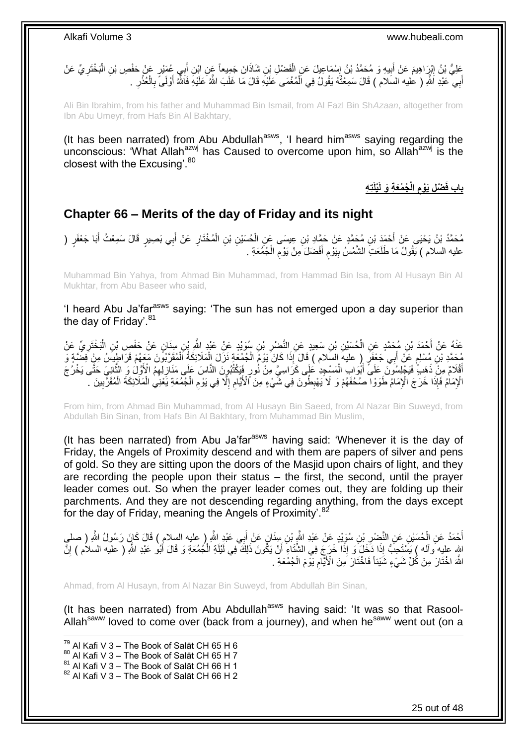عَلِيُّ بْنُ إِبْرَاهِيمَ عَنْ أَبِيهِ وَ مُحَمَّدُ بْنُ إِسْمَاعِيلَ عَنِ الْفَضْلِ بْنِ شَاذَانَ جَمِيعاً عَنِ ابْنِ أَبِي عُمَيْرٍ عَنْ حَفْصِ بْنِ الْبَخْتَرِيِّ عَنْ أَبِي عَبْدِ اللَّهِ ( عليه السلام ) قَالَ سَمِعْتُهُ يَقُولُ فِي الْمُغْمَى عَلَيْهِ قَالَ مَا غَلَبَ اللَّهُ عَلَيْهِ فَاللَّهُ أَوْلَى بِالْعُذْرِ .

Ali Bin Ibrahim, from his father and Muhammad Bin Ismail, from Al Fazl Bin Sh*Azaan*, altogether from Ibn Abu Umeyr, from Hafs Bin Al Bakhtary,

(It has been narrated) from Abu Abdullah[asws], 'I heard him[asws] saying regarding the unconscious: 'What Allah[azwj] has Caused to overcome upon him, so Allah[azwj] is the closest with the Excusing'.[80]

## باب فَضْلِ يَوْمِ الْجُمُعَةِ وَ لَيْلَتِهِ

## Chapter 66 – Merits of the day of Friday and its night

مُحَمَّدُ بْنُ يَحْيَى عَنْ أَحْمَدَ بْنِ مُحَمَّدٍ عَنْ حَمَّادِ بْنِ عِيسَى عَنِ الْحُسَيْنِ بْنِ الْمُخْتَارِ عَنْ أَبِي بَصِيرٍ قَالَ سَمِعْتُ أَبَا جَعْفَرٍ ( عليه السلام ) يَقُولُ مَا طَلَعَتِ الشَّمْسُ بِيَوْمٍ أَفْضَلَ مِنْ يَوْمِ الْجُمُعَةِ .

Muhammad Bin Yahya, from Ahmad Bin Muhammad, from Hammad Bin Isa, from Al Husayn Bin Al Mukhtar, from Abu Baseer who said,

'I heard Abu Ja'far[asws] saying: 'The sun has not emerged upon a day superior than the day of Friday'.[81]

عَنْهُ عَنْ أَحْمَدَ بْنِ مُحَمَّدٍ عَنِ الْحُسَيْنِ بْنِ سَعِيدٍ عَنِ النَّضْرِ بْنِ سُوَيْدٍ عَنْ عَبْدِ اللَّهِ بْنِ سِنَانٍ عَنْ حَفْصِ بْنِ الْبَخْتَرِيِّ عَنْ مُحَمَّدِ بْنِ مُسْلِمٍ عَنْ أَبِي جَعْفَرٍ ( عليه السلام ) قَالَ إِذَا كَانَ يَوْمُ الْجُمُعَةِ نَزَلَ الْمَلَائِكَةُ الْمُقَرَّبُونَ مَعَهُمْ قَرَاطِيسُ مِنْ فِضَّةٍ وَ أَقْلَامٌ مِنْ ذَهَبٍ فَيَجْلِسُونَ عَلَى أَبْوَابِ الْمَسْجِدِ عَلَى كَرَاسِيَّ مِنْ نُورٍ فَيَكْتُبُونَ النَّاسَ عَلَى مَنَازِلِهِمُ الْأَوَّلَ وَ الثَّانِيَ حَتَّى يَخْرُجَ الْإِمَامُ فَإِذَا خَرَجَ الْإِمَامُ طَوَوْا صُحُفَهُمْ وَ لَا يَهْبِطُونَ فِي شَيْءٍ مِنَ الْأَيَّامِ إِلَّا فِي يَوْمِ الْجُمُعَةِ يَعْنِي الْمَلَائِكَةَ الْمُقَرَّبِينَ .

From him, from Ahmad Bin Muhammad, from Al Husayn Bin Saeed, from Al Nazar Bin Suweyd, from Abdullah Bin Sinan, from Hafs Bin Al Bakhtary, from Muhammad Bin Muslim,

(It has been narrated) from Abu Ja'far[asws] having said: 'Whenever it is the day of Friday, the Angels of Proximity descend and with them are papers of silver and pens of gold. So they are sitting upon the doors of the Masjid upon chairs of light, and they are recording the people upon their status – the first, the second, until the prayer leader comes out. So when the prayer leader comes out, they are folding up their parchments. And they are not descending regarding anything, from the days except for the day of Friday, meaning the Angels of Proximity'.[82]

أَحْمَدُ عَنِ الْحُسَيْنِ عَنِ النَّضْرِ بْنِ سُوَيْدٍ عَنْ عَبْدِ اللَّهِ بْنِ سِنَانٍ عَنْ أَبِي عَبْدِ اللَّهِ ( عليه السلام ) قَالَ كَانَ رَسُولُ اللَّهِ ( صلى الله عليه وآله ) يَسْتَحِبُّ إِذَا دَخَلَ وَ إِذَا خَرَجَ فِي الشِّتَاءِ أَنْ يَكُونَ ذَلِكَ فِي لَيْلَةِ الْجُمُعَةِ وَ قَالَ أَبُو عَبْدِ اللَّهِ ( عليه السلام ) إِنَّ اللَّهَ اخْتَارَ مِنْ كُلِّ شَيْءٍ شَيْئاً فَاخْتَارَ مِنَ الْأَيَّامِ يَوْمَ الْجُمُعَةِ .

Ahmad, from Al Husayn, from Al Nazar Bin Suweyd, from Abdullah Bin Sinan,

(It has been narrated) from Abu Abdullah[asws] having said: 'It was so that Rasool-Allah[saww] loved to come over (back from a journey), and when he[saww] went out (on a

[79] Al Kafi V 3 – The Book of Salāt CH 65 H 6
[80] Al Kafi V 3 – The Book of Salāt CH 65 H 7
[81] Al Kafi V 3 – The Book of Salāt CH 66 H 1
[82] Al Kafi V 3 – The Book of Salāt CH 66 H 2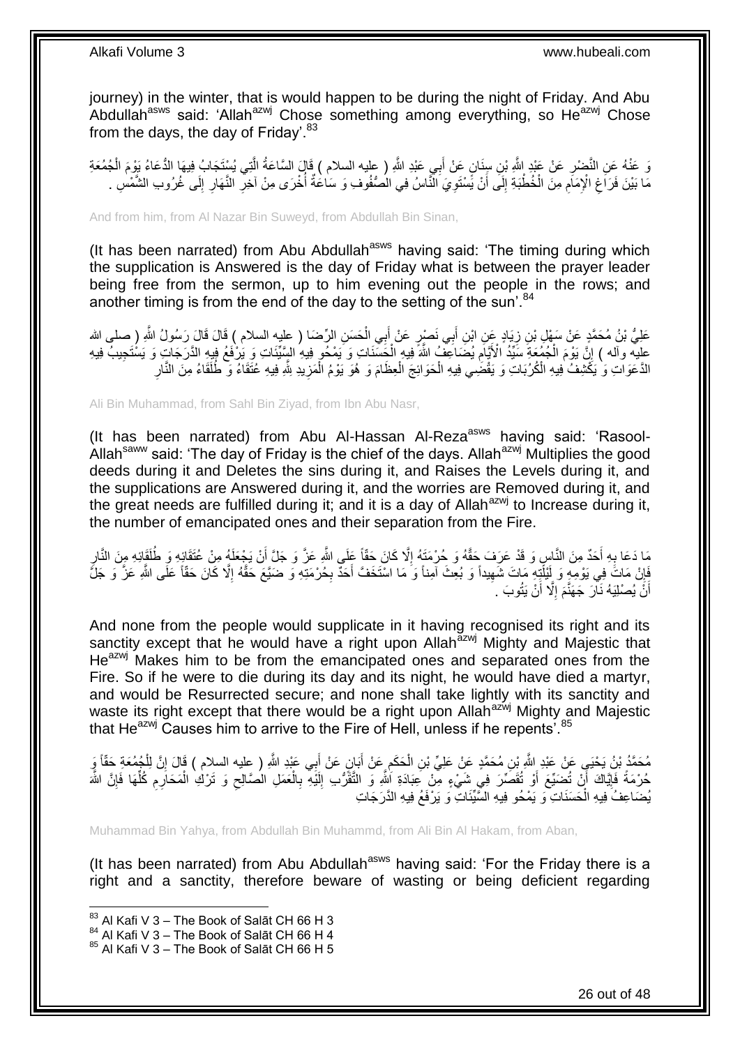journey) in the winter, that is would happen to be during the night of Friday. And Abu Abdullah[asws] said: 'Allah[azwj] Chose something among everything, so He[azwj] Chose from the days, the day of Friday'.[83]

وَ عَنْهُ عَنِ النَّضْرِ عَنْ عَبْدِ اللَّهِ بْنِ سِنَانٍ عَنْ أَبِي عَبْدِ اللَّهِ ( عليه السلام ) قَالَ السَّاعَةُ الَّتِي يُسْتَجَابُ فِيهَا الدُّعَاءُ يَوْمَ الْجُمُعَةِ مَا بَيْنَ فَرَاغِ الْإِمَامِ مِنَ الْخُطْبَةِ إِلَى أَنْ يَسْتَوِيَ النَّاسُ فِي الصُّفُوفِ وَ سَاعَةٌ أُخْرَى مِنْ آخِرِ النَّهَارِ إِلَى غُرُوبِ الشَّمْسِ .

And from him, from Al Nazar Bin Suweyd, from Abdullah Bin Sinan,

(It has been narrated) from Abu Abdullah[asws] having said: 'The timing during which the supplication is Answered is the day of Friday what is between the prayer leader being free from the sermon, up to him evening out the people in the rows; and another timing is from the end of the day to the setting of the sun'.[84]

عَلِيُّ بْنُ مُحَمَّدٍ عَنْ سَهْلِ بْنِ زِيَادٍ عَنِ ابْنِ أَبِي نَصْرٍ عَنْ أَبِي الْحَسَنِ الرِّضَا ( عليه السلام ) قَالَ قَالَ رَسُولُ اللَّهِ ( صلى الله عليه وآله ) إِنَّ يَوْمَ الْجُمُعَةِ سَيِّدُ الْأَيَّامِ يُضَاعِفُ اللَّهُ فِيهِ الْحَسَنَاتِ وَ يَمْحُو فِيهِ السَّيِّئَاتِ وَ يَرْفَعُ فِيهِ الدَّرَجَاتِ وَ يَسْتَجِيبُ فِيهِ الدَّعَوَاتِ وَ يَكْشِفُ فِيهِ الْكُرُبَاتِ وَ يَقْضِي فِيهِ الْحَوَائِجَ الْعِظَامَ وَ هُوَ يَوْمُ الْمَزِيدِ لِلَّهِ فِيهِ عُتَقَاءُ وَ طُلَقَاءُ مِنَ النَّارِ

Ali Bin Muhammad, from Sahl Bin Ziyad, from Ibn Abu Nasr,

(It has been narrated) from Abu Al-Hassan Al-Reza[asws] having said: 'Rasool-Allah[saww] said: 'The day of Friday is the chief of the days. Allah[azwj] Multiplies the good deeds during it and Deletes the sins during it, and Raises the Levels during it, and the supplications are Answered during it, and the worries are Removed during it, and the great needs are fulfilled during it; and it is a day of Allah[azwj] to Increase during it, the number of emancipated ones and their separation from the Fire.

مَا دَعَا بِهِ أَحَدٌ مِنَ النَّاسِ وَ قَدْ عَرَفَ حَقَّهُ وَ حُرْمَتَهُ إِلَّا كَانَ حَقّاً عَلَى اللَّهِ عَزَّ وَ جَلَّ أَنْ يَجْعَلَهُ مِنْ عُتَقَائِهِ وَ طُلَقَائِهِ مِنَ النَّارِ فَإِنْ مَاتَ فِي يَوْمِهِ وَ لَيْلَتِهِ مَاتَ شَهِيداً وَ بُعِثَ آمِناً وَ مَا اسْتَخَفَّ أَحَدٌ بِحُرْمَتِهِ وَ ضَيَّعَ حَقَّهُ إِلَّا كَانَ حَقّاً عَلَى اللَّهِ عَزَّ وَ جَلَّ أَنْ يُصْلِيَهُ نَارَ جَهَنَّمَ إِلَّا أَنْ يَتُوبَ .

And none from the people would supplicate in it having recognised its right and its sanctity except that he would have a right upon Allah[azwj] Mighty and Majestic that He[azwj] Makes him to be from the emancipated ones and separated ones from the Fire. So if he were to die during its day and its night, he would have died a martyr, and would be Resurrected secure; and none shall take lightly with its sanctity and waste its right except that there would be a right upon Allah[azwj] Mighty and Majestic that He[azwj] Causes him to arrive to the Fire of Hell, unless if he repents'.[85]

مُحَمَّدُ بْنُ يَحْيَى عَنْ عَبْدِ اللَّهِ بْنِ مُحَمَّدٍ عَنْ عَلِيِّ بْنِ الْحَكَمِ عَنْ أَبَانٍ عَنْ أَبِي عَبْدِ اللَّهِ ( عليه السلام ) قَالَ إِنَّ لِلْجُمُعَةِ حَقّاً وَ حُرْمَةً فَإِيَّاكَ أَنْ تُضَيِّعَ أَوْ تُقَصِّرَ فِي شَيْءٍ مِنْ عِبَادَةِ اللَّهِ وَ التَّقَرُّبِ إِلَيْهِ بِالْعَمَلِ الصَّالِحِ وَ تَرْكِ الْمَحَارِمِ كُلِّهَا فَإِنَّ اللَّهَ يُضَاعِفُ فِيهِ الْحَسَنَاتِ وَ يَمْحُو فِيهِ السَّيِّئَاتِ وَ يَرْفَعُ فِيهِ الدَّرَجَاتِ

Muhammad Bin Yahya, from Abdullah Bin Muhammd, from Ali Bin Al Hakam, from Aban,

(It has been narrated) from Abu Abdullah[asws] having said: 'For the Friday there is a right and a sanctity, therefore beware of wasting or being deficient regarding

[83] Al Kafi V 3 – The Book of Salāt CH 66 H 3
[84] Al Kafi V 3 – The Book of Salāt CH 66 H 4
[85] Al Kafi V 3 – The Book of Salāt CH 66 H 5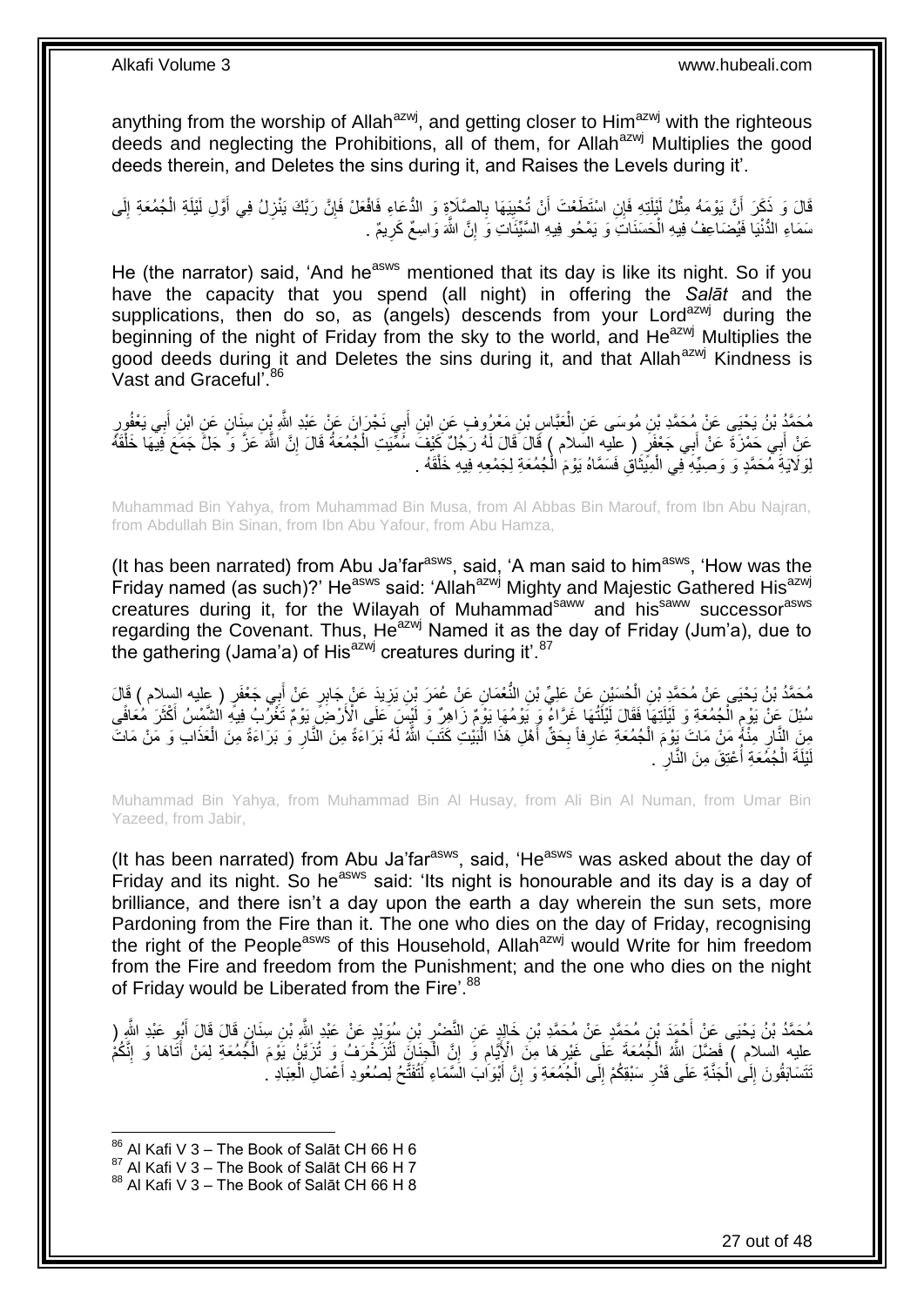anything from the worship of Allah[azwj], and getting closer to Him[azwj] with the righteous deeds and neglecting the Prohibitions, all of them, for Allah[azwj] Multiplies the good deeds therein, and Deletes the sins during it, and Raises the Levels during it'.

قَالَ وَ ذَكَرَ أَنَّ يَوْمَهُ مِثْلُ لَيْلَتِهِ فَإِنِ اسْتَطَعْتَ أَنْ تُحْيِيَهَا بِالصَّلَاةِ وَ الدُّعَاءِ فَافْعَلْ فَإِنَّ رَبَّكَ يَنْزِلُ فِي أَوَّلِ لَيْلَةِ الْجُمُعَةِ إِلَى سَمَاءِ الدُّنْيَا فَيُضَاعِفُ فِيهِ الْحَسَنَاتِ وَ يَمْحُو فِيهِ السَّيِّئَاتِ وَ إِنَّ اللَّهَ وَاسِعٌ كَرِيمٌ .

He (the narrator) said, 'And he[asws] mentioned that its day is like its night. So if you have the capacity that you spend (all night) in offering the *Salāt* and the supplications, then do so, as (angels) descends from your Lord[azwj] during the beginning of the night of Friday from the sky to the world, and He[azwj] Multiplies the good deeds during it and Deletes the sins during it, and that Allah[azwj] Kindness is Vast and Graceful'.[86]

مُحَمَّدُ بْنُ يَحْيَى عَنْ مُحَمَّدِ بْنِ مُوسَى عَنِ الْعَبَّاسِ بْنِ مَعْرُوفٍ عَنِ ابْنِ أَبِي نَجْرَانَ عَنْ عَبْدِ اللَّهِ بْنِ سِنَانٍ عَنِ ابْنِ أَبِي يَعْفُورٍ عَنْ أَبِي حَمْزَةَ عَنْ أَبِي جَعْفَرٍ ( عليه السلام ) قَالَ قَالَ لَهُ رَجُلٌ كَيْفَ سُمِّيَتِ الْجُمُعَةُ قَالَ إِنَّ اللَّهَ عَزَّ وَ جَلَّ جَمَعَ فِيهَا خَلْقَهُ لِوَلَايَةِ مُحَمَّدٍ وَ وَصِيِّهِ فِي الْمِيثَاقِ فَسَمَّاهُ يَوْمَ الْجُمُعَةِ لِجَمْعِهِ فِيهِ خَلْقَهُ .

Muhammad Bin Yahya, from Muhammad Bin Musa, from Al Abbas Bin Marouf, from Ibn Abu Najran, from Abdullah Bin Sinan, from Ibn Abu Yafour, from Abu Hamza,

(It has been narrated) from Abu Ja'far[asws], said, 'A man said to him[asws], 'How was the Friday named (as such)?' He[asws] said: 'Allah[azwj] Mighty and Majestic Gathered His[azwj] creatures during it, for the Wilayah of Muhammad[saww] and his[saww] successor[asws] regarding the Covenant. Thus, He[azwj] Named it as the day of Friday (Jum'a), due to the gathering (Jama'a) of His[azwj] creatures during it'.[87]

مُحَمَّدُ بْنُ يَحْيَى عَنْ مُحَمَّدِ بْنِ الْحُسَيْنِ عَنْ عَلِيِّ بْنِ النُّعْمَانِ عَنْ عُمَرَ بْنِ يَزِيدَ عَنْ جَابِرٍ عَنْ أَبِي جَعْفَرٍ ( عليه السلام ) قَالَ سُئِلَ عَنْ يَوْمِ الْجُمُعَةِ وَ لَيْلَتِهَا فَقَالَ لَيْلَتُهَا غَرَّاءُ وَ يَوْمُهَا يَوْمٌ زَاهِرٌ وَ لَيْسَ عَلَى الْأَرْضِ يَوْمٌ تَغْرُبُ فِيهِ الشَّمْسُ أَكْثَرَ مُعَافًى مِنَ النَّارِ مِنْهُ مَنْ مَاتَ يَوْمَ الْجُمُعَةِ عَارِفاً بِحَقِّ أَهْلِ هَذَا الْبَيْتِ كَتَبَ اللَّهُ لَهُ بَرَاءَةً مِنَ النَّارِ وَ بَرَاءَةً مِنَ الْعَذَابِ وَ مَنْ مَاتَ لَيْلَةَ الْجُمُعَةِ أُعْتِقَ مِنَ النَّارِ .

Muhammad Bin Yahya, from Muhammad Bin Al Husay, from Ali Bin Al Numan, from Umar Bin Yazeed, from Jabir,

(It has been narrated) from Abu Ja'far[asws], said, 'He[asws] was asked about the day of Friday and its night. So he[asws] said: 'Its night is honourable and its day is a day of brilliance, and there isn't a day upon the earth a day wherein the sun sets, more Pardoning from the Fire than it. The one who dies on the day of Friday, recognising the right of the People[asws] of this Household, Allah[azwj] would Write for him freedom from the Fire and freedom from the Punishment; and the one who dies on the night of Friday would be Liberated from the Fire'.[88]

مُحَمَّدُ بْنُ يَحْيَى عَنْ أَحْمَدَ بْنِ مُحَمَّدٍ عَنْ مُحَمَّدِ بْنِ خَالِدٍ عَنِ النَّضْرِ بْنِ سُوَيْدٍ عَنْ عَبْدِ اللَّهِ بْنِ سِنَانٍ قَالَ قَالَ أَبُو عَبْدِ اللَّهِ ( عليه السلام ) فَضَّلَ اللَّهُ الْجُمُعَةَ عَلَى غَيْرِهَا مِنَ الْأَيَّامِ وَ إِنَّ الْجِنَانَ لَتُزَخْرَفُ وَ تُزَيَّنُ يَوْمَ الْجُمُعَةِ لِمَنْ أَتَاهَا وَ إِنَّكُمْ تَتَسَابَقُونَ إِلَى الْجَنَّةِ عَلَى قَدْرِ سَبْقِكُمْ إِلَى الْجُمُعَةِ وَ إِنَّ أَبْوَابَ السَّمَاءِ لَتُفَتَّحُ لِصُعُودِ أَعْمَالِ الْعِبَادِ .

[86] Al Kafi V 3 – The Book of Salāt CH 66 H 6
[87] Al Kafi V 3 – The Book of Salāt CH 66 H 7
[88] Al Kafi V 3 – The Book of Salāt CH 66 H 8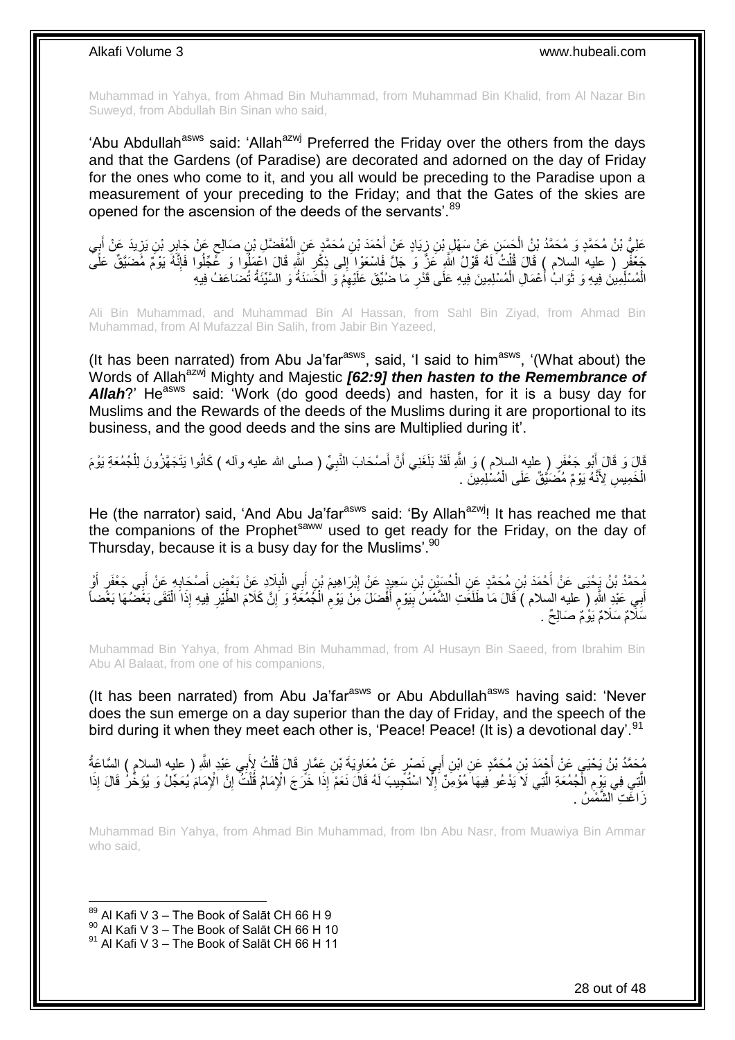Muhammad in Yahya, from Ahmad Bin Muhammad, from Muhammad Bin Khalid, from Al Nazar Bin Suweyd, from Abdullah Bin Sinan who said,

'Abu Abdullah[asws] said: 'Allah[azwj] Preferred the Friday over the others from the days and that the Gardens (of Paradise) are decorated and adorned on the day of Friday for the ones who come to it, and you all would be preceding to the Paradise upon a measurement of your preceding to the Friday; and that the Gates of the skies are opened for the ascension of the deeds of the servants'.[89]

عَلِيُّ بْنُ مُحَمَّدٍ وَ مُحَمَّدُ بْنُ الْحَسَنِ عَنْ سَهْلِ بْنِ زِيَادٍ عَنْ أَحْمَدَ بْنِ مُحَمَّدٍ عَنِ الْمُفَضَّلِ بْنِ صَالِحٍ عَنْ جَابِرِ بْنِ يَزِيدَ عَنْ أَبِي جَعْفَرٍ ( عليه السلام ) قَالَ قُلْتُ لَهُ قَوْلُ اللَّهِ عَزَّ وَ جَلَّ فَاسْعَوْا إِلى ذِكْرِ اللَّهِ قَالَ اعْمَلُوا وَ عَجِّلُوا فَإِنَّهُ يَوْمٌ مُضَيَّقٌ عَلَى الْمُسْلِمِينَ فِيهِ وَ ثَوَابُ أَعْمَالِ الْمُسْلِمِينَ فِيهِ عَلَى قَدْرِ مَا ضُيِّقَ عَلَيْهِمْ وَ الْحَسَنَةُ وَ السَّيِّئَةُ تُضَاعَفُ فِيهِ

Ali Bin Muhammad, and Muhammad Bin Al Hassan, from Sahl Bin Ziyad, from Ahmad Bin Muhammad, from Al Mufazzal Bin Salih, from Jabir Bin Yazeed,

(It has been narrated) from Abu Ja'far[asws], said, 'I said to him[asws], '(What about) the Words of Allah[azwj] Mighty and Majestic ***[62:9] then hasten to the Remembrance of Allah***?' He[asws] said: 'Work (do good deeds) and hasten, for it is a busy day for Muslims and the Rewards of the deeds of the Muslims during it are proportional to its business, and the good deeds and the sins are Multiplied during it'.

قَالَ وَ قَالَ أَبُو جَعْفَرٍ ( عليه السلام ) وَ اللَّهِ لَقَدْ بَلَغَنِي أَنَّ أَصْحَابَ النَّبِيِّ ( صلى الله عليه وآله ) كَانُوا يَتَجَهَّزُونَ لِلْجُمُعَةِ يَوْمَ الْخَمِيسِ لِأَنَّهُ يَوْمٌ مُضَيَّقٌ عَلَى الْمُسْلِمِينَ .

He (the narrator) said, 'And Abu Ja'far[asws] said: 'By Allah[azwj]! It has reached me that the companions of the Prophet[saww] used to get ready for the Friday, on the day of Thursday, because it is a busy day for the Muslims'.[90]

مُحَمَّدُ بْنُ يَحْيَى عَنْ أَحْمَدَ بْنِ مُحَمَّدٍ عَنِ الْحُسَيْنِ بْنِ سَعِيدٍ عَنْ إِبْرَاهِيمَ بْنِ أَبِي الْبِلَادِ عَنْ بَعْضِ أَصْحَابِهِ عَنْ أَبِي جَعْفَرٍ أَوْ أَبِي عَبْدِ اللَّهِ ( عليه السلام ) قَالَ مَا طَلَعَتِ الشَّمْسُ بِيَوْمٍ أَفْضَلَ مِنْ يَوْمِ الْجُمُعَةِ وَ إِنَّ كَلَامَ الطَّيْرِ فِيهِ إِذَا الْتَقَى بَعْضُهَا بَعْضاً سَلَامٌ سَلَامٌ يَوْمٌ صَالِحٌ .

Muhammad Bin Yahya, from Ahmad Bin Muhammad, from Al Husayn Bin Saeed, from Ibrahim Bin Abu Al Balaat, from one of his companions,

(It has been narrated) from Abu Ja'far[asws] or Abu Abdullah[asws] having said: 'Never does the sun emerge on a day superior than the day of Friday, and the speech of the bird during it when they meet each other is, 'Peace! Peace! (It is) a devotional day'.[91]

مُحَمَّدُ بْنُ يَحْيَى عَنْ أَحْمَدَ بْنِ مُحَمَّدٍ عَنِ ابْنِ أَبِي نَصْرٍ عَنْ مُعَاوِيَةَ بْنِ عَمَّارٍ قَالَ قُلْتُ لِأَبِي عَبْدِ اللَّهِ ( عليه السلام ) السَّاعَةُ الَّتِي فِي يَوْمِ الْجُمُعَةِ الَّتِي لَا يَدْعُو فِيهَا مُؤْمِنٌ إِلَّا اسْتُجِيبَ لَهُ قَالَ نَعَمْ إِذَا خَرَجَ الْإِمَامُ قُلْتُ إِنَّ الْإِمَامَ يُعَجِّلُ وَ يُؤَخِّرُ قَالَ إِذَا زَاغَتِ الشَّمْسُ .

Muhammad Bin Yahya, from Ahmad Bin Muhammad, from Ibn Abu Nasr, from Muawiya Bin Ammar who said,

[89] Al Kafi V 3 – The Book of Salāt CH 66 H 9
[90] Al Kafi V 3 – The Book of Salāt CH 66 H 10
[91] Al Kafi V 3 – The Book of Salāt CH 66 H 11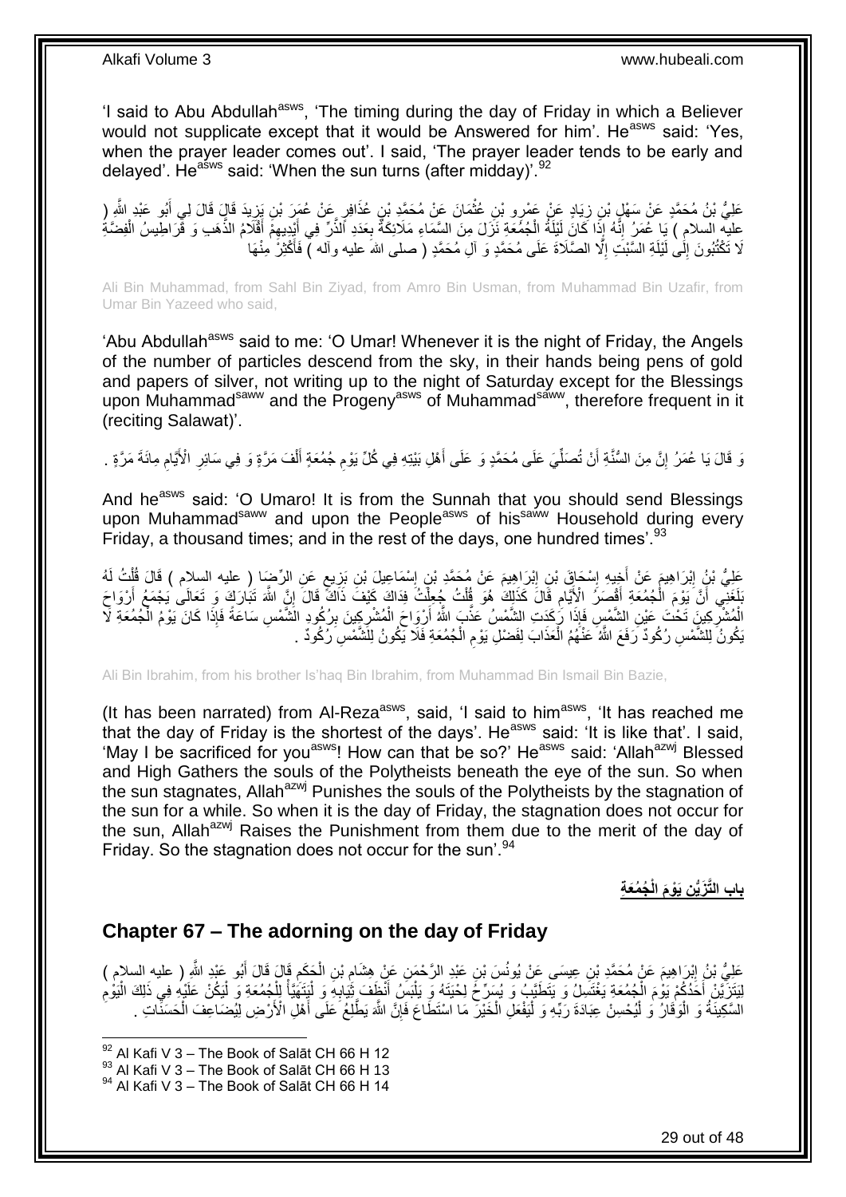'I said to Abu Abdullah[asws], 'The timing during the day of Friday in which a Believer would not supplicate except that it would be Answered for him'. He[asws] said: 'Yes, when the prayer leader comes out'. I said, 'The prayer leader tends to be early and delayed'. He[asws] said: 'When the sun turns (after midday)'.[92]

عَلِيُّ بْنُ مُحَمَّدٍ عَنْ سَهْلِ بْنِ زِيَادٍ عَنْ عَمْرِو بْنِ عُثْمَانَ عَنْ مُحَمَّدِ بْنِ عُذَافِرٍ عَنْ عُمَرَ بْنِ يَزِيدَ قَالَ قَالَ لِي أَبُو عَبْدِ اللَّهِ ( عليه السلام ) يَا عُمَرُ إِنَّهُ إِذَا كَانَ لَيْلَةُ الْجُمُعَةِ نَزَلَ مِنَ السَّمَاءِ مَلَائِكَةٌ بِعَدَدِ الذَّرِّ فِي أَيْدِيهِمْ أَقْلَامُ الذَّهَبِ وَ قَرَاطِيسُ الْفِضَّةِ لَا يَكْتُبُونَ إِلَى لَيْلَةِ السَّبْتِ إِلَّا الصَّلَاةَ عَلَى مُحَمَّدٍ وَ آلِ مُحَمَّدٍ ( صلى الله عليه وآله ) فَأَكْثِرْ مِنْهَا

Ali Bin Muhammad, from Sahl Bin Ziyad, from Amro Bin Usman, from Muhammad Bin Uzafir, from Umar Bin Yazeed who said,

'Abu Abdullah[asws] said to me: 'O Umar! Whenever it is the night of Friday, the Angels of the number of particles descend from the sky, in their hands being pens of gold and papers of silver, not writing up to the night of Saturday except for the Blessings upon Muhammad[saww] and the Progeny[asws] of Muhammad[saww], therefore frequent in it (reciting Salawat)'.

وَ قَالَ يَا عُمَرُ إِنَّ مِنَ السُّنَّةِ أَنْ تُصَلِّيَ عَلَى مُحَمَّدٍ وَ عَلَى أَهْلِ بَيْتِهِ فِي كُلِّ يَوْمِ جُمُعَةٍ أَلْفَ مَرَّةٍ وَ فِي سَائِرِ الْأَيَّامِ مِائَةَ مَرَّةٍ .

And he[asws] said: 'O Umaro! It is from the Sunnah that you should send Blessings upon Muhammad[saww] and upon the People[asws] of his[saww] Household during every Friday, a thousand times; and in the rest of the days, one hundred times'.[93]

عَلِيُّ بْنُ إِبْرَاهِيمَ عَنْ أَخِيهِ إِسْحَاقَ بْنِ إِبْرَاهِيمَ عَنْ مُحَمَّدِ بْنِ إِسْمَاعِيلَ بْنِ بَزِيعٍ عَنِ الرِّضَا ( عليه السلام ) قَالَ قُلْتُ لَهُ بَلَغَنِي أَنَّ يَوْمَ الْجُمُعَةِ أَقْصَرُ الْأَيَّامِ قَالَ كَذَلِكَ هُوَ قُلْتُ جُعِلْتُ فِدَاكَ كَيْفَ ذَاكَ قَالَ إِنَّ اللَّهَ تَبَارَكَ وَ تَعَالَى يَجْمَعُ أَرْوَاحَ الْمُشْرِكِينَ تَحْتَ عَيْنِ الشَّمْسِ فَإِذَا رَكَدَتِ الشَّمْسُ عَذَّبَ اللَّهُ أَرْوَاحَ الْمُشْرِكِينَ بِرُكُودِ الشَّمْسِ سَاعَةً فَإِذَا كَانَ يَوْمُ الْجُمُعَةِ لَا يَكُونُ لِلشَّمْسِ رُكُودٌ رَفَعَ اللَّهُ عَنْهُمُ الْعَذَابَ لِفَضْلِ يَوْمِ الْجُمُعَةِ فَلَا يَكُونُ لِلشَّمْسِ رُكُودٌ .

Ali Bin Ibrahim, from his brother Is'haq Bin Ibrahim, from Muhammad Bin Ismail Bin Bazie,

(It has been narrated) from Al-Reza[asws], said, 'I said to him[asws], 'It has reached me that the day of Friday is the shortest of the days'. He[asws] said: 'It is like that'. I said, 'May I be sacrificed for you[asws]! How can that be so?' He[asws] said: 'Allah[azwj] Blessed and High Gathers the souls of the Polytheists beneath the eye of the sun. So when the sun stagnates, Allah[azwj] Punishes the souls of the Polytheists by the stagnation of the sun for a while. So when it is the day of Friday, the stagnation does not occur for the sun, Allah[azwj] Raises the Punishment from them due to the merit of the day of Friday. So the stagnation does not occur for the sun'.[94]

## باب التَّزَيُّنِ يَوْمَ الْجُمُعَةِ

## Chapter 67 – The adorning on the day of Friday

عَلِيُّ بْنُ إِبْرَاهِيمَ عَنْ مُحَمَّدِ بْنِ عِيسَى عَنْ يُونُسَ بْنِ عَبْدِ الرَّحْمَنِ عَنْ هِشَامِ بْنِ الْحَكَمِ قَالَ قَالَ أَبُو عَبْدِ اللَّهِ ( عليه السلام ) لِيَتَزَيَّنْ أَحَدُكُمْ يَوْمَ الْجُمُعَةِ يَغْتَسِلُ وَ يَتَطَيَّبُ وَ يُسَرِّحُ لِحْيَتَهُ وَ يَلْبَسُ أَنْظَفَ ثِيَابِهِ وَ لْيَتَهَيَّأْ لِلْجُمُعَةِ وَ لْيَكُنْ عَلَيْهِ فِي ذَلِكَ الْيَوْمِ السَّكِينَةُ وَ الْوَقَارُ وَ لْيُحْسِنْ عِبَادَةَ رَبِّهِ وَ لْيَفْعَلِ الْخَيْرَ مَا اسْتَطَاعَ فَإِنَّ اللَّهَ يَطَّلِعُ عَلَى أَهْلِ الْأَرْضِ لِيُضَاعِفَ الْحَسَنَاتِ .

[92] Al Kafi V 3 – The Book of Salāt CH 66 H 12
[93] Al Kafi V 3 – The Book of Salāt CH 66 H 13
[94] Al Kafi V 3 – The Book of Salāt CH 66 H 14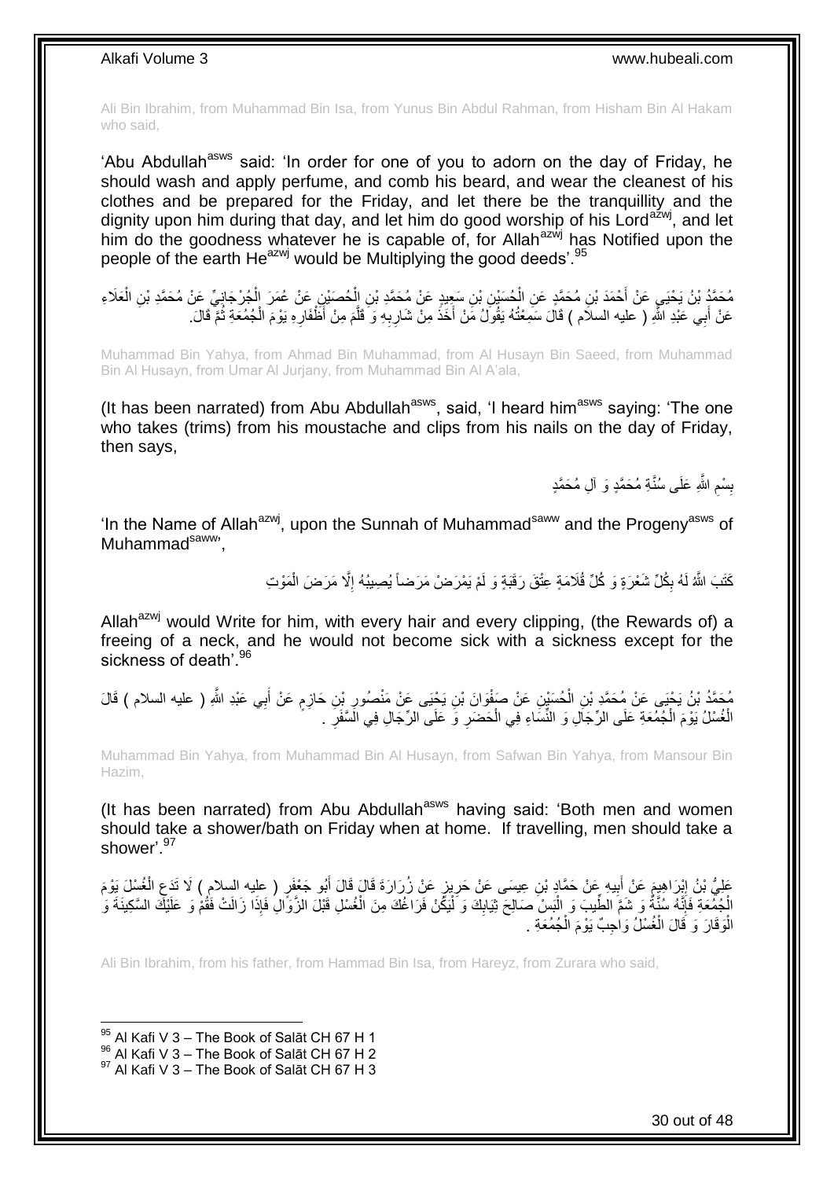Ali Bin Ibrahim, from Muhammad Bin Isa, from Yunus Bin Abdul Rahman, from Hisham Bin Al Hakam who said,

'Abu Abdullah[asws] said: 'In order for one of you to adorn on the day of Friday, he should wash and apply perfume, and comb his beard, and wear the cleanest of his clothes and be prepared for the Friday, and let there be the tranquillity and the dignity upon him during that day, and let him do good worship of his Lord[azwj], and let him do the goodness whatever he is capable of, for Allah[azwj] has Notified upon the people of the earth He[azwj] would be Multiplying the good deeds'.[95]

مُحَمَّدُ بْنُ يَحْيَى عَنْ أَحْمَدَ بْنِ مُحَمَّدٍ عَنِ الْحُسَيْنِ بْنِ سَعِيدٍ عَنْ مُحَمَّدِ بْنِ الْحُصَيْنِ عَنْ عُمَرَ الْجُرْجَانِيِّ عَنْ مُحَمَّدِ بْنِ الْعَلَاءِ عَنْ أَبِي عَبْدِ اللَّهِ ( عليه السلام ) قَالَ سَمِعْتُهُ يَقُولُ مَنْ أَخَذَ مِنْ شَارِبِهِ وَ قَلَّمَ مِنْ أَظْفَارِهِ يَوْمَ الْجُمُعَةِ ثُمَّ قَالَ

Muhammad Bin Yahya, from Ahmad Bin Muhammad, from Al Husayn Bin Saeed, from Muhammad Bin Al Husayn, from Umar Al Jurjany, from Muhammad Bin Al A'ala,

(It has been narrated) from Abu Abdullah[asws], said, 'I heard him[asws] saying: 'The one who takes (trims) from his moustache and clips from his nails on the day of Friday, then says,

بِسْمِ اللَّهِ عَلَى سُنَّةِ مُحَمَّدٍ وَ آلِ مُحَمَّدٍ

'In the Name of Allah[azwj], upon the Sunnah of Muhammad[saww] and the Progeny[asws] of Muhammad[saww]',

كَتَبَ اللَّهُ لَهُ بِكُلِّ شَعْرَةٍ وَ كُلِّ قُلَامَةٍ عِتْقَ رَقَبَةٍ وَ لَمْ يَمْرَضْ مَرَضاً يُصِيبُهُ إِلَّا مَرَضَ الْمَوْتِ

Allah[azwj] would Write for him, with every hair and every clipping, (the Rewards of) a freeing of a neck, and he would not become sick with a sickness except for the sickness of death'.[96]

مُحَمَّدُ بْنُ يَحْيَى عَنْ مُحَمَّدِ بْنِ الْحُسَيْنِ عَنْ صَفْوَانَ بْنِ يَحْيَى عَنْ مَنْصُورِ بْنِ حَازِمٍ عَنْ أَبِي عَبْدِ اللَّهِ ( عليه السلام ) قَالَ الْغُسْلُ يَوْمَ الْجُمُعَةِ عَلَى الرِّجَالِ وَ النِّسَاءِ فِي الْحَضَرِ وَ عَلَى الرِّجَالِ فِي السَّفَرِ .

Muhammad Bin Yahya, from Muhammad Bin Al Husayn, from Safwan Bin Yahya, from Mansour Bin Hazim,

(It has been narrated) from Abu Abdullah[asws] having said: 'Both men and women should take a shower/bath on Friday when at home. If travelling, men should take a shower'.[97]

عَلِيُّ بْنُ إِبْرَاهِيمَ عَنْ أَبِيهِ عَنْ حَمَّادِ بْنِ عِيسَى عَنْ حَرِيزٍ عَنْ زُرَارَةَ قَالَ قَالَ أَبُو جَعْفَرٍ ( عليه السلام ) لَا تَدَعِ الْغُسْلَ يَوْمَ الْجُمُعَةِ فَإِنَّهُ سُنَّةٌ وَ شَمَّ الطِّيبَ وَ الْبَسْ صَالِحَ ثِيَابِكَ وَ لْيَكُنْ فَرَاغُكَ مِنَ الْغُسْلِ قَبْلَ الزَّوَالِ فَإِذَا زَالَتْ فَقُمْ وَ عَلَيْكَ السَّكِينَةَ وَ الْوَقَارَ وَ قَالَ الْغُسْلُ وَاجِبٌ يَوْمَ الْجُمُعَةِ .

Ali Bin Ibrahim, from his father, from Hammad Bin Isa, from Hareyz, from Zurara who said,

[95] Al Kafi V 3 – The Book of Salāt CH 67 H 1
[96] Al Kafi V 3 – The Book of Salāt CH 67 H 2
[97] Al Kafi V 3 – The Book of Salāt CH 67 H 3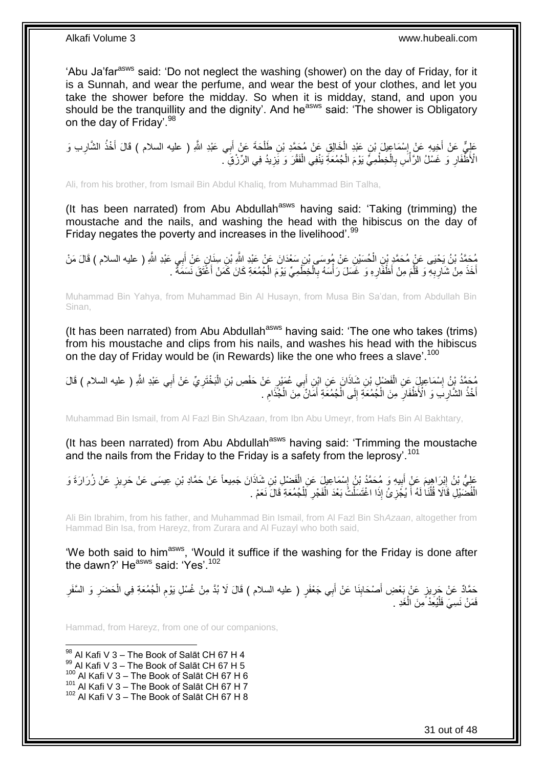'Abu Ja'far[asws] said: 'Do not neglect the washing (shower) on the day of Friday, for it is a Sunnah, and wear the perfume, and wear the best of your clothes, and let you take the shower before the midday. So when it is midday, stand, and upon you should be the tranquillity and the dignity'. And he[asws] said: 'The shower is Obligatory on the day of Friday'.[98]

عَلِيٌّ عَنْ أَخِيهِ عَنْ إِسْمَاعِيلَ بْنِ عَبْدِ الْخَالِقِ عَنْ مُحَمَّدِ بْنِ طَلْحَةَ عَنْ أَبِي عَبْدِ اللَّهِ ( عليه السلام ) قَالَ أَخْذُ الشَّارِبِ وَ الْأَظْفَارِ وَ غَسْلُ الرَّأْسِ بِالْخِطْمِيِّ يَوْمَ الْجُمُعَةِ يَنْفِي الْفَقْرَ وَ يَزِيدُ فِي الرِّزْقِ .

Ali, from his brother, from Ismail Bin Abdul Khaliq, from Muhammad Bin Talha,

(It has been narrated) from Abu Abdullah[asws] having said: 'Taking (trimming) the moustache and the nails, and washing the head with the hibiscus on the day of Friday negates the poverty and increases in the livelihood'.[99]

مُحَمَّدُ بْنُ يَحْيَى عَنْ مُحَمَّدِ بْنِ الْحُسَيْنِ عَنْ مُوسَى بْنِ سَعْدَانَ عَنْ عَبْدِ اللَّهِ بْنِ سِنَانٍ عَنْ أَبِي عَبْدِ اللَّهِ ( عليه السلام ) قَالَ مَنْ أَخَذَ مِنْ شَارِبِهِ وَ قَلَّمَ مِنْ أَظْفَارِهِ وَ غَسَلَ رَأْسَهُ بِالْخِطْمِيِّ يَوْمَ الْجُمُعَةِ كَانَ كَمَنْ أَعْتَقَ نَسَمَةً .

Muhammad Bin Yahya, from Muhammad Bin Al Husayn, from Musa Bin Sa'dan, from Abdullah Bin Sinan,

(It has been narrated) from Abu Abdullah[asws] having said: 'The one who takes (trims) from his moustache and clips from his nails, and washes his head with the hibiscus on the day of Friday would be (in Rewards) like the one who frees a slave'.[100]

مُحَمَّدُ بْنُ إِسْمَاعِيلَ عَنِ الْفَضْلِ بْنِ شَاذَانَ عَنِ ابْنِ أَبِي عُمَيْرٍ عَنْ حَفْصِ بْنِ الْبَخْتَرِيِّ عَنْ أَبِي عَبْدِ اللَّهِ ( عليه السلام ) قَالَ أَخْذُ الشَّارِبِ وَ الْأَظْفَارِ مِنَ الْجُمُعَةِ إِلَى الْجُمُعَةِ أَمَانٌ مِنَ الْجُذَامِ .

Muhammad Bin Ismail, from Al Fazl Bin Sh*Azaan*, from Ibn Abu Umeyr, from Hafs Bin Al Bakhtary,

(It has been narrated) from Abu Abdullah[asws] having said: 'Trimming the moustache and the nails from the Friday to the Friday is a safety from the leprosy'.[101]

عَلِيُّ بْنُ إِبْرَاهِيمَ عَنْ أَبِيهِ وَ مُحَمَّدُ بْنُ إِسْمَاعِيلَ عَنِ الْفَضْلِ بْنِ شَاذَانَ جَمِيعاً عَنْ حَمَّادِ بْنِ عِيسَى عَنْ حَرِيزٍ عَنْ زُرَارَةَ وَ الْفُضَيْلِ قَالا قُلْنَا لَهُ أَ يُجْزِئُ إِذَا اغْتَسَلْتُ بَعْدَ الْفَجْرِ لِلْجُمُعَةِ قَالَ نَعَمْ .

Ali Bin Ibrahim, from his father, and Muhammad Bin Ismail, from Al Fazl Bin Sh*Azaan*, altogether from Hammad Bin Isa, from Hareyz, from Zurara and Al Fuzayl who both said,

'We both said to him[asws], 'Would it suffice if the washing for the Friday is done after the dawn?' He[asws] said: 'Yes'.[102]

حَمَّادٌ عَنْ حَرِيزٍ عَنْ بَعْضِ أَصْحَابِنَا عَنْ أَبِي جَعْفَرٍ ( عليه السلام ) قَالَ لَا بُدَّ مِنْ غُسْلِ يَوْمِ الْجُمُعَةِ فِي الْحَضَرِ وَ السَّفَرِ فَمَنْ نَسِيَ فَلْيُعِدْ مِنَ الْغَدِ .

Hammad, from Hareyz, from one of our companions,

[98] Al Kafi V 3 – The Book of Salāt CH 67 H 4
[99] Al Kafi V 3 – The Book of Salāt CH 67 H 5
[100] Al Kafi V 3 – The Book of Salāt CH 67 H 6
[101] Al Kafi V 3 – The Book of Salāt CH 67 H 7
[102] Al Kafi V 3 – The Book of Salāt CH 67 H 8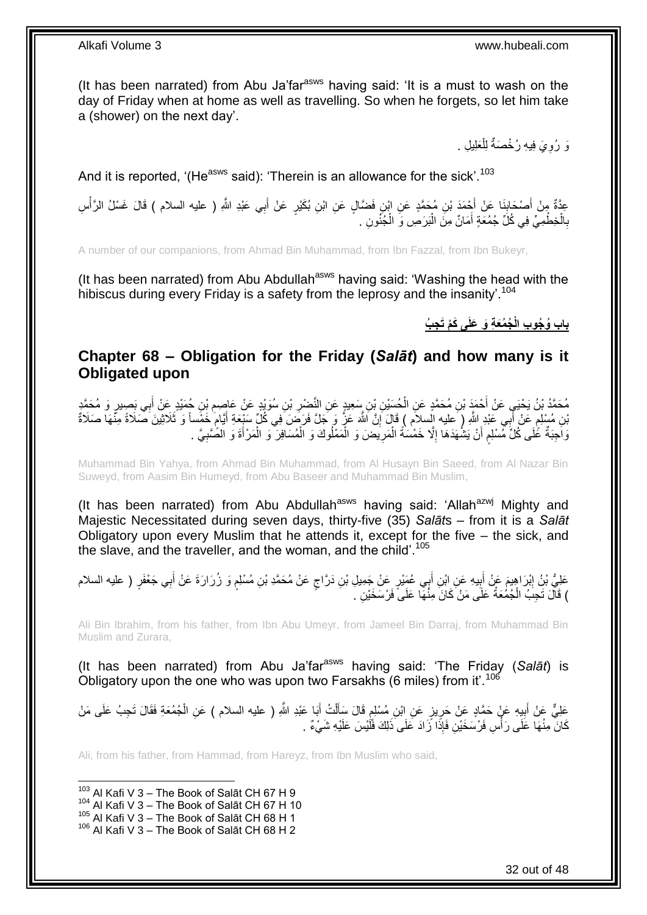(It has been narrated) from Abu Ja'far[asws] having said: 'It is a must to wash on the day of Friday when at home as well as travelling. So when he forgets, so let him take a (shower) on the next day'.

وَ رُوِيَ فِيهِ رُخْصَةٌ لِلْعَلِيلِ .

And it is reported, '(He[asws] said): 'Therein is an allowance for the sick'.[103]

عِدَّةٌ مِنْ أَصْحَابِنَا عَنْ أَحْمَدَ بْنِ مُحَمَّدٍ عَنِ ابْنِ فَضَّالٍ عَنِ ابْنِ بُكَيْرٍ عَنْ أَبِي عَبْدِ اللَّهِ ( عليه السلام ) قَالَ غَسْلُ الرَّأْسِ بِالْخِطْمِيِّ فِي كُلِّ جُمُعَةٍ أَمَانٌ مِنَ الْبَرَصِ وَ الْجُنُونِ .

A number of our companions, from Ahmad Bin Muhammad, from Ibn Fazzal, from Ibn Bukeyr,

(It has been narrated) from Abu Abdullah[asws] having said: 'Washing the head with the hibiscus during every Friday is a safety from the leprosy and the insanity'.[104]

## باب وُجُوبِ الْجُمُعَةِ وَ عَلَى كَمْ تَجِبُ

## Chapter 68 – Obligation for the Friday (*Salāt*) and how many is it Obligated upon

مُحَمَّدُ بْنُ يَحْيَى عَنْ أَحْمَدَ بْنِ مُحَمَّدٍ عَنِ الْحُسَيْنِ بْنِ سَعِيدٍ عَنِ النَّضْرِ بْنِ سُوَيْدٍ عَنْ عَاصِمِ بْنِ حُمَيْدٍ عَنْ أَبِي بَصِيرٍ وَ مُحَمَّدِ بْنِ مُسْلِمٍ عَنْ أَبِي عَبْدِ اللَّهِ ( عليه السلام ) قَالَ إِنَّ اللَّهَ عَزَّ وَ جَلَّ فَرَضَ فِي كُلِّ سَبْعَةِ أَيَّامٍ خَمْساً وَ ثَلَاثِينَ صَلَاةً مِنْهَا صَلَاةٌ وَاجِبَةٌ عَلَى كُلِّ مُسْلِمٍ أَنْ يَشْهَدَهَا إِلَّا خَمْسَةً الْمَرِيضَ وَ الْمَمْلُوكَ وَ الْمُسَافِرَ وَ الْمَرْأَةَ وَ الصَّبِيَّ .

Muhammad Bin Yahya, from Ahmad Bin Muhammad, from Al Husayn Bin Saeed, from Al Nazar Bin Suweyd, from Aasim Bin Humeyd, from Abu Baseer and Muhammad Bin Muslim,

(It has been narrated) from Abu Abdullah[asws] having said: 'Allah[azwj] Mighty and Majestic Necessitated during seven days, thirty-five (35) *Salāt*s – from it is a *Salāt* Obligatory upon every Muslim that he attends it, except for the five – the sick, and the slave, and the traveller, and the woman, and the child'.[105]

عَلِيُّ بْنُ إِبْرَاهِيمَ عَنْ أَبِيهِ عَنِ ابْنِ أَبِي عُمَيْرٍ عَنْ جَمِيلِ بْنِ دَرَّاجٍ عَنْ مُحَمَّدِ بْنِ مُسْلِمٍ وَ زُرَارَةَ عَنْ أَبِي جَعْفَرٍ ( عليه السلام ) قَالَ تَجِبُ الْجُمُعَةُ عَلَى مَنْ كَانَ مِنْهَا عَلَى فَرْسَخَيْنِ .

Ali Bin Ibrahim, from his father, from Ibn Abu Umeyr, from Jameel Bin Darraj, from Muhammad Bin Muslim and Zurara,

(It has been narrated) from Abu Ja'far[asws] having said: 'The Friday (*Salāt*) is Obligatory upon the one who was upon two Farsakhs (6 miles) from it'.[106]

عَلِيٌّ عَنْ أَبِيهِ عَنْ حَمَّادٍ عَنْ حَرِيزٍ عَنِ ابْنِ مُسْلِمٍ قَالَ سَأَلْتُ أَبَا عَبْدِ اللَّهِ ( عليه السلام ) عَنِ الْجُمُعَةِ فَقَالَ تَجِبُ عَلَى مَنْ كَانَ مِنْهَا عَلَى رَأْسِ فَرْسَخَيْنِ فَإِذَا زَادَ عَلَى ذَلِكَ فَلَيْسَ عَلَيْهِ شَيْءٌ .

Ali, from his father, from Hammad, from Hareyz, from Ibn Muslim who said,

[103] Al Kafi V 3 – The Book of Salāt CH 67 H 9
[104] Al Kafi V 3 – The Book of Salāt CH 67 H 10
[105] Al Kafi V 3 – The Book of Salāt CH 68 H 1
[106] Al Kafi V 3 – The Book of Salāt CH 68 H 2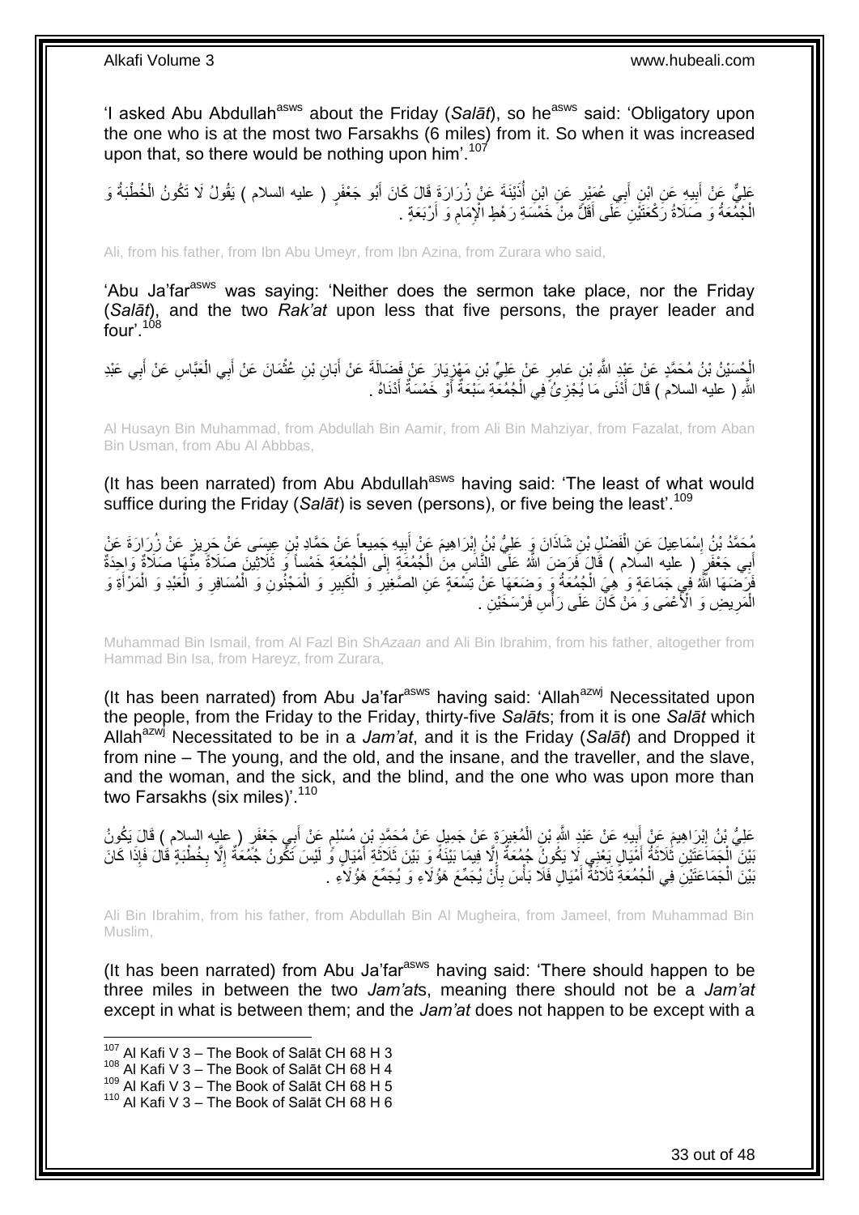'I asked Abu Abdullah[asws] about the Friday (*Salāt*), so he[asws] said: 'Obligatory upon the one who is at the most two Farsakhs (6 miles) from it. So when it was increased upon that, so there would be nothing upon him'.[107]

عَلِيٌّ عَنْ أَبِيهِ عَنِ ابْنِ أَبِي عُمَيْرٍ عَنِ ابْنِ أُذَيْنَةَ عَنْ زُرَارَةَ قَالَ كَانَ أَبُو جَعْفَرٍ ( عليه السلام ) يَقُولُ لَا تَكُونُ الْخُطْبَةُ وَ الْجُمُعَةُ وَ صَلَاةُ رَكْعَتَيْنِ عَلَى أَقَلَّ مِنْ خَمْسَةِ رَهْطٍ الْإِمَامِ وَ أَرْبَعَةٍ .

Ali, from his father, from Ibn Abu Umeyr, from Ibn Azina, from Zurara who said,

'Abu Ja'far[asws] was saying: 'Neither does the sermon take place, nor the Friday (*Salāt*), and the two *Rak'at* upon less that five persons, the prayer leader and four'.[108]

الْحُسَيْنُ بْنُ مُحَمَّدٍ عَنْ عَبْدِ اللَّهِ بْنِ عَامِرٍ عَنْ عَلِيِّ بْنِ مَهْزِيَارَ عَنْ فَضَالَةَ عَنْ أَبَانِ بْنِ عُثْمَانَ عَنْ أَبِي الْعَبَّاسِ عَنْ أَبِي عَبْدِ اللَّهِ ( عليه السلام ) قَالَ أَدْنَى مَا يُجْزِئُ فِي الْجُمُعَةِ سَبْعَةٌ أَوْ خَمْسَةٌ أَدْنَاهُ .

Al Husayn Bin Muhammad, from Abdullah Bin Aamir, from Ali Bin Mahziyar, from Fazalat, from Aban Bin Usman, from Abu Al Abbbas,

(It has been narrated) from Abu Abdullah[asws] having said: 'The least of what would suffice during the Friday (*Salāt*) is seven (persons), or five being the least'.[109]

مُحَمَّدُ بْنُ إِسْمَاعِيلَ عَنِ الْفَضْلِ بْنِ شَاذَانَ وَ عَلِيُّ بْنُ إِبْرَاهِيمَ عَنْ أَبِيهِ جَمِيعاً عَنْ حَمَّادِ بْنِ عِيسَى عَنْ حَرِيزٍ عَنْ زُرَارَةَ عَنْ أَبِي جَعْفَرٍ ( عليه السلام ) قَالَ فَرَضَ اللَّهُ عَلَى النَّاسِ مِنَ الْجُمُعَةِ إِلَى الْجُمُعَةِ خَمْساً وَ ثَلَاثِينَ صَلَاةً مِنْهَا صَلَاةٌ وَاحِدَةٌ فَرَضَهَا اللَّهُ فِي جَمَاعَةٍ وَ هِيَ الْجُمُعَةُ وَ وَضَعَهَا عَنْ تِسْعَةٍ عَنِ الصَّغِيرِ وَ الْكَبِيرِ وَ الْمَجْنُونِ وَ الْمُسَافِرِ وَ الْعَبْدِ وَ الْمَرْأَةِ وَ الْمَرِيضِ وَ الْأَعْمَى وَ مَنْ كَانَ عَلَى رَأْسِ فَرْسَخَيْنِ .

Muhammad Bin Ismail, from Al Fazl Bin Sh*Azaan* and Ali Bin Ibrahim, from his father, altogether from Hammad Bin Isa, from Hareyz, from Zurara,

(It has been narrated) from Abu Ja'far[asws] having said: 'Allah[azwj] Necessitated upon the people, from the Friday to the Friday, thirty-five *Salāt*s; from it is one *Salāt* which Allah[azwj] Necessitated to be in a *Jam'at*, and it is the Friday (*Salāt*) and Dropped it from nine – The young, and the old, and the insane, and the traveller, and the slave, and the woman, and the sick, and the blind, and the one who was upon more than two Farsakhs (six miles)'.[110]

عَلِيُّ بْنُ إِبْرَاهِيمَ عَنْ أَبِيهِ عَنْ عَبْدِ اللَّهِ بْنِ الْمُغِيرَةِ عَنْ جَمِيلٍ عَنْ مُحَمَّدِ بْنِ مُسْلِمٍ عَنْ أَبِي جَعْفَرٍ ( عليه السلام ) قَالَ يَكُونُ بَيْنَ الْجَمَاعَتَيْنِ ثَلَاثَةُ أَمْيَالٍ يَعْنِي لَا يَكُونُ جُمُعَةٌ إِلَّا فِيمَا بَيْنَهُ وَ بَيْنَ ثَلَاثَةِ أَمْيَالٍ وَ لَيْسَ تَكُونُ جُمُعَةٌ إِلَّا بِخُطْبَةٍ قَالَ فَإِذَا كَانَ بَيْنَ الْجَمَاعَتَيْنِ فِي الْجُمُعَةِ ثَلَاثَةُ أَمْيَالٍ فَلَا بَأْسَ بِأَنْ يُجَمِّعَ هَؤُلَاءِ وَ يُجَمِّعَ هَؤُلَاءِ .

Ali Bin Ibrahim, from his father, from Abdullah Bin Al Mugheira, from Jameel, from Muhammad Bin Muslim,

(It has been narrated) from Abu Ja'far[asws] having said: 'There should happen to be three miles in between the two *Jam'at*s, meaning there should not be a *Jam'at* except in what is between them; and the *Jam'at* does not happen to be except with a

---

[107] Al Kafi V 3 – The Book of Salāt CH 68 H 3
[108] Al Kafi V 3 – The Book of Salāt CH 68 H 4
[109] Al Kafi V 3 – The Book of Salāt CH 68 H 5
[110] Al Kafi V 3 – The Book of Salāt CH 68 H 6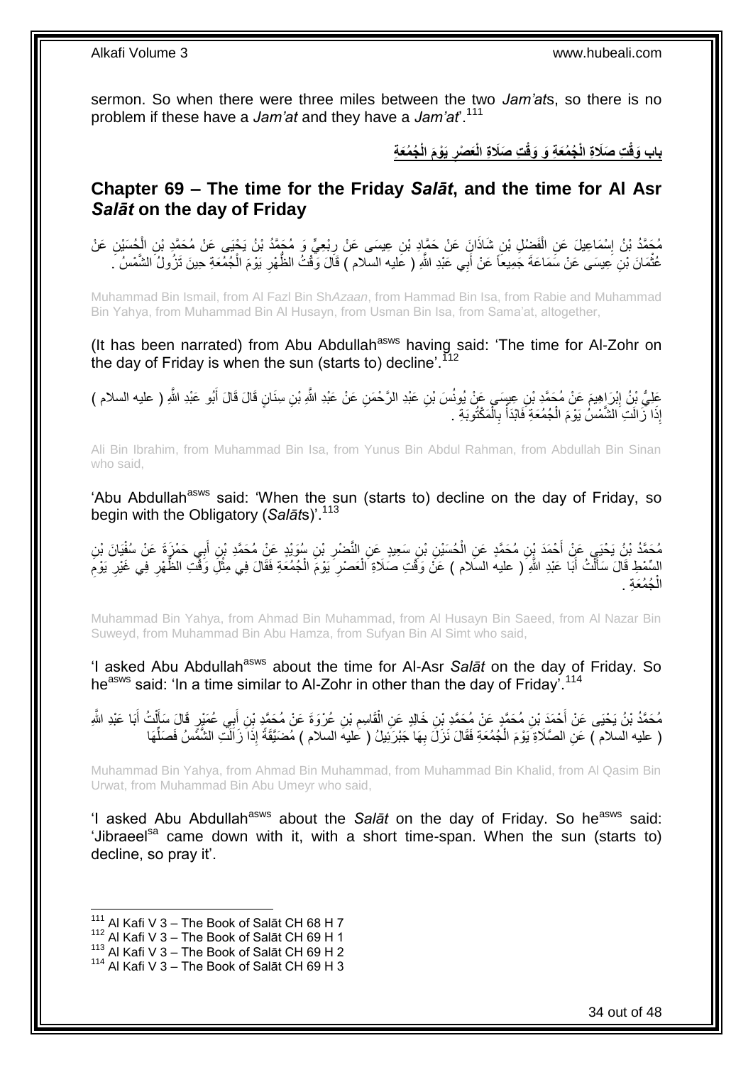sermon. So when there were three miles between the two *Jam'at*s, so there is no problem if these have a *Jam'at* and they have a *Jam'at*'.[111]

**باب وَقْتِ صَلَاةِ الْجُمُعَةِ وَ وَقْتِ صَلَاةِ الْعَصْرِ يَوْمَ الْجُمُعَةِ**

## Chapter 69 – The time for the Friday *Salāt*, and the time for Al Asr *Salāt* on the day of Friday

مُحَمَّدُ بْنُ إِسْمَاعِيلَ عَنِ الْفَضْلِ بْنِ شَاذَانَ عَنْ حَمَّادِ بْنِ عِيسَى عَنْ رِبْعِيٍّ وَ مُحَمَّدُ بْنُ يَحْيَى عَنْ مُحَمَّدِ بْنِ الْحُسَيْنِ عَنْ عُثْمَانَ بْنِ عِيسَى عَنْ سَمَاعَةَ جَمِيعاً عَنْ أَبِي عَبْدِ اللَّهِ ( عليه السلام ) قَالَ وَقْتُ الظُّهْرِ يَوْمَ الْجُمُعَةِ حِينَ تَزُولُ الشَّمْسُ .

Muhammad Bin Ismail, from Al Fazl Bin Sh*Azaan*, from Hammad Bin Isa, from Rabie and Muhammad Bin Yahya, from Muhammad Bin Al Husayn, from Usman Bin Isa, from Sama'at, altogether,

(It has been narrated) from Abu Abdullah[asws] having said: 'The time for Al-Zohr on the day of Friday is when the sun (starts to) decline'.[112]

عَلِيُّ بْنُ إِبْرَاهِيمَ عَنْ مُحَمَّدِ بْنِ عِيسَى عَنْ يُونُسَ بْنِ عَبْدِ الرَّحْمَنِ عَنْ عَبْدِ اللَّهِ بْنِ سِنَانٍ قَالَ قَالَ أَبُو عَبْدِ اللَّهِ ( عليه السلام ) إِذَا زَالَتِ الشَّمْسُ يَوْمَ الْجُمُعَةِ فَابْدَأْ بِالْمَكْتُوبَةِ .

Ali Bin Ibrahim, from Muhammad Bin Isa, from Yunus Bin Abdul Rahman, from Abdullah Bin Sinan who said,

'Abu Abdullah[asws] said: 'When the sun (starts to) decline on the day of Friday, so begin with the Obligatory (*Salāt*s)'.[113]

مُحَمَّدُ بْنُ يَحْيَى عَنْ أَحْمَدَ بْنِ مُحَمَّدٍ عَنِ الْحُسَيْنِ بْنِ سَعِيدٍ عَنِ النَّضْرِ بْنِ سُوَيْدٍ عَنْ مُحَمَّدِ بْنِ أَبِي حَمْزَةَ عَنْ سُفْيَانَ بْنِ السِّمْطِ قَالَ سَأَلْتُ أَبَا عَبْدِ اللَّهِ ( عليه السلام ) عَنْ وَقْتِ صَلَاةِ الْعَصْرِ يَوْمَ الْجُمُعَةِ فَقَالَ فِي مِثْلِ وَقْتِ الظُّهْرِ فِي غَيْرِ يَوْمِ الْجُمُعَةِ .

Muhammad Bin Yahya, from Ahmad Bin Muhammad, from Al Husayn Bin Saeed, from Al Nazar Bin Suweyd, from Muhammad Bin Abu Hamza, from Sufyan Bin Al Simt who said,

'I asked Abu Abdullah[asws] about the time for Al-Asr *Salāt* on the day of Friday. So he[asws] said: 'In a time similar to Al-Zohr in other than the day of Friday'.[114]

مُحَمَّدُ بْنُ يَحْيَى عَنْ أَحْمَدَ بْنِ مُحَمَّدٍ عَنْ مُحَمَّدِ بْنِ خَالِدٍ عَنِ الْقَاسِمِ بْنِ عُرْوَةَ عَنْ مُحَمَّدِ بْنِ أَبِي عُمَيْرٍ قَالَ سَأَلْتُ أَبَا عَبْدِ اللَّهِ ( عليه السلام ) عَنِ الصَّلَاةِ يَوْمَ الْجُمُعَةِ فَقَالَ نَزَلَ بِهَا جَبْرَئِيلُ ( عليه السلام ) مُضَيَّقَةً إِذَا زَالَتِ الشَّمْسُ فَصَلِّهَا

Muhammad Bin Yahya, from Ahmad Bin Muhammad, from Muhammad Bin Khalid, from Al Qasim Bin Urwat, from Muhammad Bin Abu Umeyr who said,

'I asked Abu Abdullah[asws] about the *Salāt* on the day of Friday. So he[asws] said: 'Jibraeel[sa] came down with it, with a short time-span. When the sun (starts to) decline, so pray it'.

---

[111] Al Kafi V 3 – The Book of Salāt CH 68 H 7
[112] Al Kafi V 3 – The Book of Salāt CH 69 H 1
[113] Al Kafi V 3 – The Book of Salāt CH 69 H 2
[114] Al Kafi V 3 – The Book of Salāt CH 69 H 3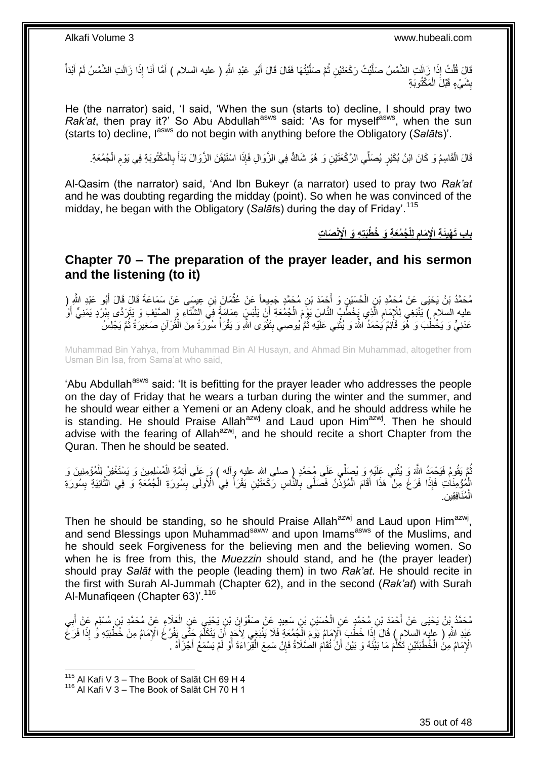قَالَ قُلْتُ إِذَا زَالَتِ الشَّمْسُ صَلَّيْتُ رَكْعَتَيْنِ ثُمَّ صَلَّيْتُهَا فَقَالَ قَالَ أَبُو عَبْدِ اللَّهِ ( عليه السلام ) أَمَّا أَنَا إِذَا زَالَتِ الشَّمْسُ لَمْ أَبْدَأْ بِشَيْءٍ قَبْلَ الْمَكْتُوبَةِ

He (the narrator) said, 'I said, 'When the sun (starts to) decline, I should pray two *Rak'at*, then pray it?' So Abu Abdullah[asws] said: 'As for myself[asws], when the sun (starts to) decline, I[asws] do not begin with anything before the Obligatory (*Salāt*s)'.

قَالَ الْقَاسِمُ وَ كَانَ ابْنُ بُكَيْرٍ يُصَلِّي الرَّكْعَتَيْنِ وَ هُوَ شَاكٌّ فِي الزَّوَالِ فَإِذَا اسْتَيْقَنَ الزَّوَالَ بَدَأَ بِالْمَكْتُوبَةِ فِي يَوْمِ الْجُمُعَةِ.

Al-Qasim (the narrator) said, 'And Ibn Bukeyr (a narrator) used to pray two *Rak'at* and he was doubting regarding the midday (point). So when he was convinced of the midday, he began with the Obligatory (*Salāt*s) during the day of Friday'.[115]

## باب تَهْيِئَةِ الْإِمَامِ لِلْجُمُعَةِ وَ خُطْبَتِهِ وَ الْإِنْصَاتِ

## Chapter 70 – The preparation of the prayer leader, and his sermon and the listening (to it)

مُحَمَّدُ بْنُ يَحْيَى عَنْ مُحَمَّدِ بْنِ الْحُسَيْنِ وَ أَحْمَدَ بْنِ مُحَمَّدٍ جَمِيعاً عَنْ عُثْمَانَ بْنِ عِيسَى عَنْ سَمَاعَةَ قَالَ قَالَ أَبُو عَبْدِ اللَّهِ ( عليه السلام ) يَنْبَغِي لِلْإِمَامِ الَّذِي يَخْطُبُ النَّاسَ يَوْمَ الْجُمُعَةِ أَنْ يَلْبَسَ عِمَامَةً فِي الشِّتَاءِ وَ الصَّيْفِ وَ يَتَرَدَّى بِبُرْدٍ يَمَنِيٍّ أَوْ عَدَنِيٍّ وَ يَخْطُبَ وَ هُوَ قَائِمٌ يَحْمَدُ اللَّهَ وَ يُثْنِي عَلَيْهِ ثُمَّ يُوصِي بِتَقْوَى اللَّهِ وَ يَقْرَأُ سُورَةً مِنَ الْقُرْآنِ صَغِيرَةً ثُمَّ يَجْلِسُ

Muhammad Bin Yahya, from Muhammad Bin Al Husayn, and Ahmad Bin Muhammad, altogether from Usman Bin Isa, from Sama'at who said,

'Abu Abdullah[asws] said: 'It is befitting for the prayer leader who addresses the people on the day of Friday that he wears a turban during the winter and the summer, and he should wear either a Yemeni or an Adeny cloak, and he should address while he is standing. He should Praise Allah[azwj] and Laud upon Him[azwj]. Then he should advise with the fearing of Allah[azwj], and he should recite a short Chapter from the Quran. Then he should be seated.

ثُمَّ يَقُومُ فَيَحْمَدُ اللَّهَ وَ يُثْنِي عَلَيْهِ وَ يُصَلِّي عَلَى مُحَمَّدٍ ( صلى الله عليه وآله ) وَ عَلَى أَئِمَّةِ الْمُسْلِمِينَ وَ يَسْتَغْفِرُ لِلْمُؤْمِنِينَ وَ الْمُؤْمِنَاتِ فَإِذَا فَرَغَ مِنْ هَذَا أَقَامَ الْمُؤَذِّنُ فَصَلَّى بِالنَّاسِ رَكْعَتَيْنِ يَقْرَأُ فِي الْأُولَى بِسُورَةِ الْجُمُعَةِ وَ فِي الثَّانِيَةِ بِسُورَةِ الْمُنَافِقِينَ.

Then he should be standing, so he should Praise Allah[azwj] and Laud upon Him[azwj], and send Blessings upon Muhammad[saww] and upon Imams[asws] of the Muslims, and he should seek Forgiveness for the believing men and the believing women. So when he is free from this, the *Muezzin* should stand, and he (the prayer leader) should pray *Salāt* with the people (leading them) in two *Rak'at*. He should recite in the first with Surah Al-Jummah (Chapter 62), and in the second (*Rak'at*) with Surah Al-Munafiqeen (Chapter 63)'.[116]

مُحَمَّدُ بْنُ يَحْيَى عَنْ أَحْمَدَ بْنِ مُحَمَّدٍ عَنِ الْحُسَيْنِ بْنِ سَعِيدٍ عَنْ صَفْوَانَ بْنِ يَحْيَى عَنِ الْعَلَاءِ عَنْ مُحَمَّدِ بْنِ مُسْلِمٍ عَنْ أَبِي عَبْدِ اللَّهِ ( عليه السلام ) قَالَ إِذَا خَطَبَ الْإِمَامُ يَوْمَ الْجُمُعَةِ فَلَا يَنْبَغِي لِأَحَدٍ أَنْ يَتَكَلَّمَ حَتَّى يَفْرُغَ الْإِمَامُ مِنْ خُطْبَتِهِ وَ إِذَا فَرَغَ الْإِمَامُ مِنَ الْخُطْبَتَيْنِ تَكَلَّمَ مَا بَيْنَهُ وَ بَيْنَ أَنْ تُقَامَ الصَّلَاةُ فَإِنْ سَمِعَ الْقِرَاءَةَ أَوْ لَمْ يَسْمَعْ أَجْزَأَهُ .

[115] Al Kafi V 3 – The Book of Salāt CH 69 H 4
[116] Al Kafi V 3 – The Book of Salāt CH 70 H 1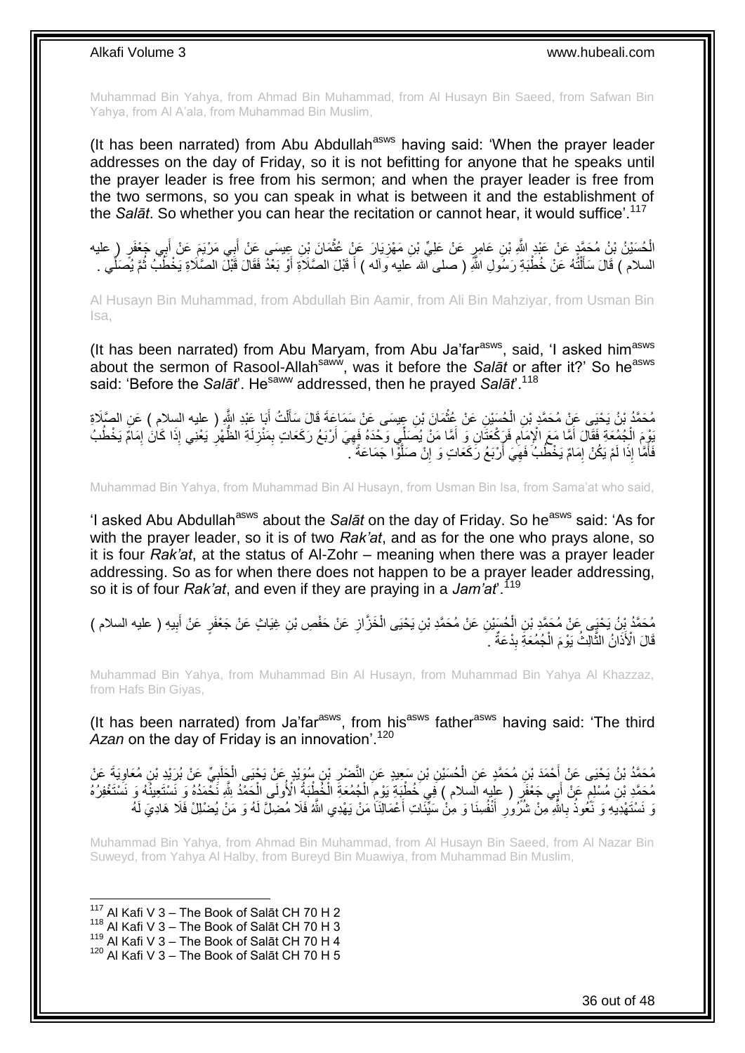Muhammad Bin Yahya, from Ahmad Bin Muhammad, from Al Husayn Bin Saeed, from Safwan Bin Yahya, from Al A'ala, from Muhammad Bin Muslim,

(It has been narrated) from Abu Abdullah[asws] having said: 'When the prayer leader addresses on the day of Friday, so it is not befitting for anyone that he speaks until the prayer leader is free from his sermon; and when the prayer leader is free from the two sermons, so you can speak in what is between it and the establishment of the *Salāt*. So whether you can hear the recitation or cannot hear, it would suffice'.[117]

الْحُسَيْنُ بْنُ مُحَمَّدٍ عَنْ عَبْدِ اللَّهِ بْنِ عَامِرٍ عَنْ عَلِيِّ بْنِ مَهْزِيَارَ عَنْ عُثْمَانَ بْنِ عِيسَى عَنْ أَبِي مَرْيَمَ عَنْ أَبِي جَعْفَرٍ ( عليه السلام ) قَالَ سَأَلْتُهُ عَنْ خُطْبَةِ رَسُولِ اللَّهِ ( صلى الله عليه وآله ) أَ قَبْلَ الصَّلَاةِ أَوْ بَعْدُ فَقَالَ قَبْلَ الصَّلَاةِ يَخْطُبُ ثُمَّ يُصَلِّي .

Al Husayn Bin Muhammad, from Abdullah Bin Aamir, from Ali Bin Mahziyar, from Usman Bin Isa,

(It has been narrated) from Abu Maryam, from Abu Ja'far[asws], said, 'I asked him[asws] about the sermon of Rasool-Allah[saww], was it before the *Salāt* or after it?' So he[asws] said: 'Before the *Salāt*'. He[saww] addressed, then he prayed *Salāt*'.[118]

مُحَمَّدُ بْنُ يَحْيَى عَنْ مُحَمَّدِ بْنِ الْحُسَيْنِ عَنْ عُثْمَانَ بْنِ عِيسَى عَنْ سَمَاعَةَ قَالَ سَأَلْتُ أَبَا عَبْدِ اللَّهِ ( عليه السلام ) عَنِ الصَّلَاةِ يَوْمَ الْجُمُعَةِ فَقَالَ أَمَّا مَعَ الْإِمَامِ فَرَكْعَتَانِ وَ أَمَّا مَنْ يُصَلِّي وَحْدَهُ فَهِيَ أَرْبَعُ رَكَعَاتٍ بِمَنْزِلَةِ الظُّهْرِ يَعْنِي إِذَا كَانَ إِمَامٌ يَخْطُبُ فَأَمَّا إِذَا لَمْ يَكُنْ إِمَامٌ يَخْطُبُ فَهِيَ أَرْبَعُ رَكَعَاتٍ وَ إِنْ صَلَّوْا جَمَاعَةً .

Muhammad Bin Yahya, from Muhammad Bin Al Husayn, from Usman Bin Isa, from Sama'at who said,

'I asked Abu Abdullah[asws] about the *Salāt* on the day of Friday. So he[asws] said: 'As for with the prayer leader, so it is of two *Rak'at*, and as for the one who prays alone, so it is four *Rak'at*, at the status of Al-Zohr – meaning when there was a prayer leader addressing. So as for when there does not happen to be a prayer leader addressing, so it is of four *Rak'at*, and even if they are praying in a *Jam'at*'.[119]

مُحَمَّدُ بْنُ يَحْيَى عَنْ مُحَمَّدِ بْنِ الْحُسَيْنِ عَنْ مُحَمَّدِ بْنِ يَحْيَى الْخَزَّازِ عَنْ حَفْصِ بْنِ غِيَاثٍ عَنْ جَعْفَرٍ عَنْ أَبِيهِ ( عليه السلام ) قَالَ الْأَذَانُ الثَّالِثُ يَوْمَ الْجُمُعَةِ بِدْعَةٌ .

Muhammad Bin Yahya, from Muhammad Bin Al Husayn, from Muhammad Bin Yahya Al Khazzaz, from Hafs Bin Giyas,

(It has been narrated) from Ja'far[asws], from his[asws] father[asws] having said: 'The third *Azan* on the day of Friday is an innovation'.[120]

مُحَمَّدُ بْنُ يَحْيَى عَنْ أَحْمَدَ بْنِ مُحَمَّدٍ عَنِ الْحُسَيْنِ بْنِ سَعِيدٍ عَنِ النَّضْرِ بْنِ سُوَيْدٍ عَنْ يَحْيَى الْحَلَبِيِّ عَنْ بُرَيْدِ بْنِ مُعَاوِيَةَ عَنْ مُحَمَّدِ بْنِ مُسْلِمٍ عَنْ أَبِي جَعْفَرٍ ( عليه السلام ) فِي خُطْبَةِ يَوْمِ الْجُمُعَةِ الْخُطْبَةُ الْأُولَى الْحَمْدُ لِلَّهِ نَحْمَدُهُ وَ نَسْتَعِينُهُ وَ نَسْتَغْفِرُهُ وَ نَسْتَهْدِيهِ وَ نَعُوذُ بِاللَّهِ مِنْ شُرُورِ أَنْفُسِنَا وَ مِنْ سَيِّئَاتِ أَعْمَالِنَا مَنْ يَهْدِي اللَّهُ فَلَا مُضِلَّ لَهُ وَ مَنْ يُضْلِلْ فَلَا هَادِيَ لَهُ

Muhammad Bin Yahya, from Ahmad Bin Muhammad, from Al Husayn Bin Saeed, from Al Nazar Bin Suweyd, from Yahya Al Halby, from Bureyd Bin Muawiya, from Muhammad Bin Muslim,

[117] Al Kafi V 3 – The Book of Salāt CH 70 H 2
[118] Al Kafi V 3 – The Book of Salāt CH 70 H 3
[119] Al Kafi V 3 – The Book of Salāt CH 70 H 4
[120] Al Kafi V 3 – The Book of Salāt CH 70 H 5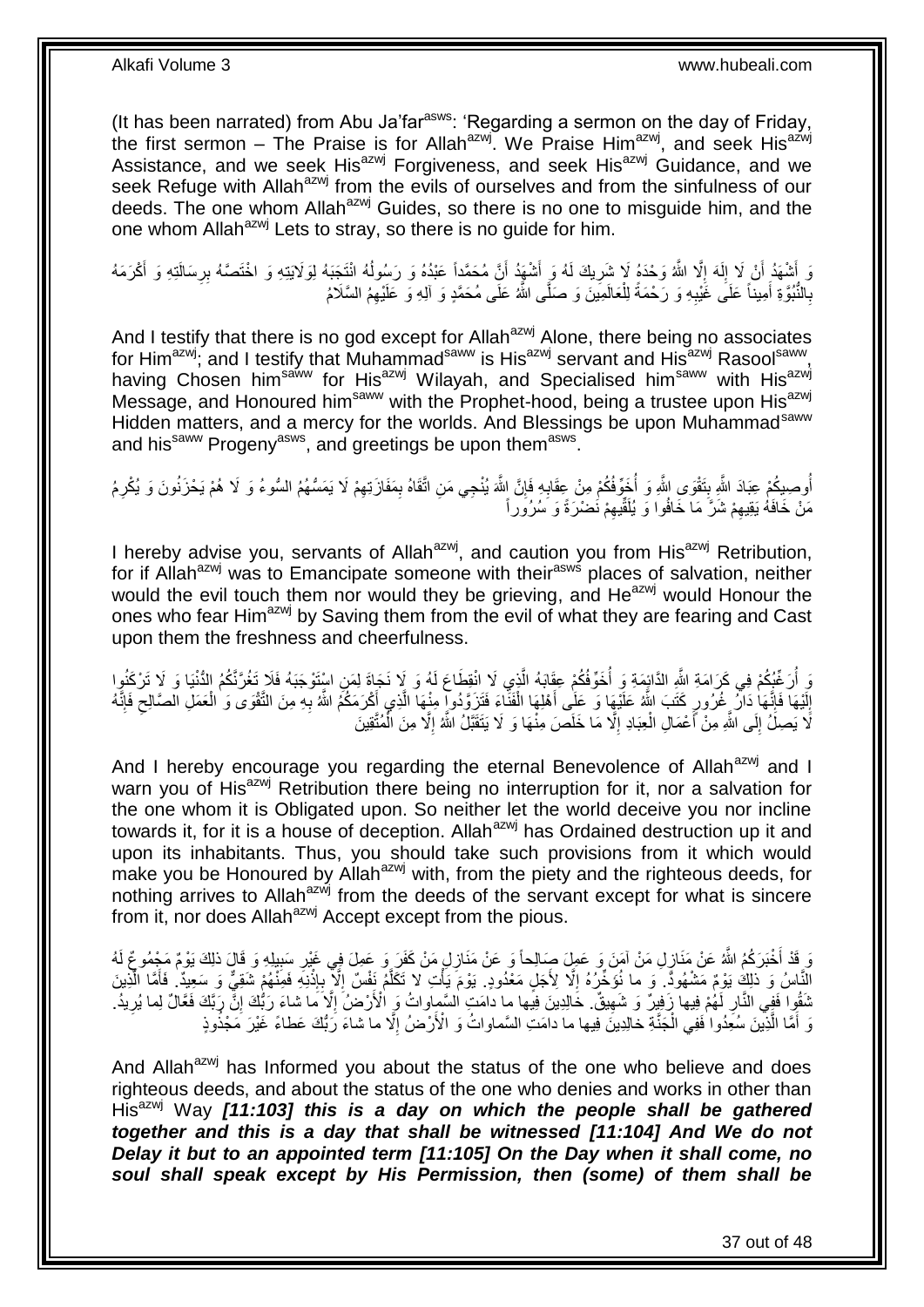(It has been narrated) from Abu Ja'far[asws]: 'Regarding a sermon on the day of Friday, the first sermon – The Praise is for Allah[azwj]. We Praise Him[azwj], and seek His[azwj] Assistance, and we seek His[azwj] Forgiveness, and seek His[azwj] Guidance, and we seek Refuge with Allah[azwj] from the evils of ourselves and from the sinfulness of our deeds. The one whom Allah[azwj] Guides, so there is no one to misguide him, and the one whom Allah[azwj] Lets to stray, so there is no guide for him.

وَ أَشْهَدُ أَنْ لَا إِلَهَ إِلَّا اللَّهُ وَحْدَهُ لَا شَرِيكَ لَهُ وَ أَشْهَدُ أَنَّ مُحَمَّداً عَبْدُهُ وَ رَسُولُهُ انْتَجَبَهُ لِوَلَايَتِهِ وَ اخْتَصَّهُ بِرِسَالَتِهِ وَ أَكْرَمَهُ بِالنُّبُوَّةِ أَمِيناً عَلَى غَيْبِهِ وَ رَحْمَةً لِلْعَالَمِينَ وَ صَلَّى اللَّهُ عَلَى مُحَمَّدٍ وَ آلِهِ وَ عَلَيْهِمُ السَّلَامُ

And I testify that there is no god except for Allah[azwj] Alone, there being no associates for Him[azwj]; and I testify that Muhammad[saww] is His[azwj] servant and His[azwj] Rasool[saww], having Chosen him[saww] for His[azwj] Wilayah, and Specialised him[saww] with His[azwj] Message, and Honoured him[saww] with the Prophet-hood, being a trustee upon His[azwj] Hidden matters, and a mercy for the worlds. And Blessings be upon Muhammad[saww] and his[saww] Progeny[asws], and greetings be upon them[asws].

أُوصِيكُمْ عِبَادَ اللَّهِ بِتَقْوَى اللَّهِ وَ أُخَوِّفُكُمْ مِنْ عِقَابِهِ فَإِنَّ اللَّهَ يُنْجِي مَنِ اتَّقَاهُ بِمَفَازَتِهِمْ لَا يَمَسُّهُمُ السُّوءُ وَ لَا هُمْ يَحْزَنُونَ وَ يُكْرِمُ مَنْ خَافَهُ يَقِيهِمْ شَرَّ مَا خَافُوا وَ يُلَقِّيهِمْ نَضْرَةً وَ سُرُوراً

I hereby advise you, servants of Allah[azwj], and caution you from His[azwj] Retribution, for if Allah[azwj] was to Emancipate someone with their[asws] places of salvation, neither would the evil touch them nor would they be grieving, and He[azwj] would Honour the ones who fear Him[azwj] by Saving them from the evil of what they are fearing and Cast upon them the freshness and cheerfulness.

وَ أُرَغِّبُكُمْ فِي كَرَامَةِ اللَّهِ الدَّائِمَةِ وَ أُخَوِّفُكُمْ عِقَابَهُ الَّذِي لَا انْقِطَاعَ لَهُ وَ لَا نَجَاةَ لِمَنِ اسْتَوْجَبَهُ فَلَا تَغُرَّنَّكُمُ الدُّنْيَا وَ لَا تَرْكَنُوا إِلَيْهَا فَإِنَّهَا دَارُ غُرُورٍ كَتَبَ اللَّهُ عَلَيْهَا وَ عَلَى أَهْلِهَا الْفَنَاءَ فَتَزَوَّدُوا مِنْهَا الَّذِي أَكْرَمَكُمُ اللَّهُ بِهِ مِنَ التَّقْوَى وَ الْعَمَلِ الصَّالِحِ فَإِنَّهُ لَا يَصِلُ إِلَى اللَّهِ مِنْ أَعْمَالِ الْعِبَادِ إِلَّا مَا خَلَصَ مِنْهَا وَ لَا يَتَقَبَّلُ اللَّهُ إِلَّا مِنَ الْمُتَّقِينَ

And I hereby encourage you regarding the eternal Benevolence of Allah[azwj] and I warn you of His[azwj] Retribution there being no interruption for it, nor a salvation for the one whom it is Obligated upon. So neither let the world deceive you nor incline towards it, for it is a house of deception. Allah[azwj] has Ordained destruction up it and upon its inhabitants. Thus, you should take such provisions from it which would make you be Honoured by Allah[azwj] with, from the piety and the righteous deeds, for nothing arrives to Allah[azwj] from the deeds of the servant except for what is sincere from it, nor does Allah[azwj] Accept except from the pious.

وَ قَدْ أَخْبَرَكُمُ اللَّهُ عَنْ مَنَازِلِ مَنْ آمَنَ وَ عَمِلَ صَالِحاً وَ عَنْ مَنَازِلِ مَنْ كَفَرَ وَ عَمِلَ فِي غَيْرِ سَبِيلِهِ وَ قَالَ ذلِكَ يَوْمٌ مَجْمُوعٌ لَهُ النَّاسُ وَ ذلِكَ يَوْمٌ مَشْهُودٌ. وَ ما نُؤَخِّرُهُ إِلَّا لِأَجَلٍ مَعْدُودٍ. يَوْمَ يَأْتِ لا تَكَلَّمُ نَفْسٌ إِلَّا بِإِذْنِهِ فَمِنْهُمْ شَقِيٌّ وَ سَعِيدٌ. فَأَمَّا الَّذِينَ شَقُوا فَفِي النَّارِ لَهُمْ فِيها زَفِيرٌ وَ شَهِيقٌ. خالِدِينَ فِيها ما دامَتِ السَّماواتُ وَ الْأَرْضُ إِلَّا ما شاءَ رَبُّكَ إِنَّ رَبَّكَ فَعَّالٌ لِما يُرِيدُ. وَ أَمَّا الَّذِينَ سُعِدُوا فَفِي الْجَنَّةِ خالِدِينَ فِيها ما دامَتِ السَّماواتُ وَ الْأَرْضُ إِلَّا ما شاءَ رَبُّكَ عَطاءً غَيْرَ مَجْذُوذٍ

And Allah[azwj] has Informed you about the status of the one who believe and does righteous deeds, and about the status of the one who denies and works in other than His[azwj] Way ***[11:103] this is a day on which the people shall be gathered together and this is a day that shall be witnessed [11:104] And We do not Delay it but to an appointed term [11:105] On the Day when it shall come, no soul shall speak except by His Permission, then (some) of them shall be***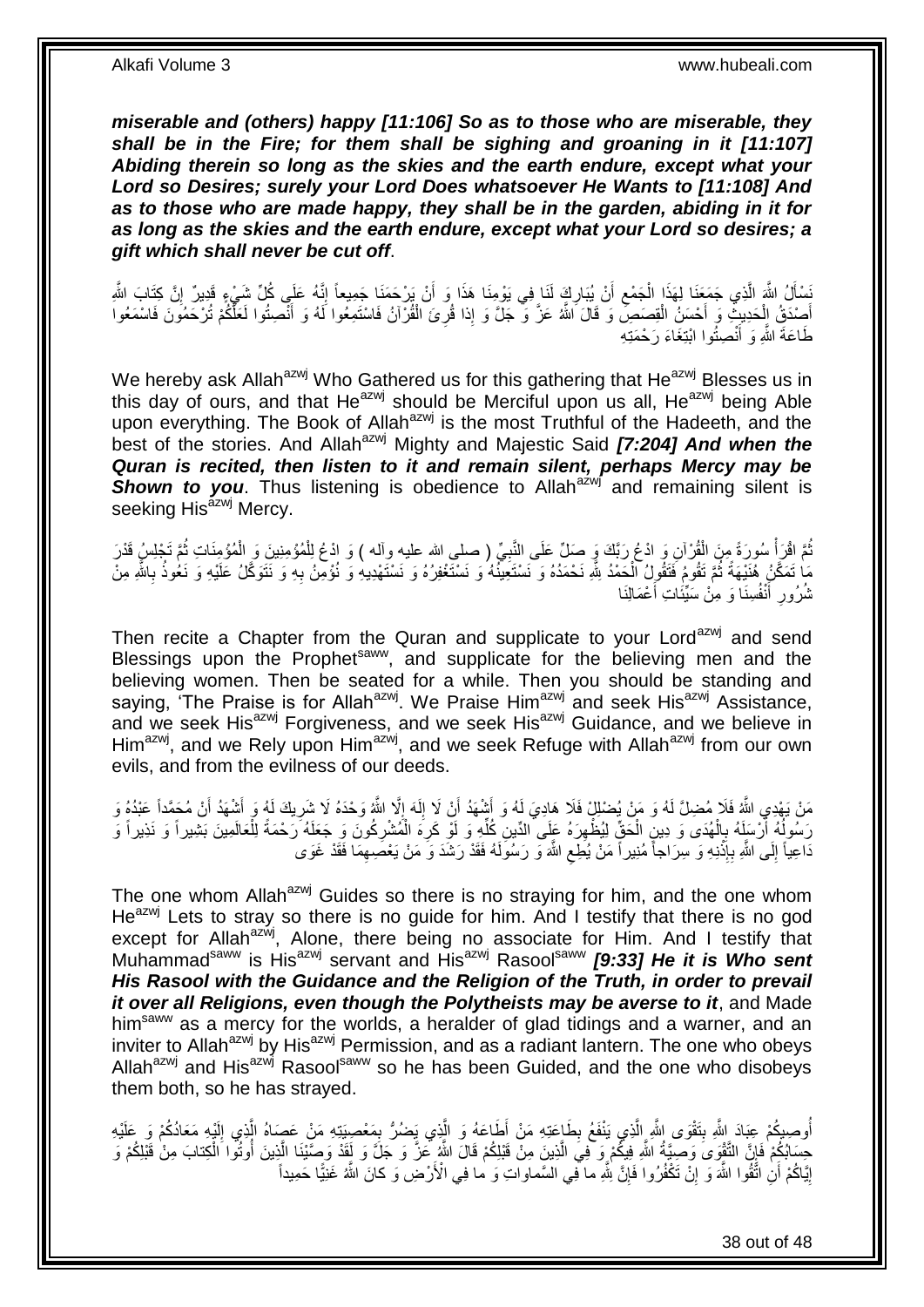***miserable and (others) happy [11:106] So as to those who are miserable, they shall be in the Fire; for them shall be sighing and groaning in it [11:107] Abiding therein so long as the skies and the earth endure, except what your Lord so Desires; surely your Lord Does whatsoever He Wants to [11:108] And as to those who are made happy, they shall be in the garden, abiding in it for as long as the skies and the earth endure, except what your Lord so desires; a gift which shall never be cut off***.

نَسْأَلُ اللَّهَ الَّذِي جَمَعَنَا لِهَذَا الْجَمْعِ أَنْ يُبَارِكَ لَنَا فِي يَوْمِنَا هَذَا وَ أَنْ يَرْحَمَنَا جَمِيعاً إِنَّهُ عَلَى كُلِّ شَيْءٍ قَدِيرٌ إِنَّ كِتَابَ اللَّهِ أَصْدَقُ الْحَدِيثِ وَ أَحْسَنُ الْقِصَصِ وَ قَالَ اللَّهُ عَزَّ وَ جَلَّ وَ إِذا قُرِئَ الْقُرْآنُ فَاسْتَمِعُوا لَهُ وَ أَنْصِتُوا لَعَلَّكُمْ تُرْحَمُونَ فَاسْمَعُوا طَاعَةَ اللَّهِ وَ أَنْصِتُوا ابْتِغَاءَ رَحْمَتِهِ

We hereby ask Allah[azwj] Who Gathered us for this gathering that He[azwj] Blesses us in this day of ours, and that He[azwj] should be Merciful upon us all, He[azwj] being Able upon everything. The Book of Allah[azwj] is the most Truthful of the Hadeeth, and the best of the stories. And Allah[azwj] Mighty and Majestic Said ***[7:204] And when the Quran is recited, then listen to it and remain silent, perhaps Mercy may be Shown to you***. Thus listening is obedience to Allah[azwj] and remaining silent is seeking His[azwj] Mercy.

ثُمَّ اقْرَأْ سُورَةً مِنَ الْقُرْآنِ وَ ادْعُ رَبَّكَ وَ صَلِّ عَلَى النَّبِيِّ ( صلى الله عليه وآله ) وَ ادْعُ لِلْمُؤْمِنِينَ وَ الْمُؤْمِنَاتِ ثُمَّ تَجْلِسُ قَدْرَ مَا تَمَكَّنُ هُنَيْهَةً ثُمَّ تَقُومُ فَتَقُولُ الْحَمْدُ لِلَّهِ نَحْمَدُهُ وَ نَسْتَعِينُهُ وَ نَسْتَغْفِرُهُ وَ نَسْتَهْدِيهِ وَ نُؤْمِنُ بِهِ وَ نَتَوَكَّلُ عَلَيْهِ وَ نَعُوذُ بِاللَّهِ مِنْ شُرُورِ أَنْفُسِنَا وَ مِنْ سَيِّئَاتِ أَعْمَالِنَا

Then recite a Chapter from the Quran and supplicate to your Lord[azwj] and send Blessings upon the Prophet[saww], and supplicate for the believing men and the believing women. Then be seated for a while. Then you should be standing and saying, 'The Praise is for Allah[azwj]. We Praise Him[azwj] and seek His[azwj] Assistance, and we seek His[azwj] Forgiveness, and we seek His[azwj] Guidance, and we believe in Him[azwj], and we Rely upon Him[azwj], and we seek Refuge with Allah[azwj] from our own evils, and from the evilness of our deeds.

مَنْ يَهْدِي اللَّهُ فَلَا مُضِلَّ لَهُ وَ مَنْ يُضْلِلْ فَلَا هَادِيَ لَهُ وَ أَشْهَدُ أَنْ لَا إِلَهَ إِلَّا اللَّهُ وَحْدَهُ لَا شَرِيكَ لَهُ وَ أَشْهَدُ أَنَّ مُحَمَّداً عَبْدُهُ وَ رَسُولُهُ أَرْسَلَهُ بِالْهُدَى وَ دِينِ الْحَقِّ لِيُظْهِرَهُ عَلَى الدِّينِ كُلِّهِ وَ لَوْ كَرِهَ الْمُشْرِكُونَ وَ جَعَلَهُ رَحْمَةً لِلْعَالَمِينَ بَشِيراً وَ نَذِيراً وَ دَاعِياً إِلَى اللَّهِ بِإِذْنِهِ وَ سِرَاجاً مُنِيراً مَنْ يُطِعِ اللَّهَ وَ رَسُولَهُ فَقَدْ رَشَدَ وَ مَنْ يَعْصِهِمَا فَقَدْ غَوَى

The one whom Allah[azwj] Guides so there is no straying for him, and the one whom He[azwj] Lets to stray so there is no guide for him. And I testify that there is no god except for Allah[azwj], Alone, there being no associate for Him. And I testify that Muhammad[saww] is His[azwj] servant and His[azwj] Rasool[saww] ***[9:33] He it is Who sent His Rasool with the Guidance and the Religion of the Truth, in order to prevail it over all Religions, even though the Polytheists may be averse to it***, and Made him[saww] as a mercy for the worlds, a heralder of glad tidings and a warner, and an inviter to Allah[azwj] by His[azwj] Permission, and as a radiant lantern. The one who obeys Allah[azwj] and His[azwj] Rasool[saww] so he has been Guided, and the one who disobeys them both, so he has strayed.

أُوصِيكُمْ عِبَادَ اللَّهِ بِتَقْوَى اللَّهِ الَّذِي يَنْفَعُ بِطَاعَتِهِ مَنْ أَطَاعَهُ وَ الَّذِي يَضُرُّ بِمَعْصِيَتِهِ مَنْ عَصَاهُ الَّذِي إِلَيْهِ مَعَادُكُمْ وَ عَلَيْهِ حِسَابُكُمْ فَإِنَّ التَّقْوَى وَصِيَّةُ اللَّهِ فِيكُمْ وَ فِي الَّذِينَ مِنْ قَبْلِكُمْ قَالَ اللَّهُ عَزَّ وَ جَلَّ وَ لَقَدْ وَصَّيْنَا الَّذِينَ أُوتُوا الْكِتابَ مِنْ قَبْلِكُمْ وَ إِيَّاكُمْ أَنِ اتَّقُوا اللَّهَ وَ إِنْ تَكْفُرُوا فَإِنَّ لِلَّهِ ما فِي السَّماواتِ وَ ما فِي الْأَرْضِ وَ كانَ اللَّهُ غَنِيًّا حَمِيداً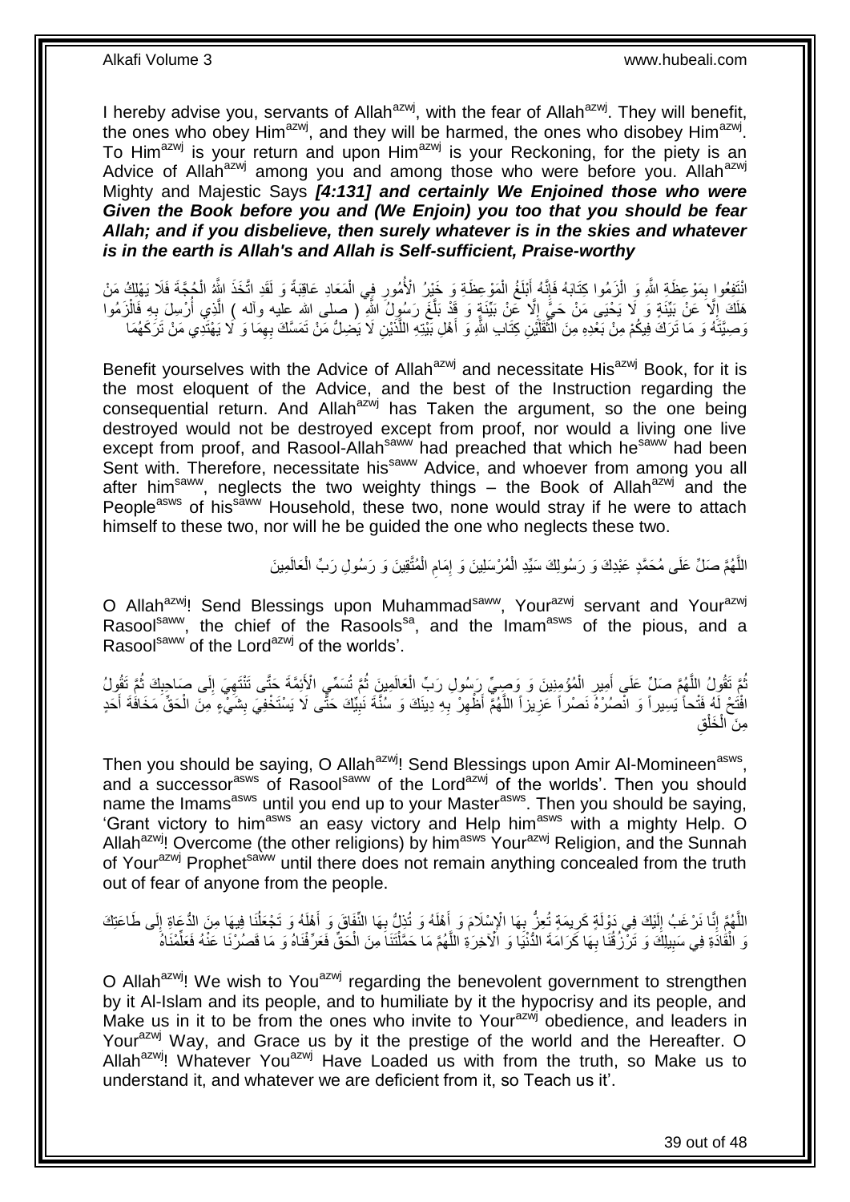I hereby advise you, servants of Allah[azwj], with the fear of Allah[azwj]. They will benefit, the ones who obey Him[azwj], and they will be harmed, the ones who disobey Him[azwj]. To Him[azwj] is your return and upon Him[azwj] is your Reckoning, for the piety is an Advice of Allah[azwj] among you and among those who were before you. Allah[azwj] Mighty and Majestic Says ***[4:131] and certainly We Enjoined those who were Given the Book before you and (We Enjoin) you too that you should be fear Allah; and if you disbelieve, then surely whatever is in the skies and whatever is in the earth is Allah's and Allah is Self-sufficient, Praise-worthy***

انْتَفِعُوا بِمَوْعِظَةِ اللَّهِ وَ الْزَمُوا كِتَابَهُ فَإِنَّهُ أَبْلَغُ الْمَوْعِظَةِ وَ خَيْرُ الْأُمُورِ فِي الْمَعَادِ عَاقِبَةً وَ لَقَدِ اتَّخَذَ اللَّهُ الْحُجَّةَ فَلَا يَهْلِكُ مَنْ هَلَكَ إِلَّا عَنْ بَيِّنَةٍ وَ لَا يَحْيَى مَنْ حَيَّ إِلَّا عَنْ بَيِّنَةٍ وَ قَدْ بَلَّغَ رَسُولُ اللَّهِ ( صلى الله عليه وآله ) الَّذِي أُرْسِلَ بِهِ فَالْزَمُوا وَصِيَّتَهُ وَ مَا تَرَكَ فِيكُمْ مِنْ بَعْدِهِ مِنَ الثَّقَلَيْنِ كِتَابِ اللَّهِ وَ أَهْلِ بَيْتِهِ اللَّذَيْنِ لَا يَضِلُّ مَنْ تَمَسَّكَ بِهِمَا وَ لَا يَهْتَدِي مَنْ تَرَكَهُمَا

Benefit yourselves with the Advice of Allah[azwj] and necessitate His[azwj] Book, for it is the most eloquent of the Advice, and the best of the Instruction regarding the consequential return. And Allah[azwj] has Taken the argument, so the one being destroyed would not be destroyed except from proof, nor would a living one live except from proof, and Rasool-Allah[saww] had preached that which he[saww] had been Sent with. Therefore, necessitate his[saww] Advice, and whoever from among you all after him[saww], neglects the two weighty things – the Book of Allah[azwj] and the People[asws] of his[saww] Household, these two, none would stray if he were to attach himself to these two, nor will he be guided the one who neglects these two.

اللَّهُمَّ صَلِّ عَلَى مُحَمَّدٍ عَبْدِكَ وَ رَسُولِكَ سَيِّدِ الْمُرْسَلِينَ وَ إِمَامِ الْمُتَّقِينَ وَ رَسُولِ رَبِّ الْعَالَمِينَ

O Allah[azwj]! Send Blessings upon Muhammad[saww], Your[azwj] servant and Your[azwj] Rasool[saww], the chief of the Rasools[sa], and the Imam[asws] of the pious, and a Rasool[saww] of the Lord[azwj] of the worlds'.

ثُمَّ تَقُولُ اللَّهُمَّ صَلِّ عَلَى أَمِيرِ الْمُؤْمِنِينَ وَ وَصِيِّ رَسُولِ رَبِّ الْعَالَمِينَ ثُمَّ تُسَمِّي الْأَئِمَّةَ حَتَّى تَنْتَهِيَ إِلَى صَاحِبِكَ ثُمَّ تَقُولُ افْتَحْ لَهُ فَتْحاً يَسِيراً وَ انْصُرْهُ نَصْراً عَزِيزاً اللَّهُمَّ أَظْهِرْ بِهِ دِينَكَ وَ سُنَّةَ نَبِيِّكَ حَتَّى لَا يَسْتَخْفِيَ بِشَيْءٍ مِنَ الْحَقِّ مَخَافَةَ أَحَدٍ مِنَ الْخَلْقِ

Then you should be saying, O Allah[azwj]! Send Blessings upon Amir Al-Momineen[asws], and a successor[asws] of Rasool[saww] of the Lord[azwj] of the worlds'. Then you should name the Imams[asws] until you end up to your Master[asws]. Then you should be saying, 'Grant victory to him[asws] an easy victory and Help him[asws] with a mighty Help. O Allah[azwj]! Overcome (the other religions) by him[asws] Your[azwj] Religion, and the Sunnah of Your[azwj] Prophet[saww] until there does not remain anything concealed from the truth out of fear of anyone from the people.

اللَّهُمَّ إِنَّا نَرْغَبُ إِلَيْكَ فِي دَوْلَةٍ كَرِيمَةٍ تُعِزُّ بِهَا الْإِسْلَامَ وَ أَهْلَهُ وَ تُذِلُّ بِهَا النِّفَاقَ وَ أَهْلَهُ وَ تَجْعَلُنَا فِيهَا مِنَ الدُّعَاةِ إِلَى طَاعَتِكَ وَ الْقَادَةِ فِي سَبِيلِكَ وَ تَرْزُقُنَا بِهَا كَرَامَةَ الدُّنْيَا وَ الْآخِرَةِ اللَّهُمَّ مَا حَمَّلْتَنَا مِنَ الْحَقِّ فَعَرِّفْنَاهُ وَ مَا قَصُرْنَا عَنْهُ فَعَلِّمْنَاهُ

O Allah[azwj]! We wish to You[azwj] regarding the benevolent government to strengthen by it Al-Islam and its people, and to humiliate by it the hypocrisy and its people, and Make us in it to be from the ones who invite to Your[azwj] obedience, and leaders in Your[azwj] Way, and Grace us by it the prestige of the world and the Hereafter. O Allah[azwj]! Whatever You[azwj] Have Loaded us with from the truth, so Make us to understand it, and whatever we are deficient from it, so Teach us it'.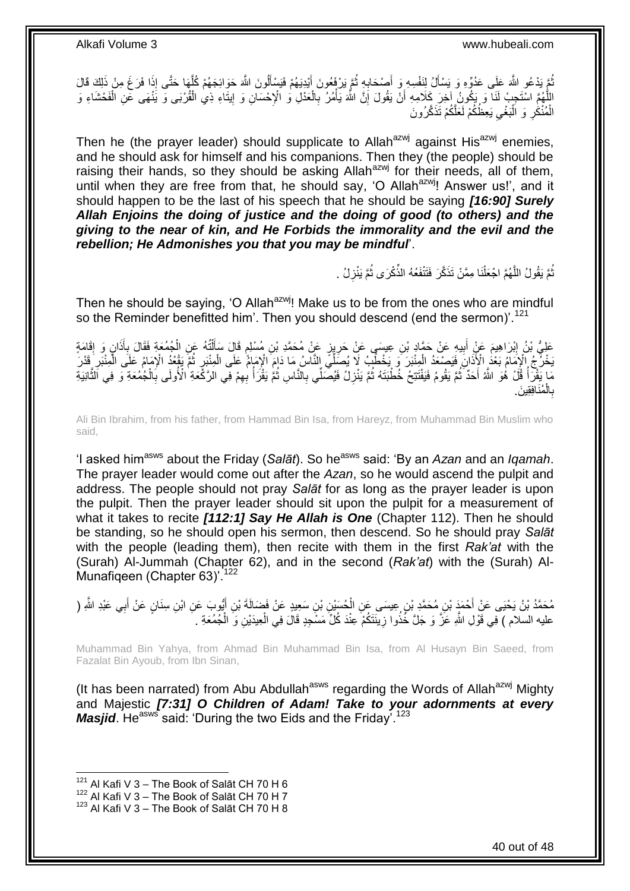ثُمَّ يَدْعُو اللَّهَ عَلَى عَدُوِّهِ وَ يَسْأَلُ لِنَفْسِهِ وَ أَصْحَابِهِ ثُمَّ يَرْفَعُونَ أَيْدِيَهُمْ فَيَسْأَلُونَ اللَّهَ حَوَائِجَهُمْ كُلَّهَا حَتَّى إِذَا فَرَغَ مِنْ ذَلِكَ قَالَ اللَّهُمَّ اسْتَجِبْ لَنَا وَ يَكُونُ آخِرَ كَلَامِهِ أَنْ يَقُولَ إِنَّ اللَّهَ يَأْمُرُ بِالْعَدْلِ وَ الْإِحْسانِ وَ إِيتاءِ ذِي الْقُرْبى‏ وَ يَنْهى‏ عَنِ الْفَحْشاءِ وَ الْمُنْكَرِ وَ الْبَغْيِ يَعِظُكُمْ لَعَلَّكُمْ تَذَكَّرُونَ

Then he (the prayer leader) should supplicate to Allah[azwj] against His[azwj] enemies, and he should ask for himself and his companions. Then they (the people) should be raising their hands, so they should be asking Allah[azwj] for their needs, all of them, until when they are free from that, he should say, 'O Allah[azwj]! Answer us!', and it should happen to be the last of his speech that he should be saying ***[16:90] Surely Allah Enjoins the doing of justice and the doing of good (to others) and the giving to the near of kin, and He Forbids the immorality and the evil and the rebellion; He Admonishes you that you may be mindful***'.

ثُمَّ يَقُولُ اللَّهُمَّ اجْعَلْنَا مِمَّنْ تَذَكَّرَ فَتَنْفَعُهُ الذِّكْرَى ثُمَّ يَنْزِلُ .

Then he should be saying, 'O Allah[azwj]! Make us to be from the ones who are mindful so the Reminder benefitted him'. Then you should descend (end the sermon)'.[121]

عَلِيُّ بْنُ إِبْرَاهِيمَ عَنْ أَبِيهِ عَنْ حَمَّادِ بْنِ عِيسَى عَنْ حَرِيزٍ عَنْ مُحَمَّدِ بْنِ مُسْلِمٍ قَالَ سَأَلْتُهُ عَنِ الْجُمُعَةِ فَقَالَ بِأَذَانٍ وَ إِقَامَةٍ يَخْرُجُ الْإِمَامُ بَعْدَ الْأَذَانِ فَيَصْعَدُ الْمِنْبَرَ وَ يَخْطُبُ لَا يُصَلِّي النَّاسُ مَا دَامَ الْإِمَامُ عَلَى الْمِنْبَرِ ثُمَّ يَقْعُدُ الْإِمَامُ عَلَى الْمِنْبَرِ قَدْرَ مَا يَقْرَأُ قُلْ هُوَ اللَّهُ أَحَدٌ ثُمَّ يَقُومُ فَيَفْتَتِحُ خُطْبَتَهُ ثُمَّ يَنْزِلُ فَيُصَلِّي بِالنَّاسِ ثُمَّ يَقْرَأُ بِهِمْ فِي الرَّكْعَةِ الْأُولَى بِالْجُمُعَةِ وَ فِي الثَّانِيَةِ بِالْمُنَافِقِينَ.

Ali Bin Ibrahim, from his father, from Hammad Bin Isa, from Hareyz, from Muhammad Bin Muslim who said,

'I asked him[asws] about the Friday (*Salāt*). So he[asws] said: 'By an *Azan* and an *Iqamah*. The prayer leader would come out after the *Azan*, so he would ascend the pulpit and address. The people should not pray *Salāt* for as long as the prayer leader is upon the pulpit. Then the prayer leader should sit upon the pulpit for a measurement of what it takes to recite ***[112:1] Say He Allah is One*** (Chapter 112). Then he should be standing, so he should open his sermon, then descend. So he should pray *Salāt* with the people (leading them), then recite with them in the first *Rak'at* with the (Surah) Al-Jummah (Chapter 62), and in the second (*Rak'at*) with the (Surah) Al-Munafiqeen (Chapter 63)'.[122]

مُحَمَّدُ بْنُ يَحْيَى عَنْ أَحْمَدَ بْنِ مُحَمَّدِ بْنِ عِيسَى عَنِ الْحُسَيْنِ بْنِ سَعِيدٍ عَنْ فَضَالَةَ بْنِ أَيُّوبَ عَنِ ابْنِ سِنَانٍ عَنْ أَبِي عَبْدِ اللَّهِ ( عليه السلام ) فِي قَوْلِ اللَّهِ عَزَّ وَ جَلَّ خُذُوا زِينَتَكُمْ عِنْدَ كُلِّ مَسْجِدٍ قَالَ فِي الْعِيدَيْنِ وَ الْجُمُعَةِ .

Muhammad Bin Yahya, from Ahmad Bin Muhammad Bin Isa, from Al Husayn Bin Saeed, from Fazalat Bin Ayoub, from Ibn Sinan,

(It has been narrated) from Abu Abdullah[asws] regarding the Words of Allah[azwj] Mighty and Majestic ***[7:31] O Children of Adam! Take to your adornments at every Masjid***. He[asws] said: 'During the two Eids and the Friday'.[123]

---

[121] Al Kafi V 3 – The Book of Salāt CH 70 H 6
[122] Al Kafi V 3 – The Book of Salāt CH 70 H 7
[123] Al Kafi V 3 – The Book of Salāt CH 70 H 8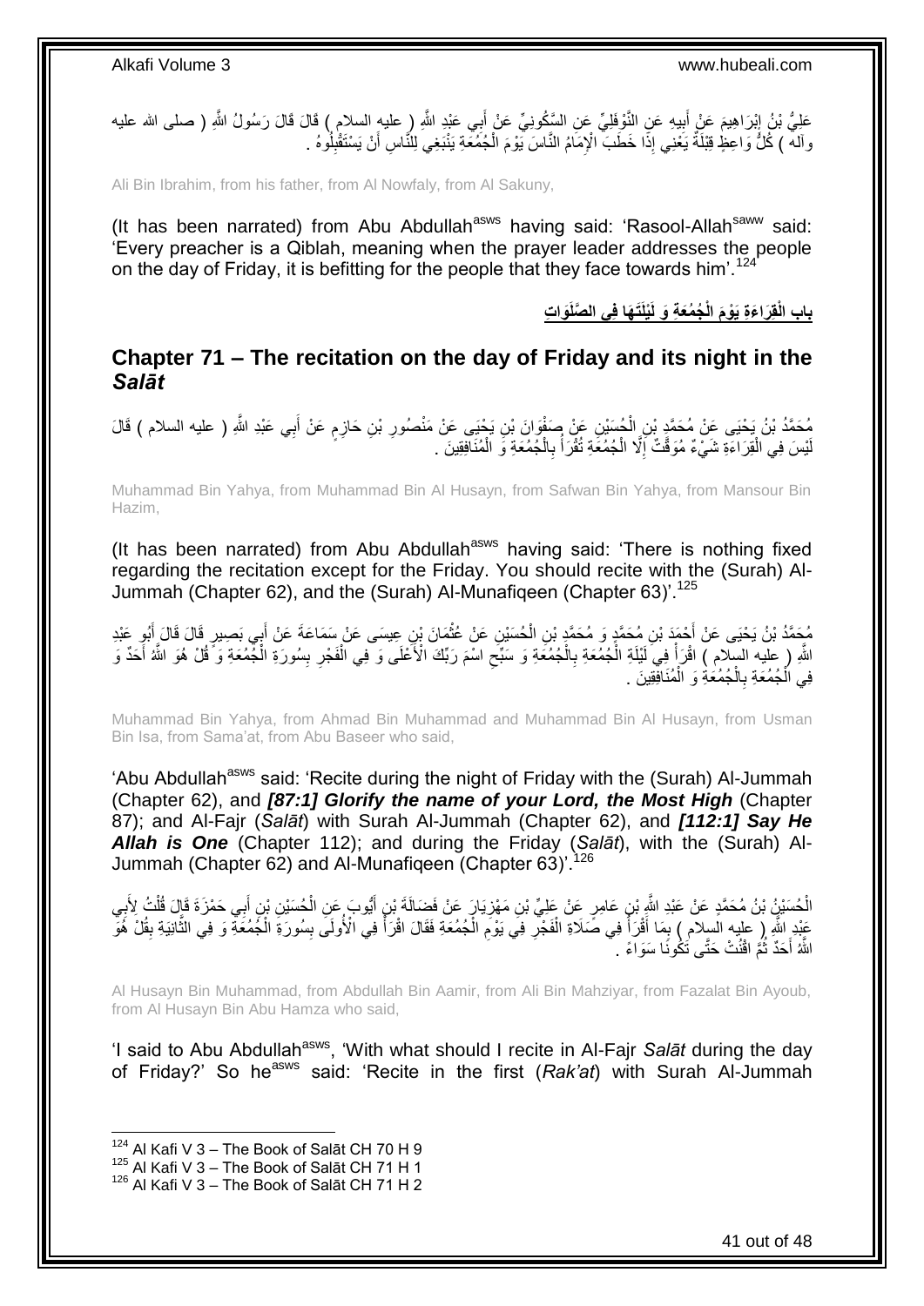عَلِيُّ بْنُ إِبْرَاهِيمَ عَنْ أَبِيهِ عَنِ النَّوْفَلِيِّ عَنِ السَّكُونِيِّ عَنْ أَبِي عَبْدِ اللَّهِ ( عليه السلام ) قَالَ قَالَ رَسُولُ اللَّهِ ( صلى الله عليه وآله ) كُلُّ وَاعِظٍ قِبْلَةٌ يَعْنِي إِذَا خَطَبَ الْإِمَامُ النَّاسَ يَوْمَ الْجُمُعَةِ يَنْبَغِي لِلنَّاسِ أَنْ يَسْتَقْبِلُوهُ .

Ali Bin Ibrahim, from his father, from Al Nowfaly, from Al Sakuny,

(It has been narrated) from Abu Abdullah[asws] having said: 'Rasool-Allah[saww] said: 'Every preacher is a Qiblah, meaning when the prayer leader addresses the people on the day of Friday, it is befitting for the people that they face towards him'.[124]

## باب الْقِرَاءَةِ يَوْمَ الْجُمُعَةِ وَ لَيْلَتَهَا فِي الصَّلَوَاتِ

## Chapter 71 – The recitation on the day of Friday and its night in the *Salāt*

مُحَمَّدُ بْنُ يَحْيَى عَنْ مُحَمَّدِ بْنِ الْحُسَيْنِ عَنْ صَفْوَانَ بْنِ يَحْيَى عَنْ مَنْصُورِ بْنِ حَازِمٍ عَنْ أَبِي عَبْدِ اللَّهِ ( عليه السلام ) قَالَ لَيْسَ فِي الْقِرَاءَةِ شَيْءٌ مُوَقَّتٌ إِلَّا الْجُمُعَةِ تُقْرَأُ بِالْجُمُعَةِ وَ الْمُنَافِقِينَ .

Muhammad Bin Yahya, from Muhammad Bin Al Husayn, from Safwan Bin Yahya, from Mansour Bin Hazim,

(It has been narrated) from Abu Abdullah[asws] having said: 'There is nothing fixed regarding the recitation except for the Friday. You should recite with the (Surah) Al-Jummah (Chapter 62), and the (Surah) Al-Munafiqeen (Chapter 63)'.[125]

مُحَمَّدُ بْنُ يَحْيَى عَنْ أَحْمَدَ بْنِ مُحَمَّدٍ وَ مُحَمَّدِ بْنِ الْحُسَيْنِ عَنْ عُثْمَانَ بْنِ عِيسَى عَنْ سَمَاعَةَ عَنْ أَبِي بَصِيرٍ قَالَ قَالَ أَبُو عَبْدِ اللَّهِ ( عليه السلام ) اقْرَأْ فِي لَيْلَةِ الْجُمُعَةِ بِالْجُمُعَةِ وَ سَبِّحِ اسْمَ رَبِّكَ الْأَعْلَى وَ فِي الْفَجْرِ بِسُورَةِ الْجُمُعَةِ وَ قُلْ هُوَ اللَّهُ أَحَدٌ وَ فِي الْجُمُعَةِ بِالْجُمُعَةِ وَ الْمُنَافِقِينَ .

Muhammad Bin Yahya, from Ahmad Bin Muhammad and Muhammad Bin Al Husayn, from Usman Bin Isa, from Sama'at, from Abu Baseer who said,

'Abu Abdullah[asws] said: 'Recite during the night of Friday with the (Surah) Al-Jummah (Chapter 62), and ***[87:1] Glorify the name of your Lord, the Most High*** (Chapter 87); and Al-Fajr (*Salāt*) with Surah Al-Jummah (Chapter 62), and ***[112:1] Say He Allah is One*** (Chapter 112); and during the Friday (*Salāt*), with the (Surah) Al-Jummah (Chapter 62) and Al-Munafiqeen (Chapter 63)'.[126]

الْحُسَيْنُ بْنُ مُحَمَّدٍ عَنْ عَبْدِ اللَّهِ بْنِ عَامِرٍ عَنْ عَلِيِّ بْنِ مَهْزِيَارَ عَنْ فَضَالَةَ بْنِ أَيُّوبَ عَنِ الْحُسَيْنِ بْنِ أَبِي حَمْزَةَ قَالَ قُلْتُ لِأَبِي عَبْدِ اللَّهِ ( عليه السلام ) بِمَا أَقْرَأُ فِي صَلَاةِ الْفَجْرِ فِي يَوْمِ الْجُمُعَةِ فَقَالَ اقْرَأْ فِي الْأُولَى بِسُورَةِ الْجُمُعَةِ وَ فِي الثَّانِيَةِ بِقُلْ هُوَ اللَّهُ أَحَدٌ ثُمَّ اقْنُتْ حَتَّى تَكُونَا سَوَاءً .

Al Husayn Bin Muhammad, from Abdullah Bin Aamir, from Ali Bin Mahziyar, from Fazalat Bin Ayoub, from Al Husayn Bin Abu Hamza who said,

'I said to Abu Abdullah[asws], 'With what should I recite in Al-Fajr *Salāt* during the day of Friday?' So he[asws] said: 'Recite in the first (*Rak'at*) with Surah Al-Jummah

[124] Al Kafi V 3 – The Book of Salāt CH 70 H 9
[125] Al Kafi V 3 – The Book of Salāt CH 71 H 1
[126] Al Kafi V 3 – The Book of Salāt CH 71 H 2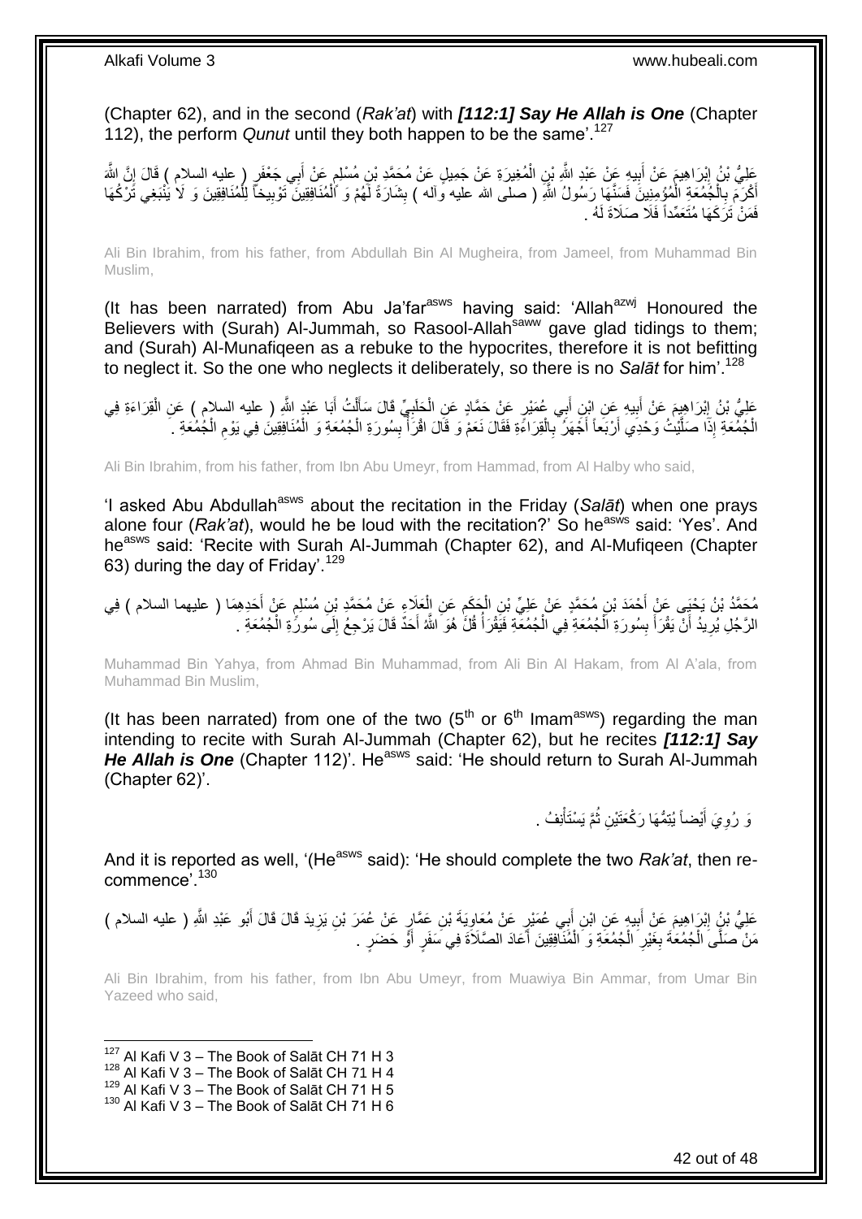(Chapter 62), and in the second (*Rak'at*) with ***[112:1] Say He Allah is One*** (Chapter 112), the perform *Qunut* until they both happen to be the same'.[127]

عَلِيُّ بْنُ إِبْرَاهِيمَ عَنْ أَبِيهِ عَنْ عَبْدِ اللَّهِ بْنِ الْمُغِيرَةِ عَنْ جَمِيلٍ عَنْ مُحَمَّدِ بْنِ مُسْلِمٍ عَنْ أَبِي جَعْفَرٍ ( عليه السلام ) قَالَ إِنَّ اللَّهَ أَكْرَمَ بِالْجُمُعَةِ الْمُؤْمِنِينَ فَسَنَّهَا رَسُولُ اللَّهِ ( صلى الله عليه وآله ) بِشَارَةً لَهُمْ وَ الْمُنَافِقِينَ تَوْبِيخاً لِلْمُنَافِقِينَ وَ لَا يَنْبَغِي تَرْكُهَا فَمَنْ تَرَكَهَا مُتَعَمِّداً فَلَا صَلَاةَ لَهُ .

Ali Bin Ibrahim, from his father, from Abdullah Bin Al Mugheira, from Jameel, from Muhammad Bin Muslim,

(It has been narrated) from Abu Ja'far[asws] having said: 'Allah[azwj] Honoured the Believers with (Surah) Al-Jummah, so Rasool-Allah[saww] gave glad tidings to them; and (Surah) Al-Munafiqeen as a rebuke to the hypocrites, therefore it is not befitting to neglect it. So the one who neglects it deliberately, so there is no *Salāt* for him'.[128]

عَلِيُّ بْنُ إِبْرَاهِيمَ عَنْ أَبِيهِ عَنِ ابْنِ أَبِي عُمَيْرٍ عَنْ حَمَّادٍ عَنِ الْحَلَبِيِّ قَالَ سَأَلْتُ أَبَا عَبْدِ اللَّهِ ( عليه السلام ) عَنِ الْقِرَاءَةِ فِي الْجُمُعَةِ إِذَا صَلَّيْتُ وَحْدِي أَرْبَعاً أَجْهَرُ بِالْقِرَاءَةِ فَقَالَ نَعَمْ وَ قَالَ اقْرَأْ بِسُورَةِ الْجُمُعَةِ وَ الْمُنَافِقِينَ فِي يَوْمِ الْجُمُعَةِ .

Ali Bin Ibrahim, from his father, from Ibn Abu Umeyr, from Hammad, from Al Halby who said,

'I asked Abu Abdullah[asws] about the recitation in the Friday (*Salāt*) when one prays alone four (*Rak'at*), would he be loud with the recitation?' So he[asws] said: 'Yes'. And he[asws] said: 'Recite with Surah Al-Jummah (Chapter 62), and Al-Mufiqeen (Chapter 63) during the day of Friday'.[129]

مُحَمَّدُ بْنُ يَحْيَى عَنْ أَحْمَدَ بْنِ مُحَمَّدٍ عَنْ عَلِيِّ بْنِ الْحَكَمِ عَنِ الْعَلَاءِ عَنْ مُحَمَّدِ بْنِ مُسْلِمٍ عَنْ أَحَدِهِمَا ( عليهما السلام ) فِي الرَّجُلِ يُرِيدُ أَنْ يَقْرَأَ بِسُورَةِ الْجُمُعَةِ فِي الْجُمُعَةِ فَيَقْرَأُ قُلْ هُوَ اللَّهُ أَحَدٌ قَالَ يَرْجِعُ إِلَى سُورَةِ الْجُمُعَةِ .

Muhammad Bin Yahya, from Ahmad Bin Muhammad, from Ali Bin Al Hakam, from Al A'ala, from Muhammad Bin Muslim,

(It has been narrated) from one of the two (5th or 6th Imam[asws]) regarding the man intending to recite with Surah Al-Jummah (Chapter 62), but he recites ***[112:1] Say He Allah is One*** (Chapter 112)'. He[asws] said: 'He should return to Surah Al-Jummah (Chapter 62)'.

وَ رُوِيَ أَيْضاً يُتِمُّهَا رَكْعَتَيْنِ ثُمَّ يَسْتَأْنِفُ .

And it is reported as well, '(He[asws] said): 'He should complete the two *Rak'at*, then re-commence'.[130]

عَلِيُّ بْنُ إِبْرَاهِيمَ عَنْ أَبِيهِ عَنِ ابْنِ أَبِي عُمَيْرٍ عَنْ مُعَاوِيَةَ بْنِ عَمَّارٍ عَنْ عُمَرَ بْنِ يَزِيدَ قَالَ قَالَ أَبُو عَبْدِ اللَّهِ ( عليه السلام ) مَنْ صَلَّى الْجُمُعَةَ بِغَيْرِ الْجُمُعَةِ وَ الْمُنَافِقِينَ أَعَادَ الصَّلَاةَ فِي سَفَرٍ أَوْ حَضَرٍ .

Ali Bin Ibrahim, from his father, from Ibn Abu Umeyr, from Muawiya Bin Ammar, from Umar Bin Yazeed who said,

[127] Al Kafi V 3 – The Book of Salāt CH 71 H 3
[128] Al Kafi V 3 – The Book of Salāt CH 71 H 4
[129] Al Kafi V 3 – The Book of Salāt CH 71 H 5
[130] Al Kafi V 3 – The Book of Salāt CH 71 H 6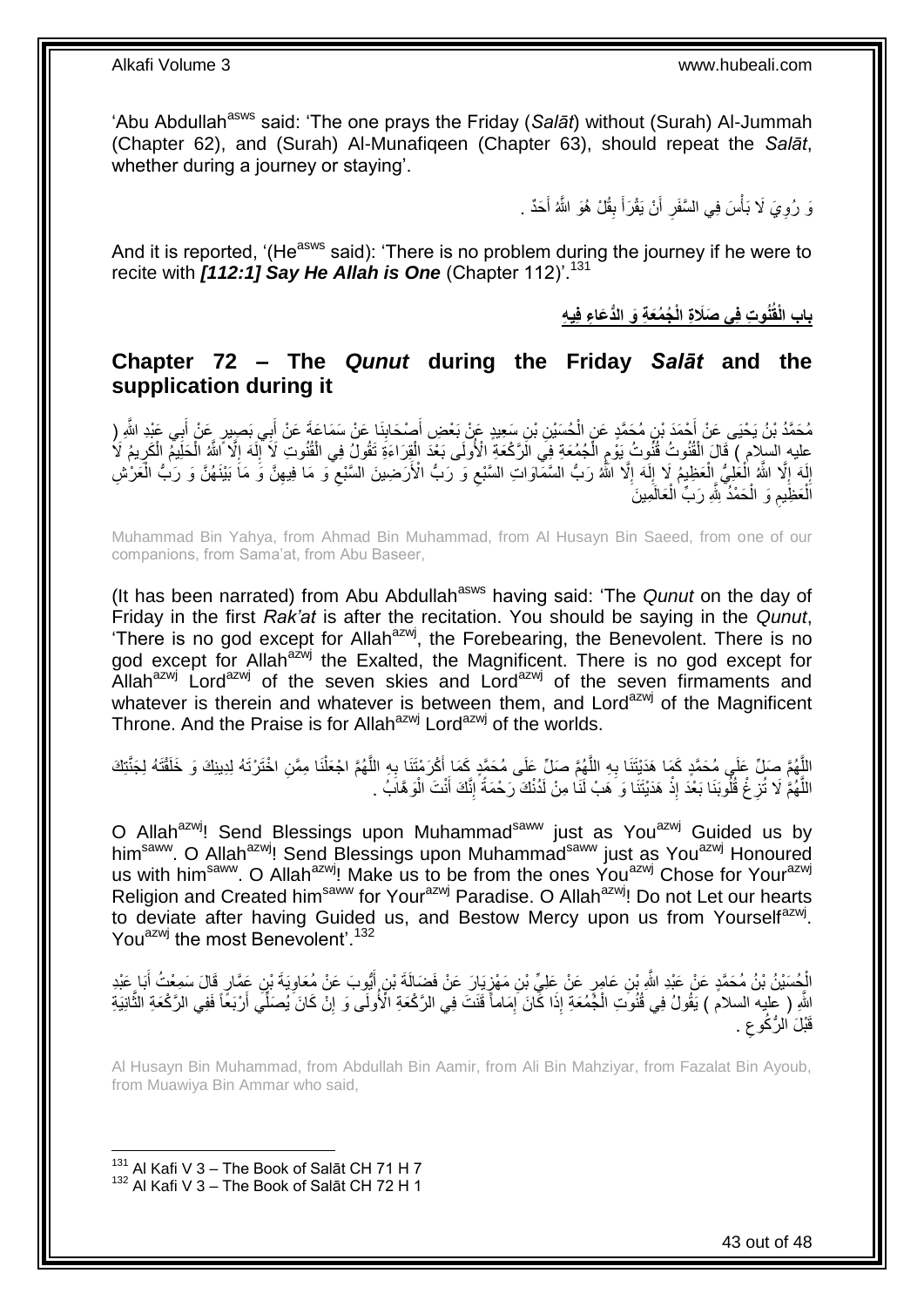'Abu Abdullah[asws] said: 'The one prays the Friday (*Salāt*) without (Surah) Al-Jummah (Chapter 62), and (Surah) Al-Munafiqeen (Chapter 63), should repeat the *Salāt*, whether during a journey or staying'.

وَ رُوِيَ لَا بَأْسَ فِي السَّفَرِ أَنْ يَقْرَأَ بِقُلْ هُوَ اللَّهُ أَحَدٌ .

And it is reported, '(He[asws] said): 'There is no problem during the journey if he were to recite with ***[112:1] Say He Allah is One*** (Chapter 112)'.[131]

## باب الْقُنُوتِ فِي صَلَاةِ الْجُمُعَةِ وَ الدُّعَاءِ فِيهِ

## **Chapter 72 – The *Qunut* during the Friday *Salāt* and the supplication during it**

مُحَمَّدُ بْنُ يَحْيَى عَنْ أَحْمَدَ بْنِ مُحَمَّدٍ عَنِ الْحُسَيْنِ بْنِ سَعِيدٍ عَنْ بَعْضِ أَصْحَابِنَا عَنْ سَمَاعَةَ عَنْ أَبِي بَصِيرٍ عَنْ أَبِي عَبْدِ اللَّهِ ( عليه السلام ) قَالَ الْقُنُوتُ قُنُوتُ يَوْمِ الْجُمُعَةِ فِي الرَّكْعَةِ الْأُولَى بَعْدَ الْقِرَاءَةِ تَقُولُ فِي الْقُنُوتِ لَا إِلَهَ إِلَّا اللَّهُ الْحَلِيمُ الْكَرِيمُ لَا إِلَهَ إِلَّا اللَّهُ الْعَلِيُّ الْعَظِيمُ لَا إِلَهَ إِلَّا اللَّهُ رَبُّ السَّمَاوَاتِ السَّبْعِ وَ رَبُّ الْأَرَضِينَ السَّبْعِ وَ مَا فِيهِنَّ وَ مَا بَيْنَهُنَّ وَ رَبُّ الْعَرْشِ الْعَظِيمِ وَ الْحَمْدُ لِلَّهِ رَبِّ الْعَالَمِينَ

Muhammad Bin Yahya, from Ahmad Bin Muhammad, from Al Husayn Bin Saeed, from one of our companions, from Sama'at, from Abu Baseer,

(It has been narrated) from Abu Abdullah[asws] having said: 'The *Qunut* on the day of Friday in the first *Rak'at* is after the recitation. You should be saying in the *Qunut*, 'There is no god except for Allah[azwj], the Forebearing, the Benevolent. There is no god except for Allah[azwj] the Exalted, the Magnificent. There is no god except for Allah[azwj] Lord[azwj] of the seven skies and Lord[azwj] of the seven firmaments and whatever is therein and whatever is between them, and Lord[azwj] of the Magnificent Throne. And the Praise is for Allah[azwj] Lord[azwj] of the worlds.

اللَّهُمَّ صَلِّ عَلَى مُحَمَّدٍ كَمَا هَدَيْتَنَا بِهِ اللَّهُمَّ صَلِّ عَلَى مُحَمَّدٍ كَمَا أَكْرَمْتَنَا بِهِ اللَّهُمَّ اجْعَلْنَا مِمَّنِ اخْتَرْتَهُ لِدِينِكَ وَ خَلَقْتَهُ لِجَنَّتِكَ اللَّهُمَّ لَا تُزِغْ قُلُوبَنَا بَعْدَ إِذْ هَدَيْتَنَا وَ هَبْ لَنَا مِنْ لَدُنْكَ رَحْمَةً إِنَّكَ أَنْتَ الْوَهَّابُ .

O Allah[azwj]! Send Blessings upon Muhammad[saww] just as You[azwj] Guided us by him[saww]. O Allah[azwj]! Send Blessings upon Muhammad[saww] just as You[azwj] Honoured us with him[saww]. O Allah[azwj]! Make us to be from the ones You[azwj] Chose for Your[azwj] Religion and Created him[saww] for Your[azwj] Paradise. O Allah[azwj]! Do not Let our hearts to deviate after having Guided us, and Bestow Mercy upon us from Yourself[azwj]. You[azwj] the most Benevolent'.[132]

الْحُسَيْنُ بْنُ مُحَمَّدٍ عَنْ عَبْدِ اللَّهِ بْنِ عَامِرٍ عَنْ عَلِيِّ بْنِ مَهْزِيَارَ عَنْ فَضَالَةَ بْنِ أَيُّوبَ عَنْ مُعَاوِيَةَ بْنِ عَمَّارٍ قَالَ سَمِعْتُ أَبَا عَبْدِ اللَّهِ ( عليه السلام ) يَقُولُ فِي قُنُوتِ الْجُمُعَةِ إِذَا كَانَ إِمَاماً قَنَتَ فِي الرَّكْعَةِ الْأُولَى وَ إِنْ كَانَ يُصَلِّي أَرْبَعاً فَفِي الرَّكْعَةِ الثَّانِيَةِ قَبْلَ الرُّكُوعِ .

Al Husayn Bin Muhammad, from Abdullah Bin Aamir, from Ali Bin Mahziyar, from Fazalat Bin Ayoub, from Muawiya Bin Ammar who said,

[131] Al Kafi V 3 – The Book of Salāt CH 71 H 7
[132] Al Kafi V 3 – The Book of Salāt CH 72 H 1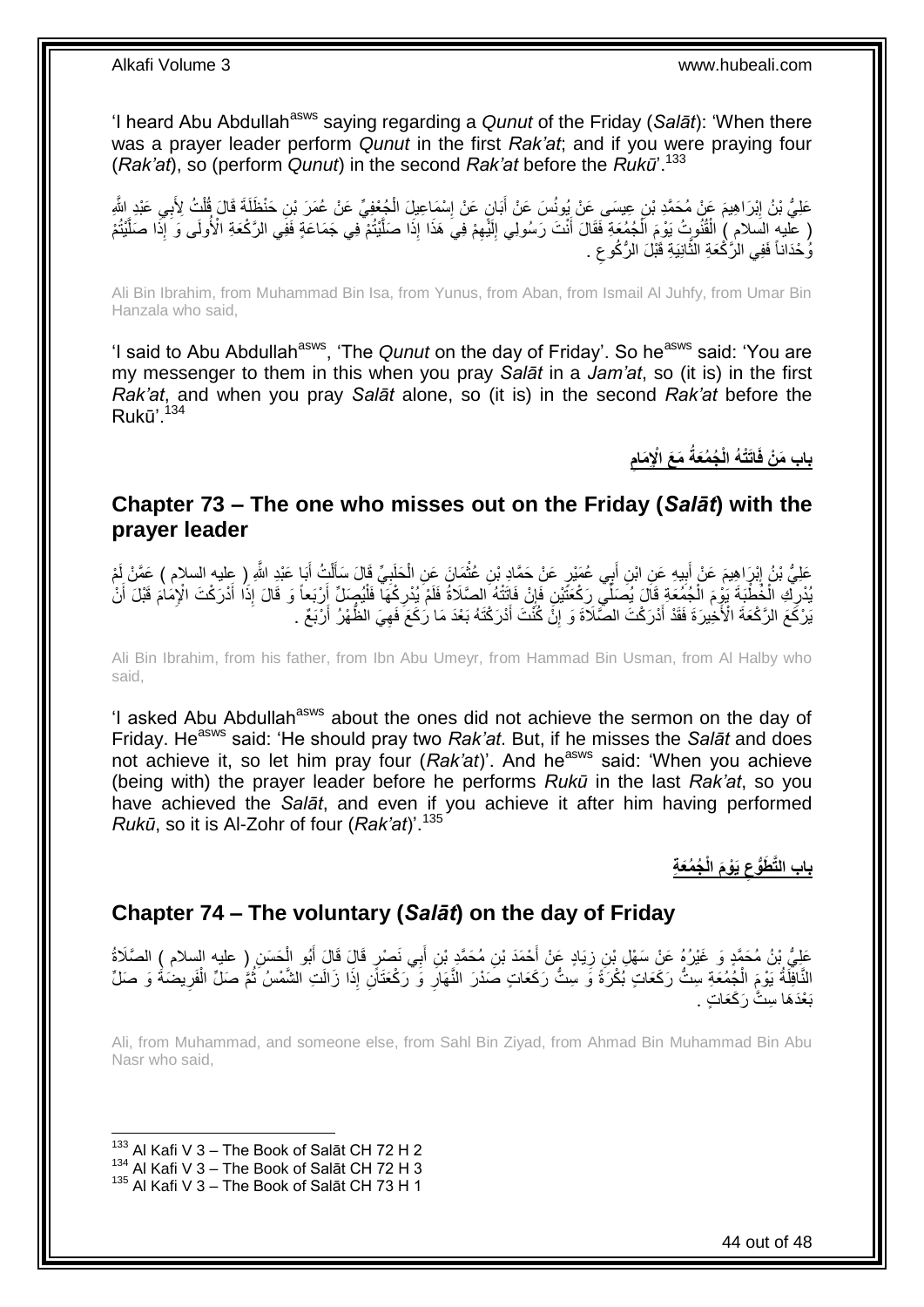'I heard Abu Abdullah[asws] saying regarding a *Qunut* of the Friday (*Salāt*): 'When there was a prayer leader perform *Qunut* in the first *Rak'at*; and if you were praying four (*Rak'at*), so (perform *Qunut*) in the second *Rak'at* before the *Rukū*'.[133]

عَلِيُّ بْنُ إِبْرَاهِيمَ عَنْ مُحَمَّدِ بْنِ عِيسَى عَنْ يُونُسَ عَنْ أَبَانٍ عَنْ إِسْمَاعِيلَ الْجُعْفِيِّ عَنْ عُمَرَ بْنِ حَنْظَلَةَ قَالَ قُلْتُ لِأَبِي عَبْدِ اللَّهِ ( عليه السلام ) الْقُنُوتُ يَوْمَ الْجُمُعَةِ فَقَالَ أَنْتَ رَسُولِي إِلَيْهِمْ فِي هَذَا إِذَا صَلَّيْتُمْ فِي جَمَاعَةٍ فَفِي الرَّكْعَةِ الْأُولَى وَ إِذَا صَلَّيْتُمْ وُحْدَاناً فَفِي الرَّكْعَةِ الثَّانِيَةِ قَبْلَ الرُّكُوعِ .

Ali Bin Ibrahim, from Muhammad Bin Isa, from Yunus, from Aban, from Ismail Al Juhfy, from Umar Bin Hanzala who said,

'I said to Abu Abdullah[asws], 'The *Qunut* on the day of Friday'. So he[asws] said: 'You are my messenger to them in this when you pray *Salāt* in a *Jam'at*, so (it is) in the first *Rak'at*, and when you pray *Salāt* alone, so (it is) in the second *Rak'at* before the Rukū'.[134]

## باب مَنْ فَاتَتْهُ الْجُمُعَةُ مَعَ الْإِمَامِ

## Chapter 73 – The one who misses out on the Friday (*Salāt*) with the prayer leader

عَلِيُّ بْنُ إِبْرَاهِيمَ عَنْ أَبِيهِ عَنِ ابْنِ أَبِي عُمَيْرٍ عَنْ حَمَّادِ بْنِ عُثْمَانَ عَنِ الْحَلَبِيِّ قَالَ سَأَلْتُ أَبَا عَبْدِ اللَّهِ ( عليه السلام ) عَمَّنْ لَمْ يُدْرِكِ الْخُطْبَةَ يَوْمَ الْجُمُعَةِ قَالَ يُصَلِّي رَكْعَتَيْنِ فَإِنْ فَاتَتْهُ الصَّلَاةُ فَلَمْ يُدْرِكْهَا فَلْيُصَلِّ أَرْبَعاً وَ قَالَ إِذَا أَدْرَكْتَ الْإِمَامَ قَبْلَ أَنْ يَرْكَعَ الرَّكْعَةَ الْأَخِيرَةَ فَقَدْ أَدْرَكْتَ الصَّلَاةَ وَ إِنْ كُنْتَ أَدْرَكْتَهُ بَعْدَ مَا رَكَعَ فَهِيَ الظُّهْرُ أَرْبَعٌ .

Ali Bin Ibrahim, from his father, from Ibn Abu Umeyr, from Hammad Bin Usman, from Al Halby who said,

'I asked Abu Abdullah[asws] about the ones did not achieve the sermon on the day of Friday. He[asws] said: 'He should pray two *Rak'at*. But, if he misses the *Salāt* and does not achieve it, so let him pray four (*Rak'at*)'. And he[asws] said: 'When you achieve (being with) the prayer leader before he performs *Rukū* in the last *Rak'at*, so you have achieved the *Salāt*, and even if you achieve it after him having performed *Rukū*, so it is Al-Zohr of four (*Rak'at*)'.[135]

## باب التَّطَوُّعِ يَوْمَ الْجُمُعَةِ

## Chapter 74 – The voluntary (*Salāt*) on the day of Friday

عَلِيُّ بْنُ مُحَمَّدٍ وَ غَيْرُهُ عَنْ سَهْلِ بْنِ زِيَادٍ عَنْ أَحْمَدَ بْنِ مُحَمَّدِ بْنِ أَبِي نَصْرٍ قَالَ قَالَ أَبُو الْحَسَنِ ( عليه السلام ) الصَّلَاةُ النَّافِلَةُ يَوْمَ الْجُمُعَةِ سِتُّ رَكَعَاتٍ بُكْرَةً وَ سِتُّ رَكَعَاتٍ صَدْرَ النَّهَارِ وَ رَكْعَتَانِ إِذَا زَالَتِ الشَّمْسُ ثُمَّ صَلِّ الْفَرِيضَةَ وَ صَلِّ بَعْدَهَا سِتَّ رَكَعَاتٍ .

Ali, from Muhammad, and someone else, from Sahl Bin Ziyad, from Ahmad Bin Muhammad Bin Abu Nasr who said,

[133] Al Kafi V 3 – The Book of Salāt CH 72 H 2
[134] Al Kafi V 3 – The Book of Salāt CH 72 H 3
[135] Al Kafi V 3 – The Book of Salāt CH 73 H 1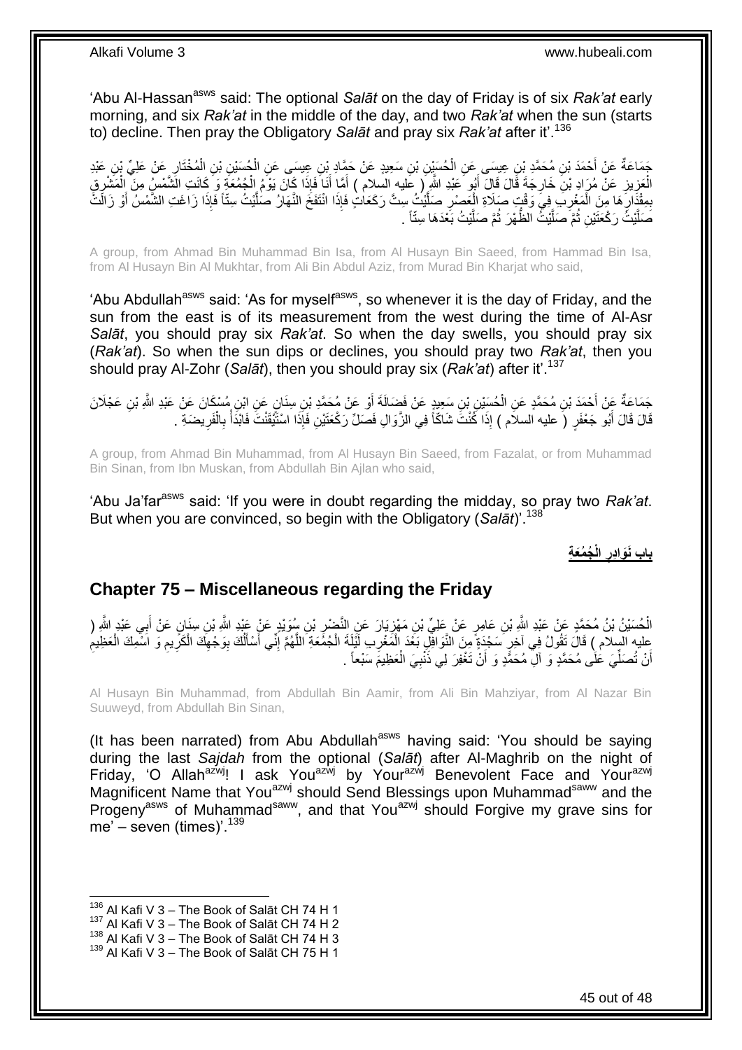'Abu Al-Hassan[asws] said: The optional *Salāt* on the day of Friday is of six *Rak'at* early morning, and six *Rak'at* in the middle of the day, and two *Rak'at* when the sun (starts to) decline. Then pray the Obligatory *Salāt* and pray six *Rak'at* after it'.[136]

جَمَاعَةٌ عَنْ أَحْمَدَ بْنِ مُحَمَّدِ بْنِ عِيسَى عَنِ الْحُسَيْنِ بْنِ سَعِيدٍ عَنْ حَمَّادِ بْنِ عِيسَى عَنِ الْحُسَيْنِ بْنِ الْمُخْتَارِ عَنْ عَلِيِّ بْنِ عَبْدِ الْعَزِيزِ عَنْ مُرَادِ بْنِ خَارِجَةَ قَالَ قَالَ أَبُو عَبْدِ اللَّهِ ( عليه السلام ) أَمَّا أَنَا فَإِذَا كَانَ يَوْمُ الْجُمُعَةِ وَ كَانَتِ الشَّمْسُ مِنَ الْمَشْرِقِ بِمِقْدَارِهَا مِنَ الْمَغْرِبِ فِي وَقْتِ صَلَاةِ الْعَصْرِ صَلَّيْتُ سِتَّ رَكَعَاتٍ فَإِذَا انْتَفَخَ النَّهَارُ صَلَّيْتُ سِتّاً فَإِذَا زَاغَتِ الشَّمْسُ أَوْ زَالَتْ صَلَّيْتُ رَكْعَتَيْنِ ثُمَّ صَلَّيْتُ الظُّهْرَ ثُمَّ صَلَّيْتُ بَعْدَهَا سِتّاً .

A group, from Ahmad Bin Muhammad Bin Isa, from Al Husayn Bin Saeed, from Hammad Bin Isa, from Al Husayn Bin Al Mukhtar, from Ali Bin Abdul Aziz, from Murad Bin Kharjat who said,

'Abu Abdullah[asws] said: 'As for myself[asws], so whenever it is the day of Friday, and the sun from the east is of its measurement from the west during the time of Al-Asr *Salāt*, you should pray six *Rak'at*. So when the day swells, you should pray six (*Rak'at*). So when the sun dips or declines, you should pray two *Rak'at*, then you should pray Al-Zohr (*Salāt*), then you should pray six (*Rak'at*) after it'.[137]

جَمَاعَةٌ عَنْ أَحْمَدَ بْنِ مُحَمَّدٍ عَنِ الْحُسَيْنِ بْنِ سَعِيدٍ عَنْ فَضَالَةَ أَوْ عَنْ مُحَمَّدِ بْنِ سِنَانٍ عَنِ ابْنِ مُسْكَانَ عَنْ عَبْدِ اللَّهِ بْنِ عَجْلَانَ قَالَ قَالَ أَبُو جَعْفَرٍ ( عليه السلام ) إِذَا كُنْتَ شَاكّاً فِي الزَّوَالِ فَصَلِّ رَكْعَتَيْنِ فَإِذَا اسْتَيْقَنْتَ فَابْدَأْ بِالْفَرِيضَةِ .

A group, from Ahmad Bin Muhammad, from Al Husayn Bin Saeed, from Fazalat, or from Muhammad Bin Sinan, from Ibn Muskan, from Abdullah Bin Ajlan who said,

'Abu Ja'far[asws] said: 'If you were in doubt regarding the midday, so pray two *Rak'at*. But when you are convinced, so begin with the Obligatory (*Salāt*)'.[138]

## باب نَوَادِرِ الْجُمُعَةِ

## Chapter 75 – Miscellaneous regarding the Friday

الْحُسَيْنُ بْنُ مُحَمَّدٍ عَنْ عَبْدِ اللَّهِ بْنِ عَامِرٍ عَنْ عَلِيِّ بْنِ مَهْزِيَارَ عَنِ النَّضْرِ بْنِ سُوَيْدٍ عَنْ عَبْدِ اللَّهِ بْنِ سِنَانٍ عَنْ أَبِي عَبْدِ اللَّهِ ( عليه السلام ) قَالَ تَقُولُ فِي آخِرِ سَجْدَةٍ مِنَ النَّوَافِلِ بَعْدَ الْمَغْرِبِ لَيْلَةَ الْجُمُعَةِ اللَّهُمَّ إِنِّي أَسْأَلُكَ بِوَجْهِكَ الْكَرِيمِ وَ اسْمِكَ الْعَظِيمِ أَنْ تُصَلِّيَ عَلَى مُحَمَّدٍ وَ آلِ مُحَمَّدٍ وَ أَنْ تَغْفِرَ لِي ذَنْبِيَ الْعَظِيمَ سَبْعاً .

Al Husayn Bin Muhammad, from Abdullah Bin Aamir, from Ali Bin Mahziyar, from Al Nazar Bin Suuweyd, from Abdullah Bin Sinan,

(It has been narrated) from Abu Abdullah[asws] having said: 'You should be saying during the last *Sajdah* from the optional (*Salāt*) after Al-Maghrib on the night of Friday, 'O Allah[azwj]! I ask You[azwj] by Your[azwj] Benevolent Face and Your[azwj] Magnificent Name that You[azwj] should Send Blessings upon Muhammad[saww] and the Progeny[asws] of Muhammad[saww], and that You[azwj] should Forgive my grave sins for me' – seven (times)'.[139]

[136] Al Kafi V 3 – The Book of Salāt CH 74 H 1
[137] Al Kafi V 3 – The Book of Salāt CH 74 H 2
[138] Al Kafi V 3 – The Book of Salāt CH 74 H 3
[139] Al Kafi V 3 – The Book of Salāt CH 75 H 1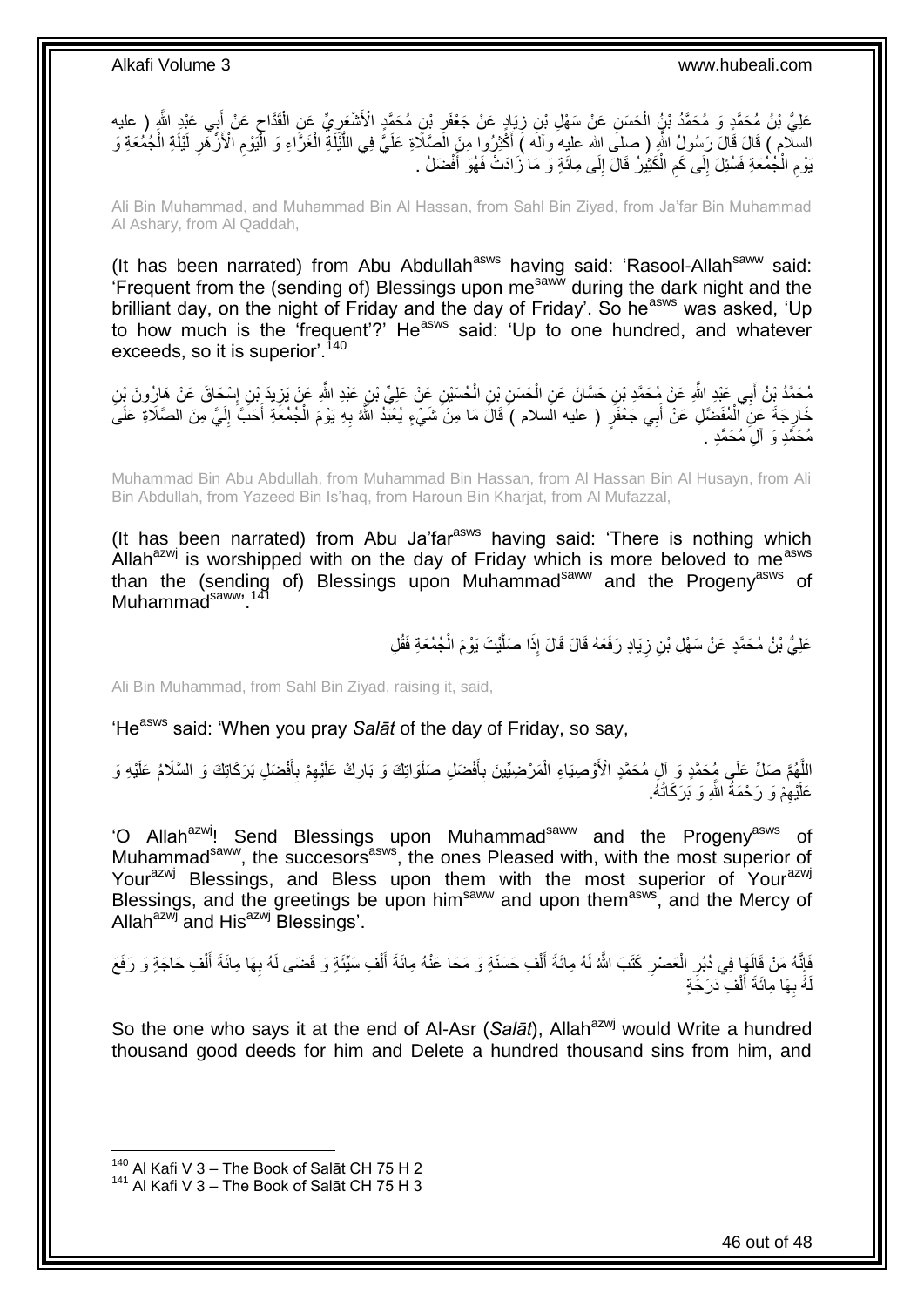عَلِيُّ بْنُ مُحَمَّدٍ وَ مُحَمَّدُ بْنُ الْحَسَنِ عَنْ سَهْلِ بْنِ زِيَادٍ عَنْ جَعْفَرِ بْنِ مُحَمَّدٍ الْأَشْعَرِيِّ عَنِ الْقَدَّاحِ عَنْ أَبِي عَبْدِ اللَّهِ ( عليه السلام ) قَالَ قَالَ رَسُولُ اللَّهِ ( صلى الله عليه وآله ) أَكْثِرُوا مِنَ الصَّلَاةِ عَلَيَّ فِي اللَّيْلَةِ الْغَرَّاءِ وَ الْيَوْمِ الْأَزْهَرِ لَيْلَةِ الْجُمُعَةِ وَ يَوْمِ الْجُمُعَةِ فَسُئِلَ إِلَى كَمِ الْكَثِيرُ قَالَ إِلَى مِائَةٍ وَ مَا زَادَتْ فَهُوَ أَفْضَلُ .

Ali Bin Muhammad, and Muhammad Bin Al Hassan, from Sahl Bin Ziyad, from Ja'far Bin Muhammad Al Ashary, from Al Qaddah,

(It has been narrated) from Abu Abdullah[asws] having said: 'Rasool-Allah[saww] said: 'Frequent from the (sending of) Blessings upon me[saww] during the dark night and the brilliant day, on the night of Friday and the day of Friday'. So he[asws] was asked, 'Up to how much is the 'frequent'?' He[asws] said: 'Up to one hundred, and whatever exceeds, so it is superior'.[140]

مُحَمَّدُ بْنُ أَبِي عَبْدِ اللَّهِ عَنْ مُحَمَّدِ بْنِ حَسَّانَ عَنِ الْحَسَنِ بْنِ الْحُسَيْنِ عَنْ عَلِيِّ بْنِ عَبْدِ اللَّهِ عَنْ يَزِيدَ بْنِ إِسْحَاقَ عَنْ هَارُونَ بْنِ خَارِجَةَ عَنِ الْمُفَضَّلِ عَنْ أَبِي جَعْفَرٍ ( عليه السلام ) قَالَ مَا مِنْ شَيْءٍ يُعْبَدُ اللَّهُ بِهِ يَوْمَ الْجُمُعَةِ أَحَبَّ إِلَيَّ مِنَ الصَّلَاةِ عَلَى مُحَمَّدٍ وَ آلِ مُحَمَّدٍ .

Muhammad Bin Abu Abdullah, from Muhammad Bin Hassan, from Al Hassan Bin Al Husayn, from Ali Bin Abdullah, from Yazeed Bin Is'haq, from Haroun Bin Kharjat, from Al Mufazzal,

(It has been narrated) from Abu Ja'far[asws] having said: 'There is nothing which Allah[azwj] is worshipped with on the day of Friday which is more beloved to me[asws] than the (sending of) Blessings upon Muhammad[saww] and the Progeny[asws] of Muhammad[saww]'.[141]

عَلِيُّ بْنُ مُحَمَّدٍ عَنْ سَهْلِ بْنِ زِيَادٍ رَفَعَهُ قَالَ قَالَ إِذَا صَلَّيْتَ يَوْمَ الْجُمُعَةِ فَقُلِ

Ali Bin Muhammad, from Sahl Bin Ziyad, raising it, said,

'He[asws] said: 'When you pray *Salāt* of the day of Friday, so say,

اللَّهُمَّ صَلِّ عَلَى مُحَمَّدٍ وَ آلِ مُحَمَّدٍ الْأَوْصِيَاءِ الْمَرْضِيِّينَ بِأَفْضَلِ صَلَوَاتِكَ وَ بَارِكْ عَلَيْهِمْ بِأَفْضَلِ بَرَكَاتِكَ وَ السَّلَامُ عَلَيْهِ وَ عَلَيْهِمْ وَ رَحْمَةُ اللَّهِ وَ بَرَكَاتُهُ.

'O Allah[azwj]! Send Blessings upon Muhammad[saww] and the Progeny[asws] of Muhammad[saww], the succesors[asws], the ones Pleased with, with the most superior of Your[azwj] Blessings, and Bless upon them with the most superior of Your[azwj] Blessings, and the greetings be upon him[saww] and upon them[asws], and the Mercy of Allah[azwj] and His[azwj] Blessings'.

فَإِنَّهُ مَنْ قَالَهَا فِي دُبُرِ الْعَصْرِ كَتَبَ اللَّهُ لَهُ مِائَةَ أَلْفِ حَسَنَةٍ وَ مَحَا عَنْهُ مِائَةَ أَلْفِ سَيِّئَةٍ وَ قَضَى لَهُ بِهَا مِائَةَ أَلْفِ حَاجَةٍ وَ رَفَعَ لَهُ بِهَا مِائَةَ أَلْفِ دَرَجَةٍ

So the one who says it at the end of Al-Asr (*Salāt*), Allah[azwj] would Write a hundred thousand good deeds for him and Delete a hundred thousand sins from him, and

---

[140] Al Kafi V 3 – The Book of Salāt CH 75 H 2
[141] Al Kafi V 3 – The Book of Salāt CH 75 H 3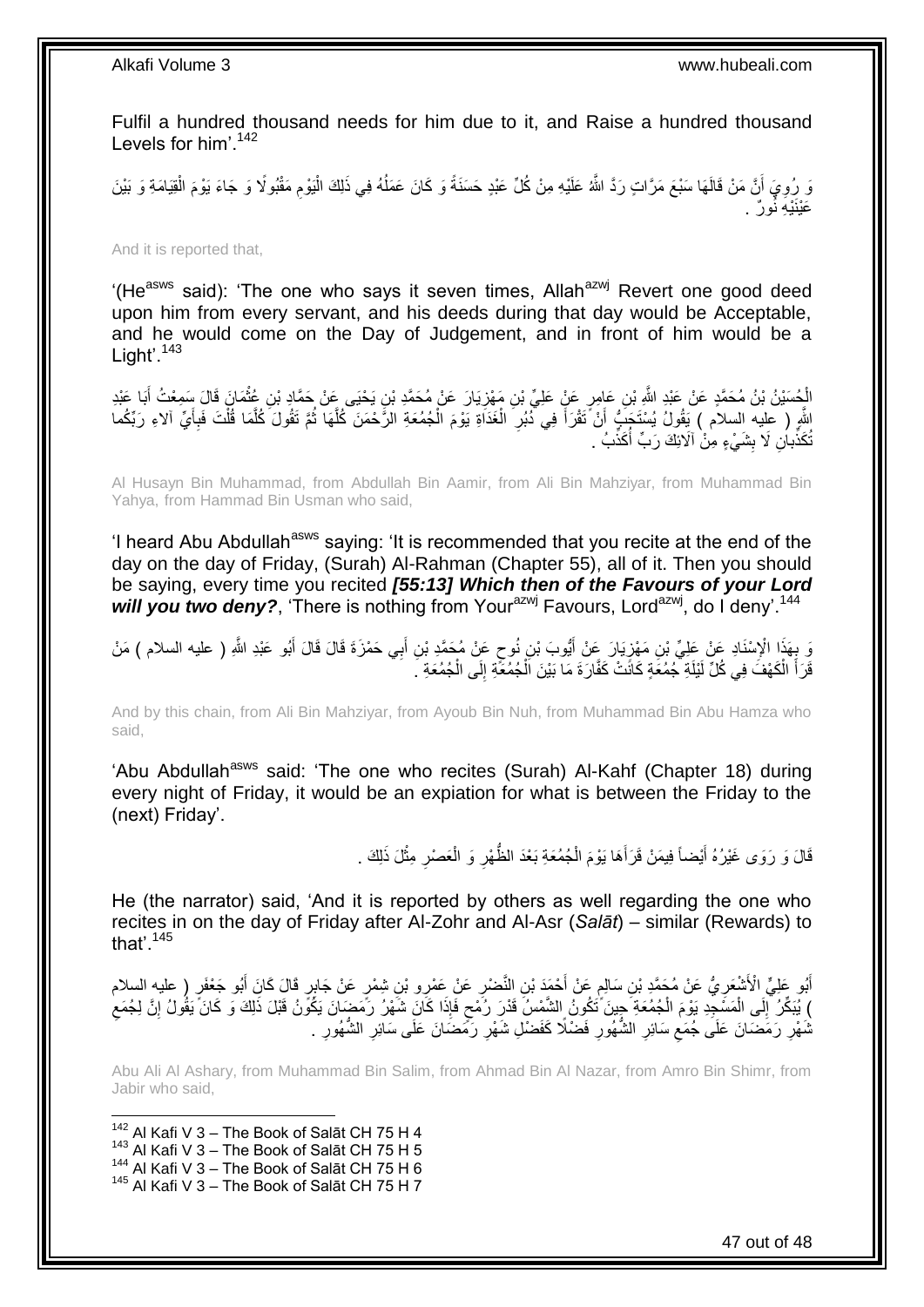Fulfil a hundred thousand needs for him due to it, and Raise a hundred thousand Levels for him'.[142]

وَ رُوِيَ أَنَّ مَنْ قَالَهَا سَبْعَ مَرَّاتٍ رَدَّ اللَّهُ عَلَيْهِ مِنْ كُلِّ عَبْدٍ حَسَنَةً وَ كَانَ عَمَلُهُ فِي ذَلِكَ الْيَوْمِ مَقْبُولًا وَ جَاءَ يَوْمَ الْقِيَامَةِ وَ بَيْنَ عَيْنَيْهِ نُورٌ .

And it is reported that,

'(He[asws] said): 'The one who says it seven times, Allah[azwj] Revert one good deed upon him from every servant, and his deeds during that day would be Acceptable, and he would come on the Day of Judgement, and in front of him would be a Light'.[143]

الْحُسَيْنُ بْنُ مُحَمَّدٍ عَنْ عَبْدِ اللَّهِ بْنِ عَامِرٍ عَنْ عَلِيِّ بْنِ مَهْزِيَارَ عَنْ مُحَمَّدِ بْنِ يَحْيَى عَنْ حَمَّادِ بْنِ عُثْمَانَ قَالَ سَمِعْتُ أَبَا عَبْدِ اللَّهِ ( عليه السلام ) يَقُولُ يُسْتَحَبُّ أَنْ تَقْرَأَ فِي دُبُرِ الْغَدَاةِ يَوْمَ الْجُمُعَةِ الرَّحْمَنَ كُلَّهَا ثُمَّ تَقُولَ كُلَّمَا قُلْتَ فَبِأَيِّ آلاءِ رَبِّكُما تُكَذِّبانِ لَا بِشَيْءٍ مِنْ آلَائِكَ رَبِّ أُكَذِّبُ .

Al Husayn Bin Muhammad, from Abdullah Bin Aamir, from Ali Bin Mahziyar, from Muhammad Bin Yahya, from Hammad Bin Usman who said,

'I heard Abu Abdullah[asws] saying: 'It is recommended that you recite at the end of the day on the day of Friday, (Surah) Al-Rahman (Chapter 55), all of it. Then you should be saying, every time you recited ***[55:13] Which then of the Favours of your Lord will you two deny?***, 'There is nothing from Your[azwj] Favours, Lord[azwj], do I deny'.[144]

وَ بِهَذَا الْإِسْنَادِ عَنْ عَلِيِّ بْنِ مَهْزِيَارَ عَنْ أَيُّوبَ بْنِ نُوحٍ عَنْ مُحَمَّدِ بْنِ أَبِي حَمْزَةَ قَالَ قَالَ أَبُو عَبْدِ اللَّهِ ( عليه السلام ) مَنْ قَرَأَ الْكَهْفَ فِي كُلِّ لَيْلَةِ جُمُعَةٍ كَانَتْ كَفَّارَةَ مَا بَيْنَ الْجُمُعَةِ إِلَى الْجُمُعَةِ .

And by this chain, from Ali Bin Mahziyar, from Ayoub Bin Nuh, from Muhammad Bin Abu Hamza who said,

'Abu Abdullah[asws] said: 'The one who recites (Surah) Al-Kahf (Chapter 18) during every night of Friday, it would be an expiation for what is between the Friday to the (next) Friday'.

قَالَ وَ رَوَى غَيْرُهُ أَيْضاً فِيمَنْ قَرَأَهَا يَوْمَ الْجُمُعَةِ بَعْدَ الظُّهْرِ وَ الْعَصْرِ مِثْلَ ذَلِكَ .

He (the narrator) said, 'And it is reported by others as well regarding the one who recites in on the day of Friday after Al-Zohr and Al-Asr (*Salāt*) – similar (Rewards) to that'.[145]

أَبُو عَلِيٍّ الْأَشْعَرِيُّ عَنْ مُحَمَّدِ بْنِ سَالِمٍ عَنْ أَحْمَدَ بْنِ النَّضْرِ عَنْ عَمْرِو بْنِ شِمْرٍ عَنْ جَابِرٍ قَالَ كَانَ أَبُو جَعْفَرٍ ( عليه السلام ) يُبَكِّرُ إِلَى الْمَسْجِدِ يَوْمَ الْجُمُعَةِ حِينَ تَكُونُ الشَّمْسُ قَدْرَ رُمْحٍ فَإِذَا كَانَ شَهْرُ رَمَضَانَ يَكُونُ قَبْلَ ذَلِكَ وَ كَانَ يَقُولُ إِنَّ لِجُمَعِ شَهْرِ رَمَضَانَ عَلَى جُمَعِ سَائِرِ الشُّهُورِ فَضْلًا كَفَضْلِ شَهْرِ رَمَضَانَ عَلَى سَائِرِ الشُّهُورِ .

Abu Ali Al Ashary, from Muhammad Bin Salim, from Ahmad Bin Al Nazar, from Amro Bin Shimr, from Jabir who said,

[142] Al Kafi V 3 – The Book of Salāt CH 75 H 4
[143] Al Kafi V 3 – The Book of Salāt CH 75 H 5
[144] Al Kafi V 3 – The Book of Salāt CH 75 H 6
[145] Al Kafi V 3 – The Book of Salāt CH 75 H 7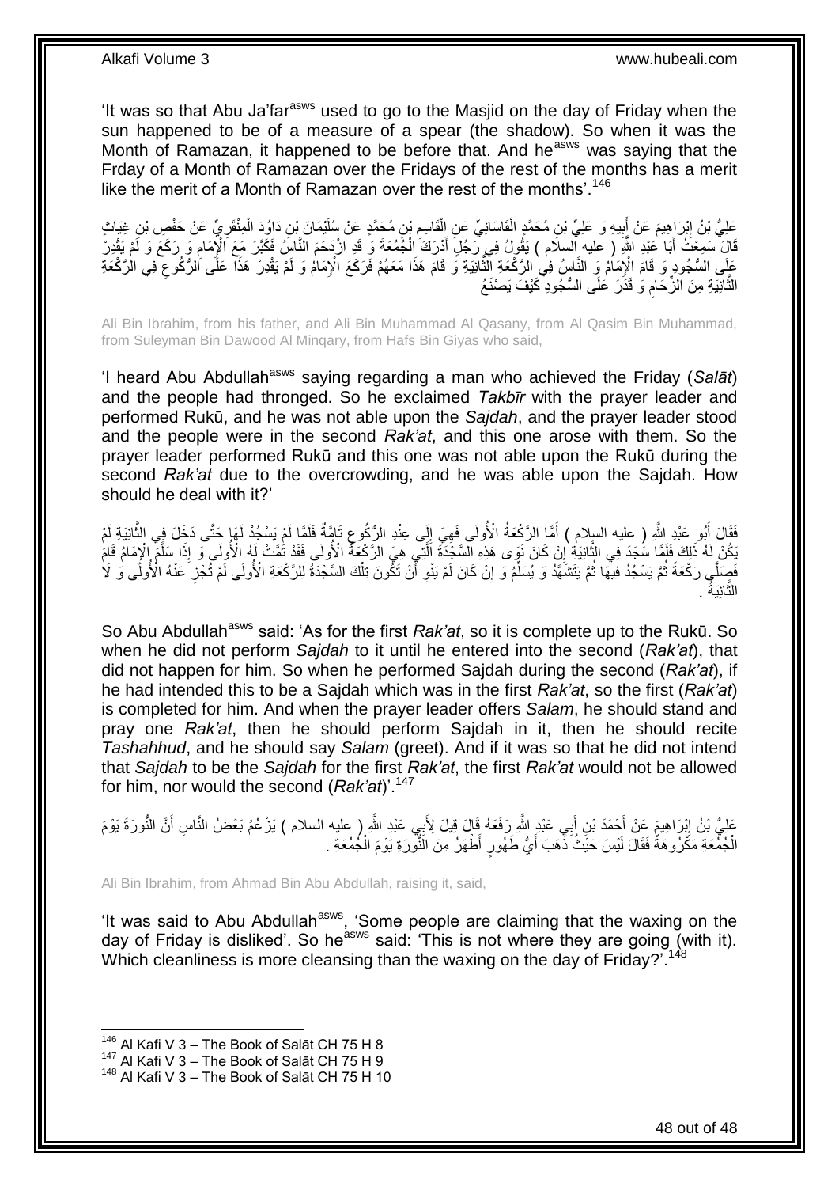'It was so that Abu Ja'far[asws] used to go to the Masjid on the day of Friday when the sun happened to be of a measure of a spear (the shadow). So when it was the Month of Ramazan, it happened to be before that. And he[asws] was saying that the Frday of a Month of Ramazan over the Fridays of the rest of the months has a merit like the merit of a Month of Ramazan over the rest of the months'.[146]

عَلِيُّ بْنُ إِبْرَاهِيمَ عَنْ أَبِيهِ وَ عَلِيِّ بْنِ مُحَمَّدٍ الْقَاسَانِيِّ عَنِ الْقَاسِمِ بْنِ مُحَمَّدٍ عَنْ سُلَيْمَانَ بْنِ دَاوُدَ الْمِنْقَرِيِّ عَنْ حَفْصِ بْنِ غِيَاثٍ قَالَ سَمِعْتُ أَبَا عَبْدِ اللَّهِ ( عليه السلام ) يَقُولُ فِي رَجُلٍ أَدْرَكَ الْجُمُعَةَ وَ قَدِ ازْدَحَمَ النَّاسُ فَكَبَّرَ مَعَ الْإِمَامِ وَ رَكَعَ وَ لَمْ يَقْدِرْ عَلَى السُّجُودِ وَ قَامَ الْإِمَامُ وَ النَّاسُ فِي الرَّكْعَةِ الثَّانِيَةِ وَ قَامَ هَذَا مَعَهُمْ فَرَكَعَ الْإِمَامُ وَ لَمْ يَقْدِرْ هَذَا عَلَى الرُّكُوعِ فِي الرَّكْعَةِ الثَّانِيَةِ مِنَ الزِّحَامِ وَ قَدَرَ عَلَى السُّجُودِ كَيْفَ يَصْنَعُ

Ali Bin Ibrahim, from his father, and Ali Bin Muhammad Al Qasany, from Al Qasim Bin Muhammad, from Suleyman Bin Dawood Al Minqary, from Hafs Bin Giyas who said,

'I heard Abu Abdullah[asws] saying regarding a man who achieved the Friday (*Salāt*) and the people had thronged. So he exclaimed *Takbīr* with the prayer leader and performed Rukū, and he was not able upon the *Sajdah*, and the prayer leader stood and the people were in the second *Rak'at*, and this one arose with them. So the prayer leader performed Rukū and this one was not able upon the Rukū during the second *Rak'at* due to the overcrowding, and he was able upon the Sajdah. How should he deal with it?'

فَقَالَ أَبُو عَبْدِ اللَّهِ ( عليه السلام ) أَمَّا الرَّكْعَةُ الْأُولَى فَهِيَ إِلَى عِنْدِ الرُّكُوعِ تَامَّةٌ فَلَمَّا لَمْ يَسْجُدْ لَهَا حَتَّى دَخَلَ فِي الثَّانِيَةِ لَمْ يَكُنْ لَهُ ذَلِكَ فَلَمَّا سَجَدَ فِي الثَّانِيَةِ إِنْ كَانَ نَوَى هَذِهِ السَّجْدَةَ أَنَّهَا لِلرَّكْعَةِ الْأُولَى فَقَدْ تَمَّتْ لَهُ الْأُولَى وَ إِذَا سَلَّمَ الْإِمَامُ قَامَ فَصَلَّى رَكْعَةً ثُمَّ يَسْجُدُ فِيهَا ثُمَّ يَتَشَهَّدُ وَ يُسَلِّمُ وَ إِنْ كَانَ لَمْ يَنْوِ أَنْ تَكُونَ تِلْكَ السَّجْدَةُ لِلرَّكْعَةِ الْأُولَى لَمْ تُجْزِ عَنْهُ الْأُولَى وَ لَا الثَّانِيَةُ .

So Abu Abdullah[asws] said: 'As for the first *Rak'at*, so it is complete up to the Rukū. So when he did not perform *Sajdah* to it until he entered into the second (*Rak'at*), that did not happen for him. So when he performed Sajdah during the second (*Rak'at*), if he had intended this to be a Sajdah which was in the first *Rak'at*, so the first (*Rak'at*) is completed for him. And when the prayer leader offers *Salam*, he should stand and pray one *Rak'at*, then he should perform Sajdah in it, then he should recite *Tashahhud*, and he should say *Salam* (greet). And if it was so that he did not intend that *Sajdah* to be the *Sajdah* for the first *Rak'at*, the first *Rak'at* would not be allowed for him, nor would the second (*Rak'at*)'.[147]

عَلِيُّ بْنُ إِبْرَاهِيمَ عَنْ أَحْمَدَ بْنِ أَبِي عَبْدِ اللَّهِ رَفَعَهُ قَالَ قِيلَ لِأَبِي عَبْدِ اللَّهِ ( عليه السلام ) يَزْعُمُ بَعْضُ النَّاسِ أَنَّ النُّورَةَ يَوْمَ الْجُمُعَةِ مَكْرُوهَةٌ فَقَالَ لَيْسَ حَيْثُ ذَهَبَ أَيُّ طَهُورٍ أَطْهَرُ مِنَ النُّورَةِ يَوْمَ الْجُمُعَةِ .

Ali Bin Ibrahim, from Ahmad Bin Abu Abdullah, raising it, said,

'It was said to Abu Abdullah[asws], 'Some people are claiming that the waxing on the day of Friday is disliked'. So he[asws] said: 'This is not where they are going (with it). Which cleanliness is more cleansing than the waxing on the day of Friday?'.[148]

---

[146] Al Kafi V 3 – The Book of Salāt CH 75 H 8
[147] Al Kafi V 3 – The Book of Salāt CH 75 H 9
[148] Al Kafi V 3 – The Book of Salāt CH 75 H 10